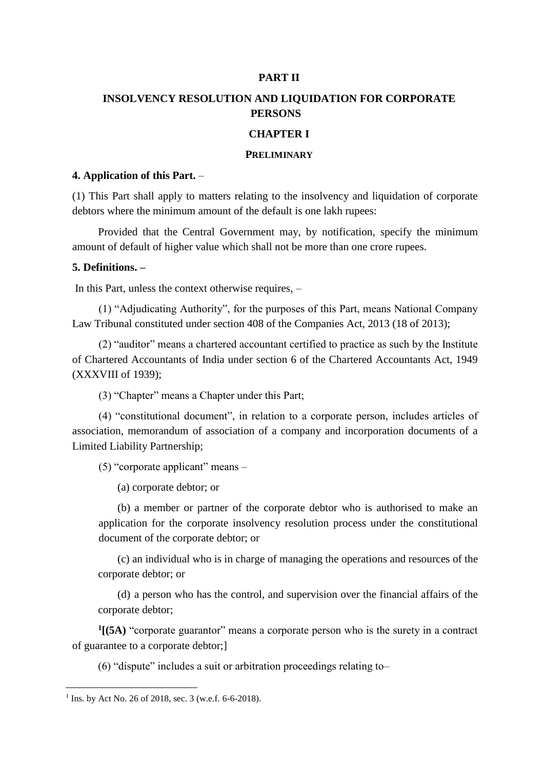# PART II

## INSOLVENCY RESOLUTION AND LIQUIDATION FOR CORPORATE PERSONS

### CHAPTER I

### PRELIMINARY

**4. Application of this Part.** –

(1) This Part shall apply to matters relating to the insolvency and liquidation of corporate debtors where the minimum amount of the default is one lakh rupees:

Provided that the Central Government may, by notification, specify the minimum amount of default of higher value which shall not be more than one crore rupees.

**5. Definitions. –**

In this Part, unless the context otherwise requires, –

(1) "Adjudicating Authority", for the purposes of this Part, means National Company Law Tribunal constituted under section 408 of the Companies Act, 2013 (18 of 2013);

(2) "auditor" means a chartered accountant certified to practice as such by the Institute of Chartered Accountants of India under section 6 of the Chartered Accountants Act, 1949 (XXXVIII of 1939);

(3) "Chapter" means a Chapter under this Part;

(4) "constitutional document", in relation to a corporate person, includes articles of association, memorandum of association of a company and incorporation documents of a Limited Liability Partnership;

(5) "corporate applicant" means –

(a) corporate debtor; or

(b) a member or partner of the corporate debtor who is authorised to make an application for the corporate insolvency resolution process under the constitutional document of the corporate debtor; or

(c) an individual who is in charge of managing the operations and resources of the corporate debtor; or

(d) a person who has the control, and supervision over the financial affairs of the corporate debtor;

[1]**[(5A)** "corporate guarantor" means a corporate person who is the surety in a contract of guarantee to a corporate debtor;]

(6) "dispute" includes a suit or arbitration proceedings relating to–

---

[1] Ins. by Act No. 26 of 2018, sec. 3 (w.e.f. 6-6-2018).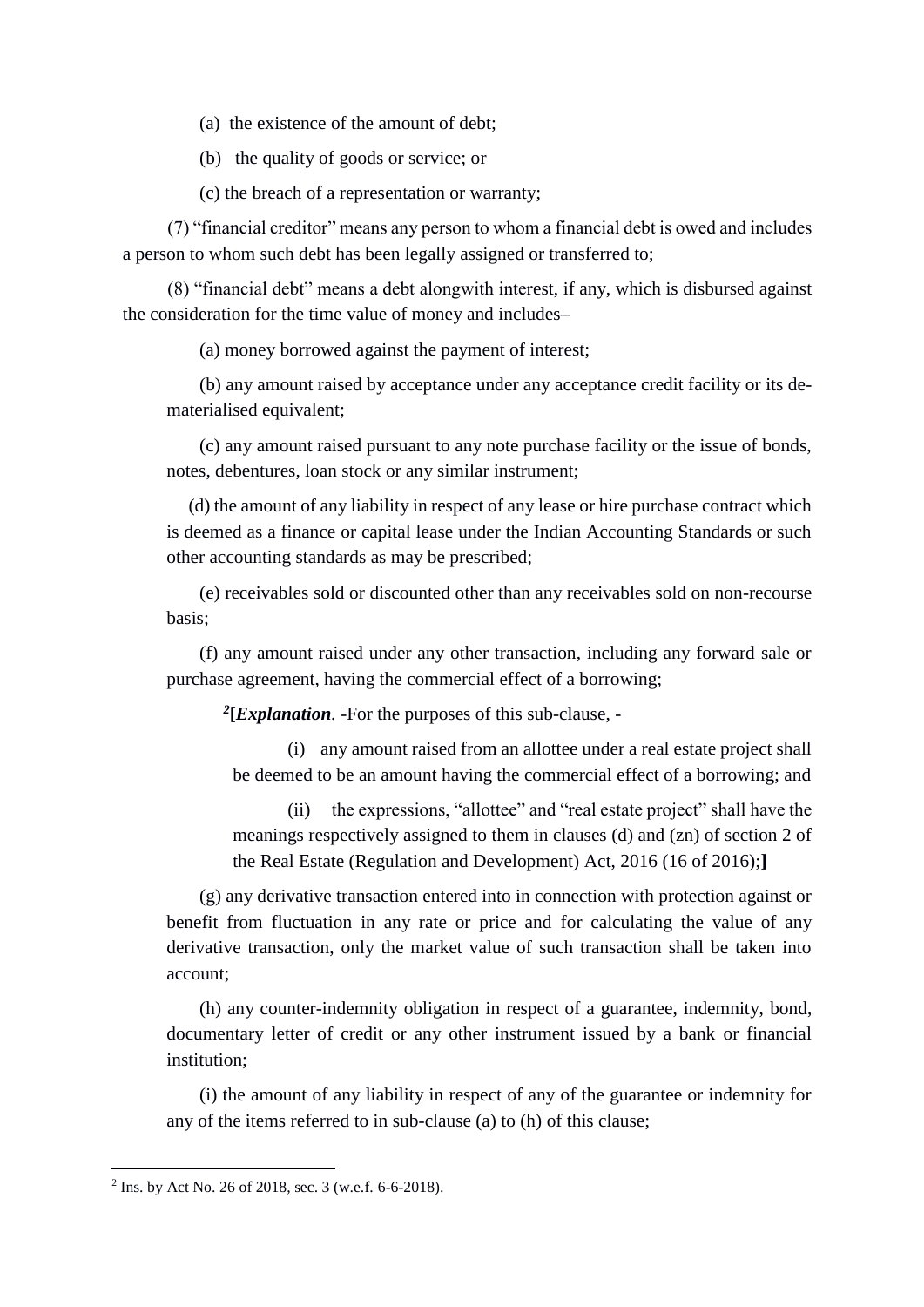(a) the existence of the amount of debt;

(b) the quality of goods or service; or

(c) the breach of a representation or warranty;

(7) "financial creditor" means any person to whom a financial debt is owed and includes a person to whom such debt has been legally assigned or transferred to;

(8) "financial debt" means a debt alongwith interest, if any, which is disbursed against the consideration for the time value of money and includes–

(a) money borrowed against the payment of interest;

(b) any amount raised by acceptance under any acceptance credit facility or its de-materialised equivalent;

(c) any amount raised pursuant to any note purchase facility or the issue of bonds, notes, debentures, loan stock or any similar instrument;

(d) the amount of any liability in respect of any lease or hire purchase contract which is deemed as a finance or capital lease under the Indian Accounting Standards or such other accounting standards as may be prescribed;

(e) receivables sold or discounted other than any receivables sold on non-recourse basis;

(f) any amount raised under any other transaction, including any forward sale or purchase agreement, having the commercial effect of a borrowing;

[2]**[*Explanation*.** -For the purposes of this sub-clause, -

(i) any amount raised from an allottee under a real estate project shall be deemed to be an amount having the commercial effect of a borrowing; and

(ii) the expressions, "allottee" and "real estate project" shall have the meanings respectively assigned to them in clauses (d) and (zn) of section 2 of the Real Estate (Regulation and Development) Act, 2016 (16 of 2016);**]**

(g) any derivative transaction entered into in connection with protection against or benefit from fluctuation in any rate or price and for calculating the value of any derivative transaction, only the market value of such transaction shall be taken into account;

(h) any counter-indemnity obligation in respect of a guarantee, indemnity, bond, documentary letter of credit or any other instrument issued by a bank or financial institution;

(i) the amount of any liability in respect of any of the guarantee or indemnity for any of the items referred to in sub-clause (a) to (h) of this clause;

---

[2] Ins. by Act No. 26 of 2018, sec. 3 (w.e.f. 6-6-2018).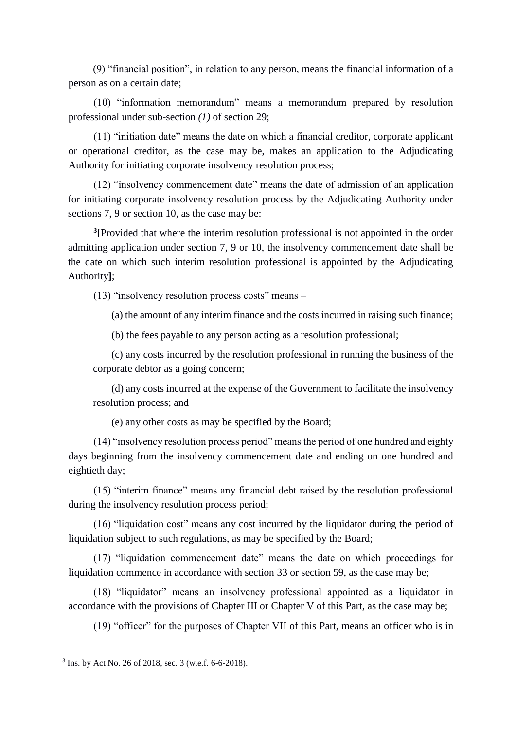(9) "financial position", in relation to any person, means the financial information of a person as on a certain date;

(10) "information memorandum" means a memorandum prepared by resolution professional under sub-section *(1)* of section 29;

(11) "initiation date" means the date on which a financial creditor, corporate applicant or operational creditor, as the case may be, makes an application to the Adjudicating Authority for initiating corporate insolvency resolution process;

(12) "insolvency commencement date" means the date of admission of an application for initiating corporate insolvency resolution process by the Adjudicating Authority under sections 7, 9 or section 10, as the case may be:

[3]**[**Provided that where the interim resolution professional is not appointed in the order admitting application under section 7, 9 or 10, the insolvency commencement date shall be the date on which such interim resolution professional is appointed by the Adjudicating Authority**]**;

(13) "insolvency resolution process costs" means –

(a) the amount of any interim finance and the costs incurred in raising such finance;

(b) the fees payable to any person acting as a resolution professional;

(c) any costs incurred by the resolution professional in running the business of the corporate debtor as a going concern;

(d) any costs incurred at the expense of the Government to facilitate the insolvency resolution process; and

(e) any other costs as may be specified by the Board;

(14) "insolvency resolution process period" means the period of one hundred and eighty days beginning from the insolvency commencement date and ending on one hundred and eightieth day;

(15) "interim finance" means any financial debt raised by the resolution professional during the insolvency resolution process period;

(16) "liquidation cost" means any cost incurred by the liquidator during the period of liquidation subject to such regulations, as may be specified by the Board;

(17) "liquidation commencement date" means the date on which proceedings for liquidation commence in accordance with section 33 or section 59, as the case may be;

(18) "liquidator" means an insolvency professional appointed as a liquidator in accordance with the provisions of Chapter III or Chapter V of this Part, as the case may be;

(19) "officer" for the purposes of Chapter VII of this Part, means an officer who is in

---

[3] Ins. by Act No. 26 of 2018, sec. 3 (w.e.f. 6-6-2018).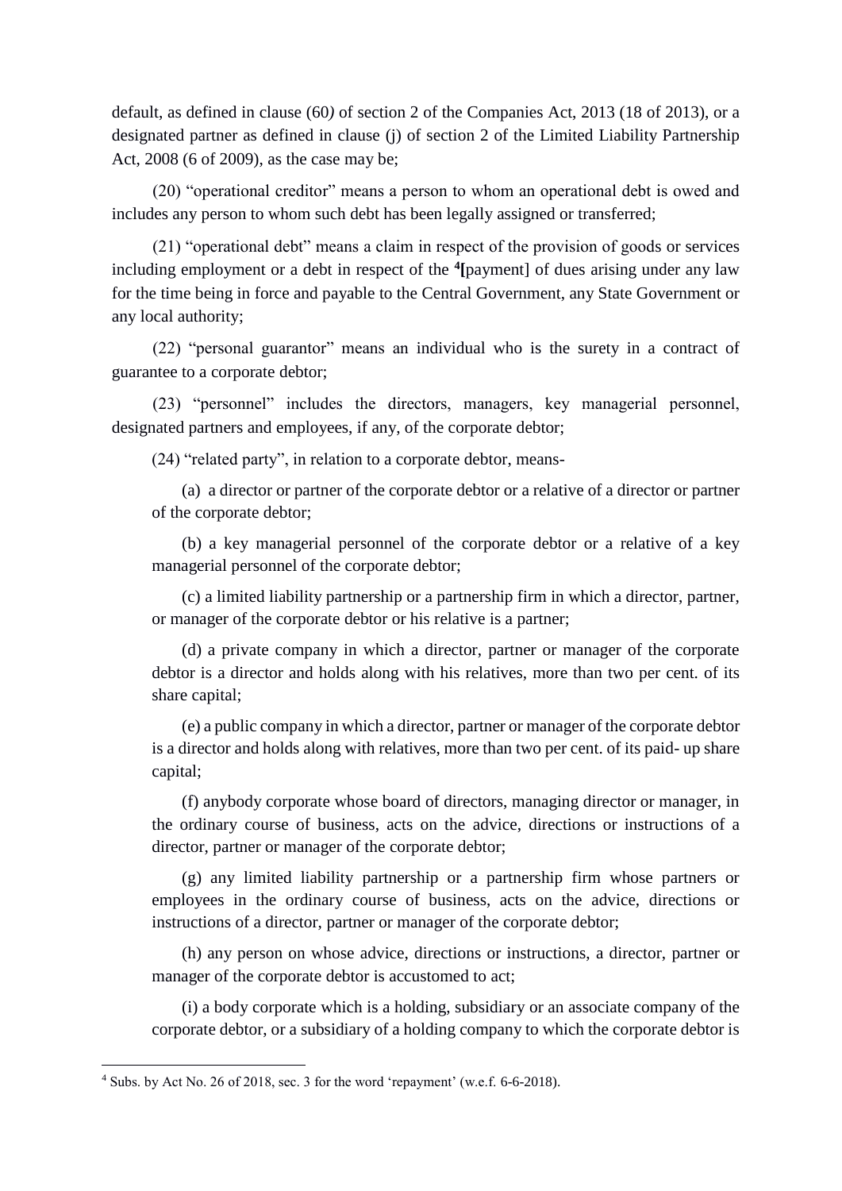default, as defined in clause (60*)* of section 2 of the Companies Act, 2013 (18 of 2013), or a designated partner as defined in clause (j) of section 2 of the Limited Liability Partnership Act, 2008 (6 of 2009), as the case may be;

(20) "operational creditor" means a person to whom an operational debt is owed and includes any person to whom such debt has been legally assigned or transferred;

(21) "operational debt" means a claim in respect of the provision of goods or services including employment or a debt in respect of the [4][payment] of dues arising under any law for the time being in force and payable to the Central Government, any State Government or any local authority;

(22) "personal guarantor" means an individual who is the surety in a contract of guarantee to a corporate debtor;

(23) "personnel" includes the directors, managers, key managerial personnel, designated partners and employees, if any, of the corporate debtor;

(24) "related party", in relation to a corporate debtor, means-

(a) a director or partner of the corporate debtor or a relative of a director or partner of the corporate debtor;

(b) a key managerial personnel of the corporate debtor or a relative of a key managerial personnel of the corporate debtor;

(c) a limited liability partnership or a partnership firm in which a director, partner, or manager of the corporate debtor or his relative is a partner;

(d) a private company in which a director, partner or manager of the corporate debtor is a director and holds along with his relatives, more than two per cent. of its share capital;

(e) a public company in which a director, partner or manager of the corporate debtor is a director and holds along with relatives, more than two per cent. of its paid- up share capital;

(f) anybody corporate whose board of directors, managing director or manager, in the ordinary course of business, acts on the advice, directions or instructions of a director, partner or manager of the corporate debtor;

(g) any limited liability partnership or a partnership firm whose partners or employees in the ordinary course of business, acts on the advice, directions or instructions of a director, partner or manager of the corporate debtor;

(h) any person on whose advice, directions or instructions, a director, partner or manager of the corporate debtor is accustomed to act;

(i) a body corporate which is a holding, subsidiary or an associate company of the corporate debtor, or a subsidiary of a holding company to which the corporate debtor is

---

[4] Subs. by Act No. 26 of 2018, sec. 3 for the word 'repayment' (w.e.f. 6-6-2018).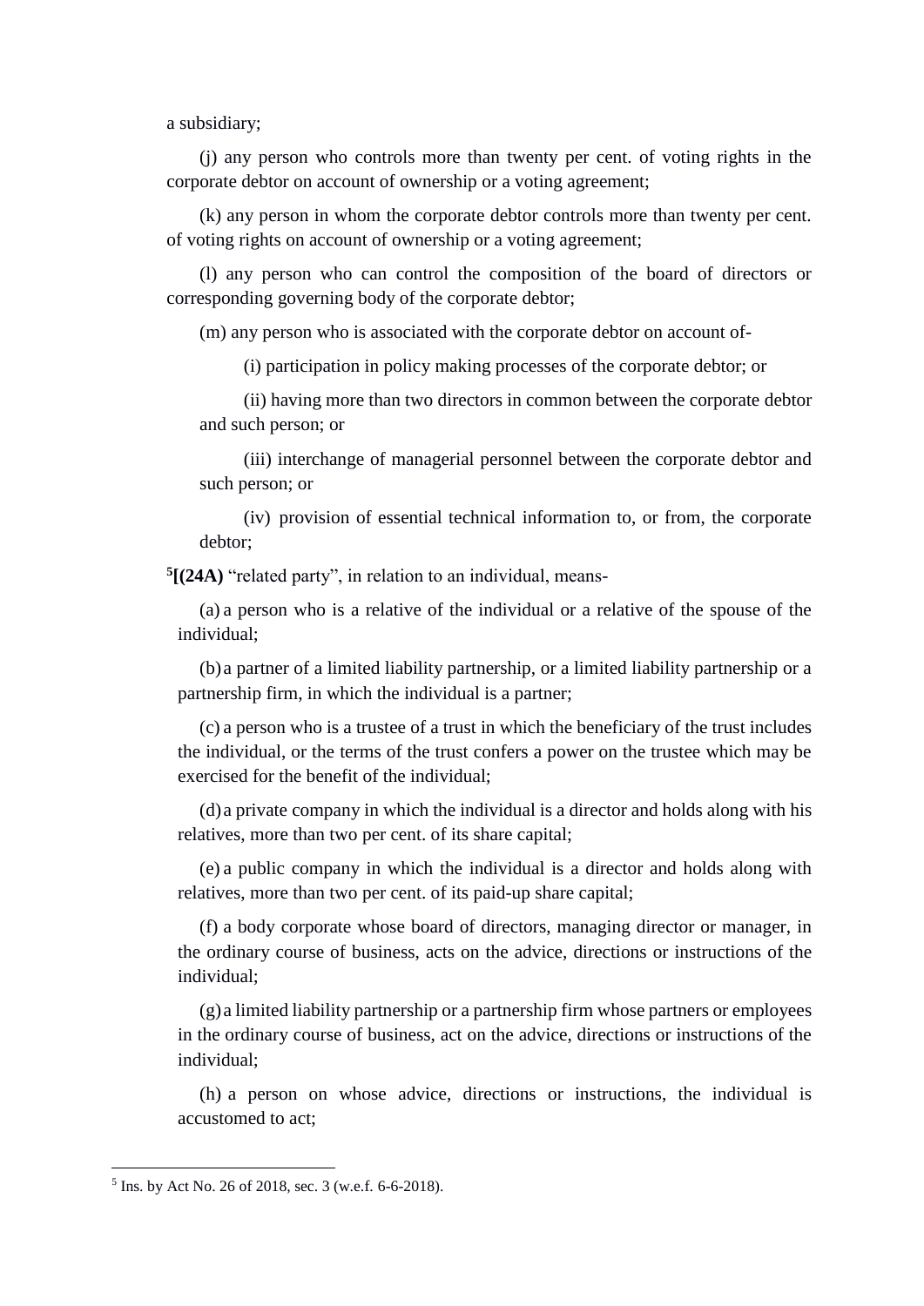a subsidiary;

(j) any person who controls more than twenty per cent. of voting rights in the corporate debtor on account of ownership or a voting agreement;

(k) any person in whom the corporate debtor controls more than twenty per cent. of voting rights on account of ownership or a voting agreement;

(l) any person who can control the composition of the board of directors or corresponding governing body of the corporate debtor;

(m) any person who is associated with the corporate debtor on account of-

(i) participation in policy making processes of the corporate debtor; or

(ii) having more than two directors in common between the corporate debtor and such person; or

(iii) interchange of managerial personnel between the corporate debtor and such person; or

(iv) provision of essential technical information to, or from, the corporate debtor;

[5]**[(24A)** "related party", in relation to an individual, means-

(a) a person who is a relative of the individual or a relative of the spouse of the individual;

(b) a partner of a limited liability partnership, or a limited liability partnership or a partnership firm, in which the individual is a partner;

(c) a person who is a trustee of a trust in which the beneficiary of the trust includes the individual, or the terms of the trust confers a power on the trustee which may be exercised for the benefit of the individual;

(d) a private company in which the individual is a director and holds along with his relatives, more than two per cent. of its share capital;

(e) a public company in which the individual is a director and holds along with relatives, more than two per cent. of its paid-up share capital;

(f) a body corporate whose board of directors, managing director or manager, in the ordinary course of business, acts on the advice, directions or instructions of the individual;

(g) a limited liability partnership or a partnership firm whose partners or employees in the ordinary course of business, act on the advice, directions or instructions of the individual;

(h) a person on whose advice, directions or instructions, the individual is accustomed to act;

[5] Ins. by Act No. 26 of 2018, sec. 3 (w.e.f. 6-6-2018).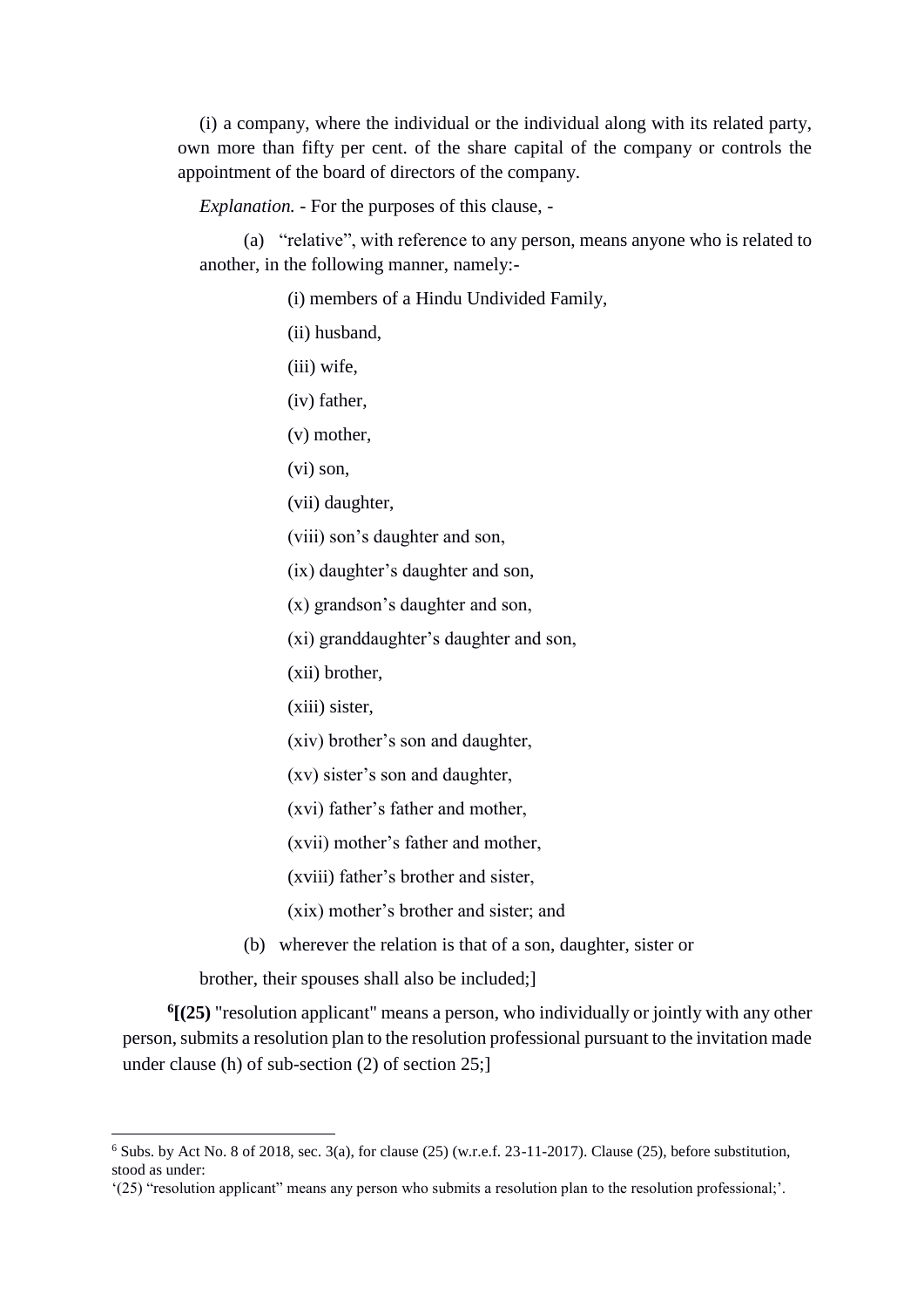(i) a company, where the individual or the individual along with its related party, own more than fifty per cent. of the share capital of the company or controls the appointment of the board of directors of the company.

*Explanation.* - For the purposes of this clause, -

(a) "relative", with reference to any person, means anyone who is related to another, in the following manner, namely:-

(i) members of a Hindu Undivided Family,

(ii) husband,

(iii) wife,

(iv) father,

(v) mother,

(vi) son,

(vii) daughter,

(viii) son's daughter and son,

(ix) daughter's daughter and son,

(x) grandson's daughter and son,

(xi) granddaughter's daughter and son,

(xii) brother,

(xiii) sister,

(xiv) brother's son and daughter,

(xv) sister's son and daughter,

(xvi) father's father and mother,

(xvii) mother's father and mother,

(xviii) father's brother and sister,

(xix) mother's brother and sister; and

(b) wherever the relation is that of a son, daughter, sister or brother, their spouses shall also be included;]

[6]**[(25)** "resolution applicant" means a person, who individually or jointly with any other person, submits a resolution plan to the resolution professional pursuant to the invitation made under clause (h) of sub-section (2) of section 25;]

---

[6] Subs. by Act No. 8 of 2018, sec. 3(a), for clause (25) (w.r.e.f. 23-11-2017). Clause (25), before substitution, stood as under:

'(25) "resolution applicant" means any person who submits a resolution plan to the resolution professional;'.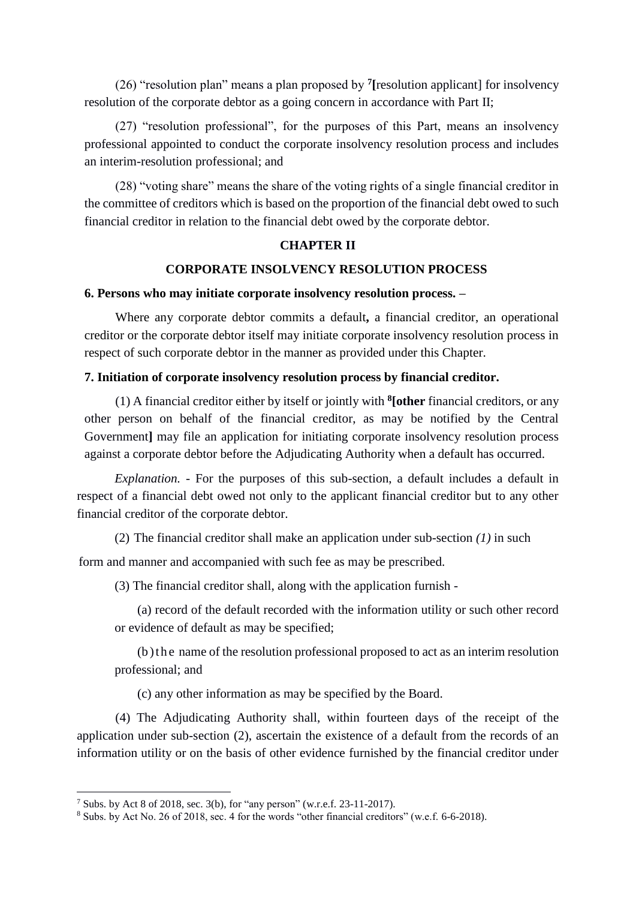(26) "resolution plan" means a plan proposed by [7][resolution applicant] for insolvency resolution of the corporate debtor as a going concern in accordance with Part II;

(27) "resolution professional", for the purposes of this Part, means an insolvency professional appointed to conduct the corporate insolvency resolution process and includes an interim-resolution professional; and

(28) "voting share" means the share of the voting rights of a single financial creditor in the committee of creditors which is based on the proportion of the financial debt owed to such financial creditor in relation to the financial debt owed by the corporate debtor.

## CHAPTER II

## CORPORATE INSOLVENCY RESOLUTION PROCESS

### 6. Persons who may initiate corporate insolvency resolution process. –

Where any corporate debtor commits a default**,** a financial creditor, an operational creditor or the corporate debtor itself may initiate corporate insolvency resolution process in respect of such corporate debtor in the manner as provided under this Chapter.

### 7. Initiation of corporate insolvency resolution process by financial creditor.

(1) A financial creditor either by itself or jointly with [8]**[other** financial creditors, or any other person on behalf of the financial creditor, as may be notified by the Central Government**]** may file an application for initiating corporate insolvency resolution process against a corporate debtor before the Adjudicating Authority when a default has occurred.

*Explanation.* - For the purposes of this sub-section, a default includes a default in respect of a financial debt owed not only to the applicant financial creditor but to any other financial creditor of the corporate debtor.

(2) The financial creditor shall make an application under sub-section *(1)* in such form and manner and accompanied with such fee as may be prescribed.

(3) The financial creditor shall, along with the application furnish -

(a) record of the default recorded with the information utility or such other record or evidence of default as may be specified;

(b) the name of the resolution professional proposed to act as an interim resolution professional; and

(c) any other information as may be specified by the Board.

(4) The Adjudicating Authority shall, within fourteen days of the receipt of the application under sub-section (2), ascertain the existence of a default from the records of an information utility or on the basis of other evidence furnished by the financial creditor under

---

[7] Subs. by Act 8 of 2018, sec. 3(b), for "any person" (w.r.e.f. 23-11-2017).

[8] Subs. by Act No. 26 of 2018, sec. 4 for the words "other financial creditors" (w.e.f. 6-6-2018).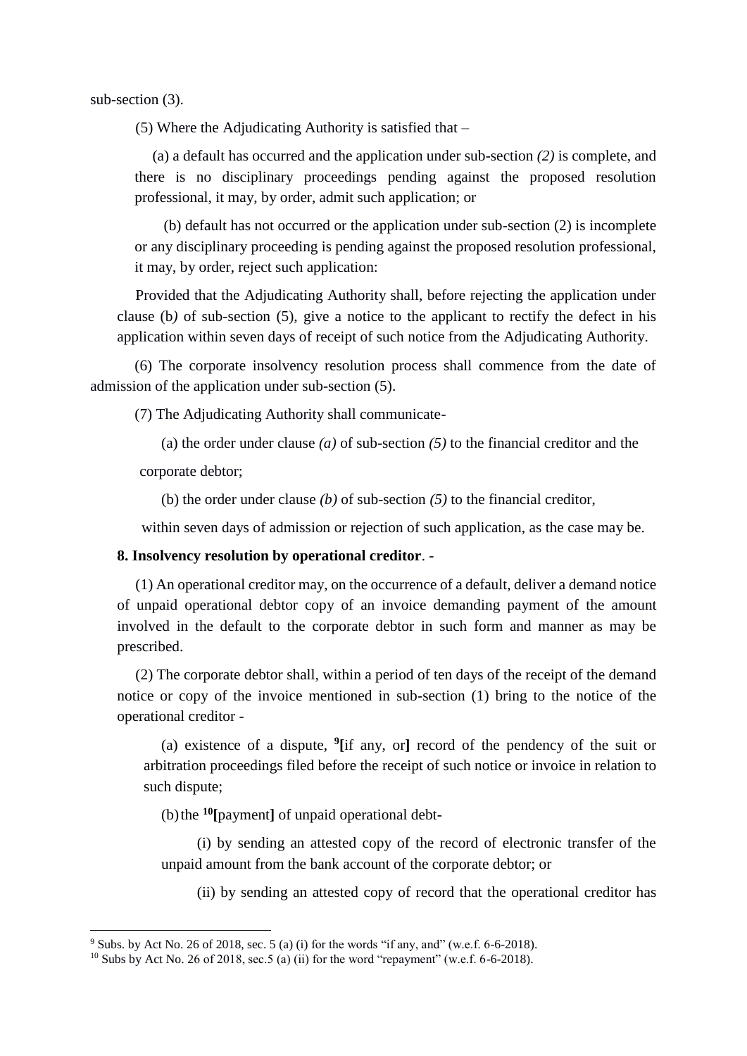sub-section (3).

(5) Where the Adjudicating Authority is satisfied that –

(a) a default has occurred and the application under sub-section *(2)* is complete, and there is no disciplinary proceedings pending against the proposed resolution professional, it may, by order, admit such application; or

(b) default has not occurred or the application under sub-section (2) is incomplete or any disciplinary proceeding is pending against the proposed resolution professional, it may, by order, reject such application:

Provided that the Adjudicating Authority shall, before rejecting the application under clause (b*)* of sub-section (5), give a notice to the applicant to rectify the defect in his application within seven days of receipt of such notice from the Adjudicating Authority.

(6) The corporate insolvency resolution process shall commence from the date of admission of the application under sub-section (5).

(7) The Adjudicating Authority shall communicate-

(a) the order under clause *(a)* of sub-section *(5)* to the financial creditor and the corporate debtor;

(b) the order under clause *(b)* of sub-section *(5)* to the financial creditor,

within seven days of admission or rejection of such application, as the case may be.

**8. Insolvency resolution by operational creditor**. -

(1) An operational creditor may, on the occurrence of a default, deliver a demand notice of unpaid operational debtor copy of an invoice demanding payment of the amount involved in the default to the corporate debtor in such form and manner as may be prescribed.

(2) The corporate debtor shall, within a period of ten days of the receipt of the demand notice or copy of the invoice mentioned in sub-section (1) bring to the notice of the operational creditor -

(a) existence of a dispute, [9]**[**if any, or**]** record of the pendency of the suit or arbitration proceedings filed before the receipt of such notice or invoice in relation to such dispute;

(b) the [10]**[**payment**]** of unpaid operational debt-

(i) by sending an attested copy of the record of electronic transfer of the unpaid amount from the bank account of the corporate debtor; or

(ii) by sending an attested copy of record that the operational creditor has

---

[9] Subs. by Act No. 26 of 2018, sec. 5 (a) (i) for the words "if any, and" (w.e.f. 6-6-2018).

[10] Subs by Act No. 26 of 2018, sec.5 (a) (ii) for the word "repayment" (w.e.f. 6-6-2018).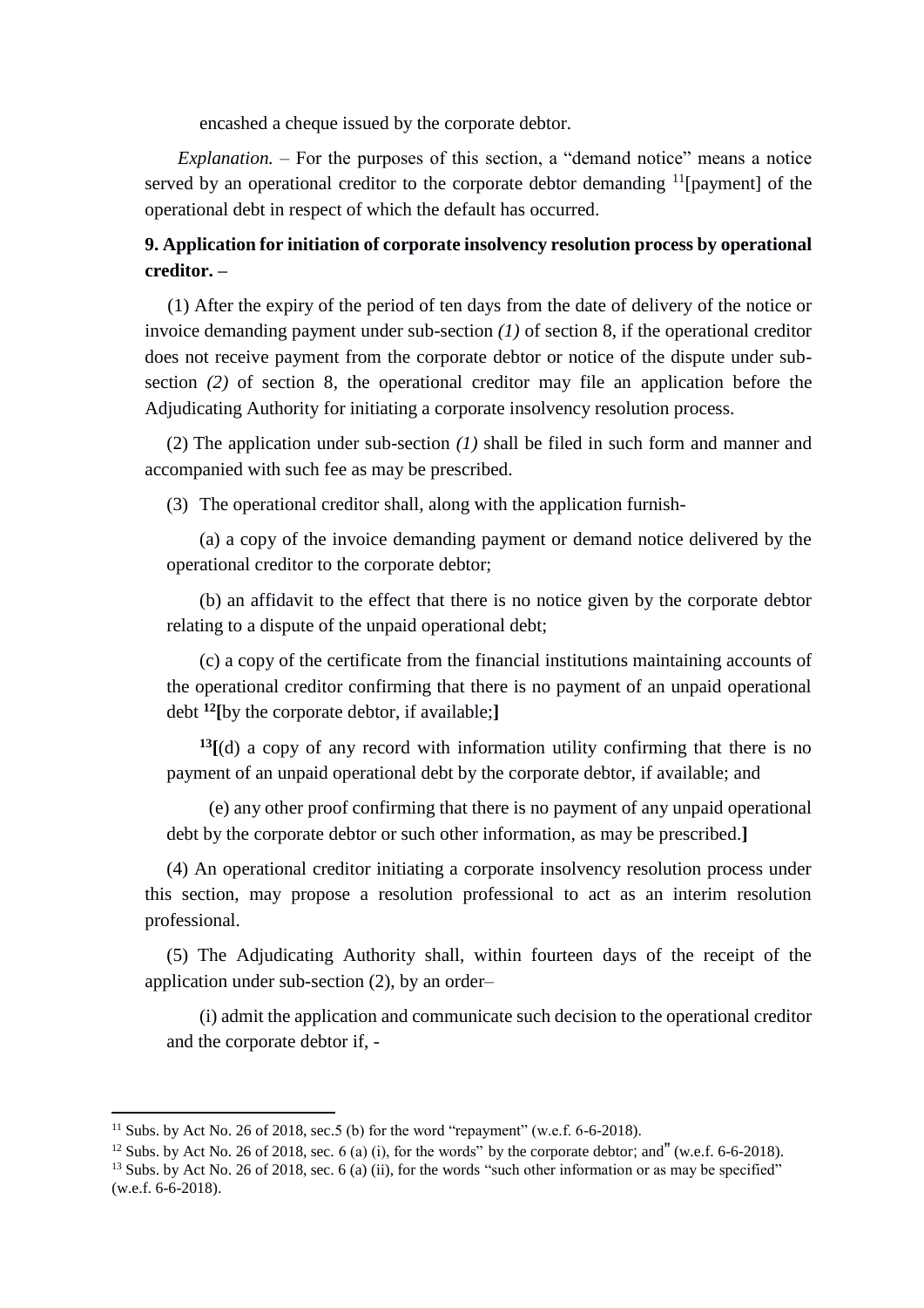encashed a cheque issued by the corporate debtor.

*Explanation.* – For the purposes of this section, a "demand notice" means a notice served by an operational creditor to the corporate debtor demanding [11][payment] of the operational debt in respect of which the default has occurred.

**9. Application for initiation of corporate insolvency resolution process by operational creditor. –**

(1) After the expiry of the period of ten days from the date of delivery of the notice or invoice demanding payment under sub-section *(1)* of section 8, if the operational creditor does not receive payment from the corporate debtor or notice of the dispute under sub-section *(2)* of section 8, the operational creditor may file an application before the Adjudicating Authority for initiating a corporate insolvency resolution process.

(2) The application under sub-section *(1)* shall be filed in such form and manner and accompanied with such fee as may be prescribed.

(3) The operational creditor shall, along with the application furnish-

(a) a copy of the invoice demanding payment or demand notice delivered by the operational creditor to the corporate debtor;

(b) an affidavit to the effect that there is no notice given by the corporate debtor relating to a dispute of the unpaid operational debt;

(c) a copy of the certificate from the financial institutions maintaining accounts of the operational creditor confirming that there is no payment of an unpaid operational debt **[12][**by the corporate debtor, if available;**]**

**[13][**(d) a copy of any record with information utility confirming that there is no payment of an unpaid operational debt by the corporate debtor, if available; and

(e) any other proof confirming that there is no payment of any unpaid operational debt by the corporate debtor or such other information, as may be prescribed.**]**

(4) An operational creditor initiating a corporate insolvency resolution process under this section, may propose a resolution professional to act as an interim resolution professional.

(5) The Adjudicating Authority shall, within fourteen days of the receipt of the application under sub-section (2), by an order–

(i) admit the application and communicate such decision to the operational creditor and the corporate debtor if, -

---

[11] Subs. by Act No. 26 of 2018, sec.5 (b) for the word "repayment" (w.e.f. 6-6-2018).

[12] Subs. by Act No. 26 of 2018, sec. 6 (a) (i), for the words" by the corporate debtor; and" (w.e.f. 6-6-2018).

[13] Subs. by Act No. 26 of 2018, sec. 6 (a) (ii), for the words "such other information or as may be specified" (w.e.f. 6-6-2018).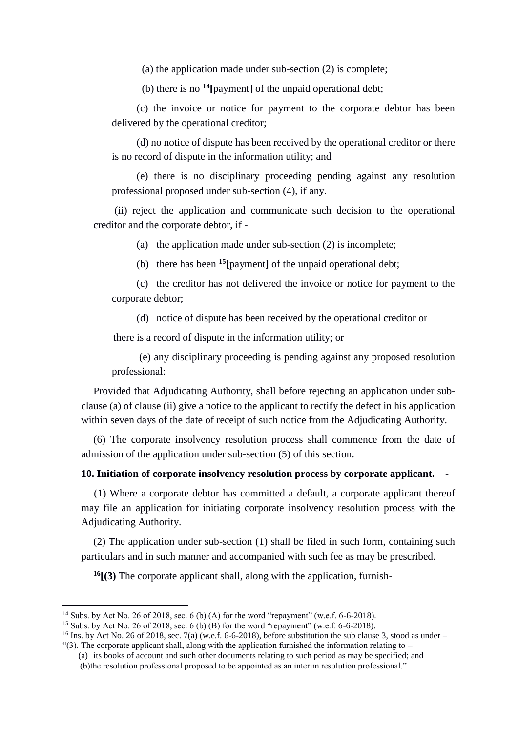(a) the application made under sub-section (2) is complete;

(b) there is no [14][payment] of the unpaid operational debt;

(c) the invoice or notice for payment to the corporate debtor has been delivered by the operational creditor;

(d) no notice of dispute has been received by the operational creditor or there is no record of dispute in the information utility; and

(e) there is no disciplinary proceeding pending against any resolution professional proposed under sub-section (4), if any.

(ii) reject the application and communicate such decision to the operational creditor and the corporate debtor, if -

(a) the application made under sub-section (2) is incomplete;

(b) there has been [15][payment] of the unpaid operational debt;

(c) the creditor has not delivered the invoice or notice for payment to the corporate debtor;

(d) notice of dispute has been received by the operational creditor or there is a record of dispute in the information utility; or

(e) any disciplinary proceeding is pending against any proposed resolution professional:

Provided that Adjudicating Authority, shall before rejecting an application under sub-clause (a) of clause (ii) give a notice to the applicant to rectify the defect in his application within seven days of the date of receipt of such notice from the Adjudicating Authority.

(6) The corporate insolvency resolution process shall commence from the date of admission of the application under sub-section (5) of this section.

**10. Initiation of corporate insolvency resolution process by corporate applicant. -**

(1) Where a corporate debtor has committed a default, a corporate applicant thereof may file an application for initiating corporate insolvency resolution process with the Adjudicating Authority.

(2) The application under sub-section (1) shall be filed in such form, containing such particulars and in such manner and accompanied with such fee as may be prescribed.

[16]**[(3)** The corporate applicant shall, along with the application, furnish-

---

[14] Subs. by Act No. 26 of 2018, sec. 6 (b) (A) for the word "repayment" (w.e.f. 6-6-2018).

[15] Subs. by Act No. 26 of 2018, sec. 6 (b) (B) for the word "repayment" (w.e.f. 6-6-2018).

[16] Ins. by Act No. 26 of 2018, sec. 7(a) (w.e.f. 6-6-2018), before substitution the sub clause 3, stood as under – "(3). The corporate applicant shall, along with the application furnished the information relating to –

(a) its books of account and such other documents relating to such period as may be specified; and

(b)the resolution professional proposed to be appointed as an interim resolution professional."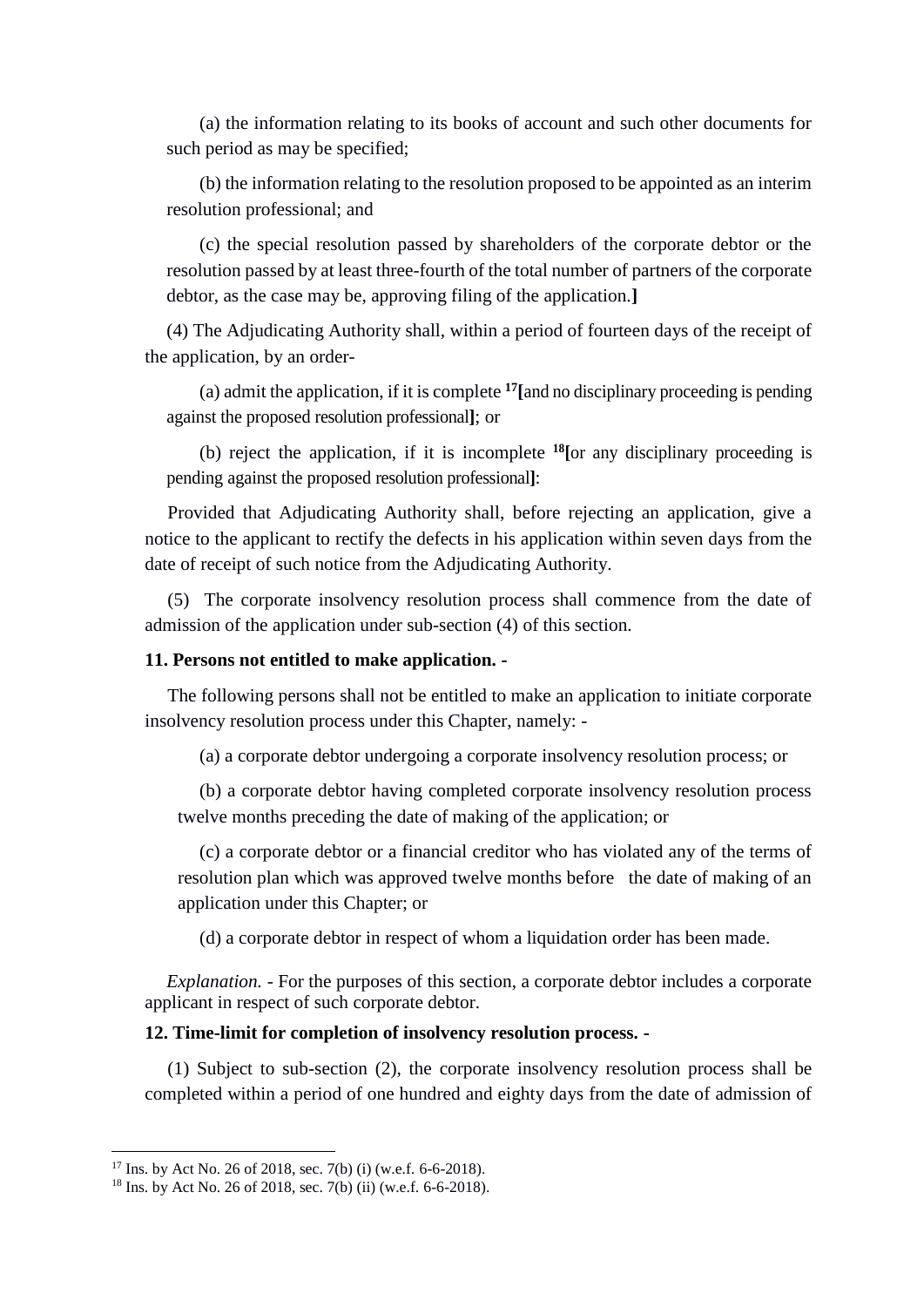(a) the information relating to its books of account and such other documents for such period as may be specified;

(b) the information relating to the resolution proposed to be appointed as an interim resolution professional; and

(c) the special resolution passed by shareholders of the corporate debtor or the resolution passed by at least three-fourth of the total number of partners of the corporate debtor, as the case may be, approving filing of the application.**]**

(4) The Adjudicating Authority shall, within a period of fourteen days of the receipt of the application, by an order-

(a) admit the application, if it is complete [17]**[**and no disciplinary proceeding is pending against the proposed resolution professional**]**; or

(b) reject the application, if it is incomplete [18]**[**or any disciplinary proceeding is pending against the proposed resolution professional**]**:

Provided that Adjudicating Authority shall, before rejecting an application, give a notice to the applicant to rectify the defects in his application within seven days from the date of receipt of such notice from the Adjudicating Authority.

(5) The corporate insolvency resolution process shall commence from the date of admission of the application under sub-section (4) of this section.

**11. Persons not entitled to make application. -**

The following persons shall not be entitled to make an application to initiate corporate insolvency resolution process under this Chapter, namely: -

(a) a corporate debtor undergoing a corporate insolvency resolution process; or

(b) a corporate debtor having completed corporate insolvency resolution process twelve months preceding the date of making of the application; or

(c) a corporate debtor or a financial creditor who has violated any of the terms of resolution plan which was approved twelve months before the date of making of an application under this Chapter; or

(d) a corporate debtor in respect of whom a liquidation order has been made.

*Explanation.* - For the purposes of this section, a corporate debtor includes a corporate applicant in respect of such corporate debtor.

**12. Time-limit for completion of insolvency resolution process. -**

(1) Subject to sub-section (2), the corporate insolvency resolution process shall be completed within a period of one hundred and eighty days from the date of admission of

---

[17] Ins. by Act No. 26 of 2018, sec. 7(b) (i) (w.e.f. 6-6-2018).

[18] Ins. by Act No. 26 of 2018, sec. 7(b) (ii) (w.e.f. 6-6-2018).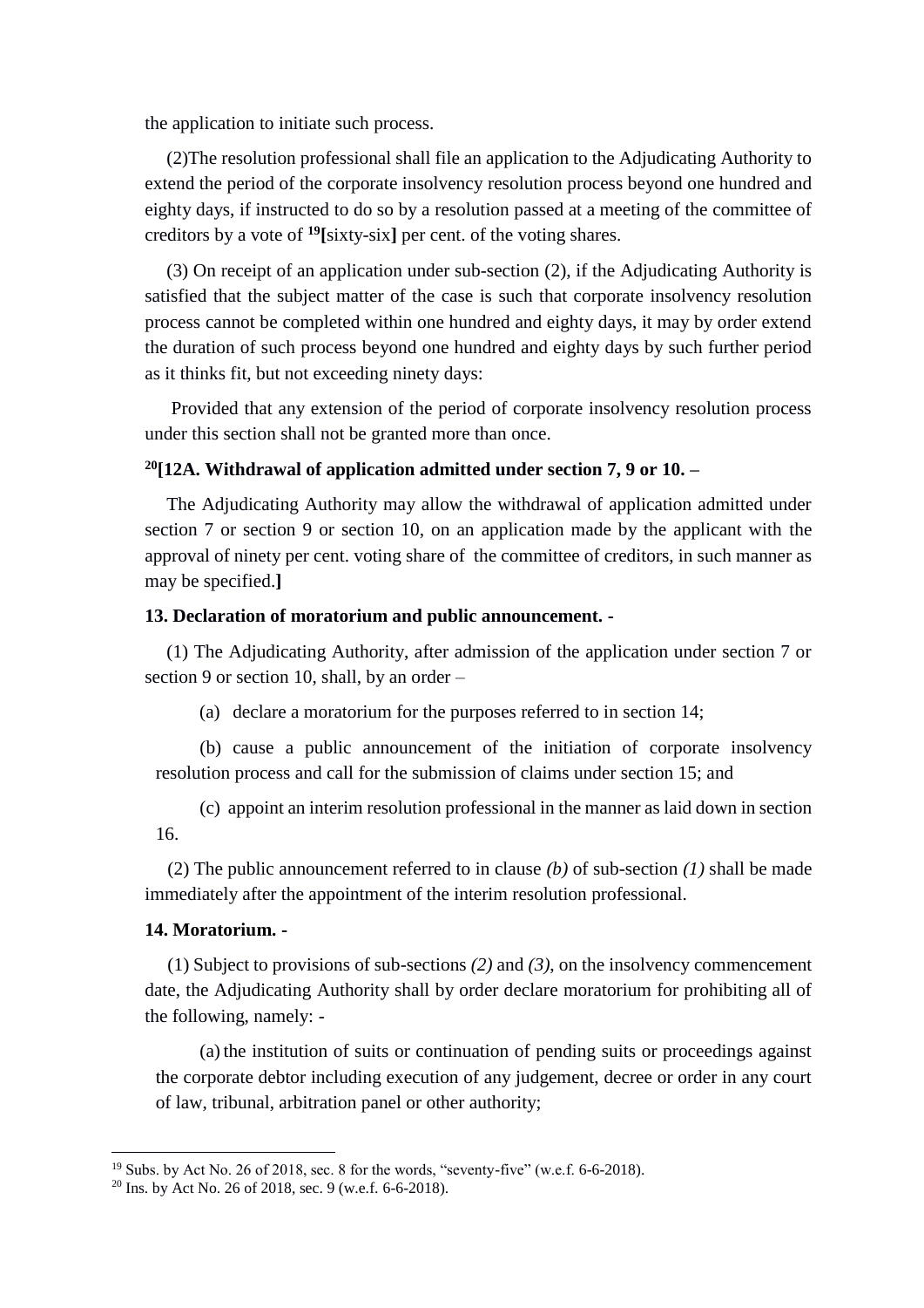the application to initiate such process.

(2)The resolution professional shall file an application to the Adjudicating Authority to extend the period of the corporate insolvency resolution process beyond one hundred and eighty days, if instructed to do so by a resolution passed at a meeting of the committee of creditors by a vote of [19]**[**sixty-six**]** per cent. of the voting shares.

(3) On receipt of an application under sub-section (2), if the Adjudicating Authority is satisfied that the subject matter of the case is such that corporate insolvency resolution process cannot be completed within one hundred and eighty days, it may by order extend the duration of such process beyond one hundred and eighty days by such further period as it thinks fit, but not exceeding ninety days:

Provided that any extension of the period of corporate insolvency resolution process under this section shall not be granted more than once.

**[20][12A. Withdrawal of application admitted under section 7, 9 or 10. –**

The Adjudicating Authority may allow the withdrawal of application admitted under section 7 or section 9 or section 10, on an application made by the applicant with the approval of ninety per cent. voting share of the committee of creditors, in such manner as may be specified.**]**

**13. Declaration of moratorium and public announcement. -**

(1) The Adjudicating Authority, after admission of the application under section 7 or section 9 or section 10, shall, by an order –

(a) declare a moratorium for the purposes referred to in section 14;

(b) cause a public announcement of the initiation of corporate insolvency resolution process and call for the submission of claims under section 15; and

(c) appoint an interim resolution professional in the manner as laid down in section 16.

(2) The public announcement referred to in clause *(b)* of sub-section *(1)* shall be made immediately after the appointment of the interim resolution professional.

**14. Moratorium. -**

(1) Subject to provisions of sub-sections *(2)* and *(3)*, on the insolvency commencement date, the Adjudicating Authority shall by order declare moratorium for prohibiting all of the following, namely: -

(a) the institution of suits or continuation of pending suits or proceedings against the corporate debtor including execution of any judgement, decree or order in any court of law, tribunal, arbitration panel or other authority;

---

[19] Subs. by Act No. 26 of 2018, sec. 8 for the words, "seventy-five" (w.e.f. 6-6-2018).

[20] Ins. by Act No. 26 of 2018, sec. 9 (w.e.f. 6-6-2018).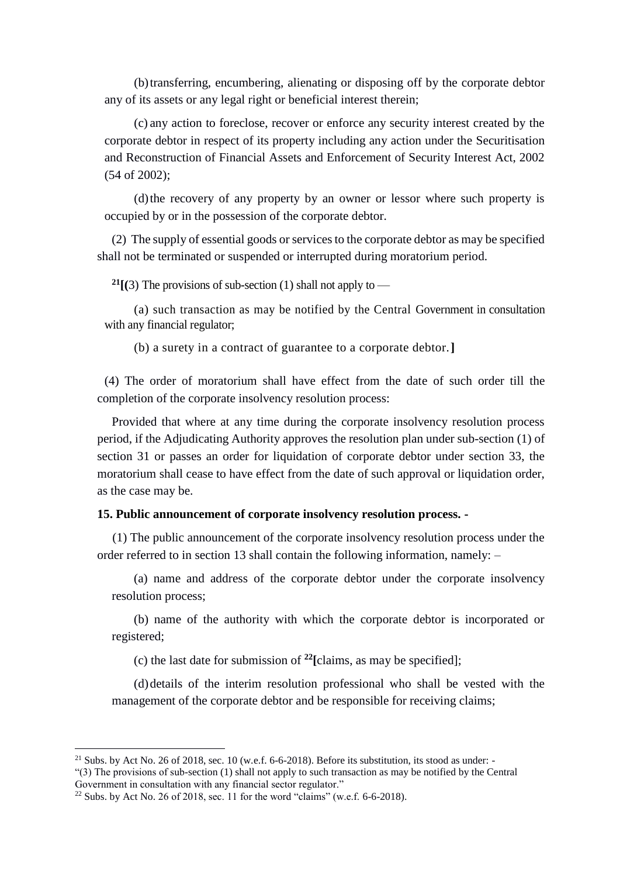(b) transferring, encumbering, alienating or disposing off by the corporate debtor any of its assets or any legal right or beneficial interest therein;

(c) any action to foreclose, recover or enforce any security interest created by the corporate debtor in respect of its property including any action under the Securitisation and Reconstruction of Financial Assets and Enforcement of Security Interest Act, 2002 (54 of 2002);

(d) the recovery of any property by an owner or lessor where such property is occupied by or in the possession of the corporate debtor.

(2) The supply of essential goods or services to the corporate debtor as may be specified shall not be terminated or suspended or interrupted during moratorium period.

[21]**[**(3) The provisions of sub-section (1) shall not apply to —

(a) such transaction as may be notified by the Central Government in consultation with any financial regulator;

(b) a surety in a contract of guarantee to a corporate debtor.**]**

(4) The order of moratorium shall have effect from the date of such order till the completion of the corporate insolvency resolution process:

Provided that where at any time during the corporate insolvency resolution process period, if the Adjudicating Authority approves the resolution plan under sub-section (1) of section 31 or passes an order for liquidation of corporate debtor under section 33, the moratorium shall cease to have effect from the date of such approval or liquidation order, as the case may be.

**15. Public announcement of corporate insolvency resolution process. -**

(1) The public announcement of the corporate insolvency resolution process under the order referred to in section 13 shall contain the following information, namely: –

(a) name and address of the corporate debtor under the corporate insolvency resolution process;

(b) name of the authority with which the corporate debtor is incorporated or registered;

(c) the last date for submission of [22]**[**claims, as may be specified];

(d) details of the interim resolution professional who shall be vested with the management of the corporate debtor and be responsible for receiving claims;

---

[21] Subs. by Act No. 26 of 2018, sec. 10 (w.e.f. 6-6-2018). Before its substitution, its stood as under: -
"(3) The provisions of sub-section (1) shall not apply to such transaction as may be notified by the Central Government in consultation with any financial sector regulator."

[22] Subs. by Act No. 26 of 2018, sec. 11 for the word "claims" (w.e.f. 6-6-2018).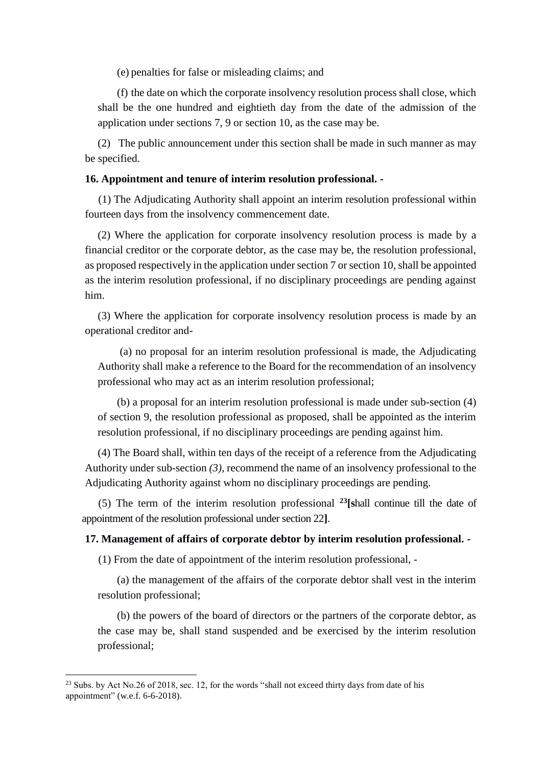(e) penalties for false or misleading claims; and

(f) the date on which the corporate insolvency resolution process shall close, which shall be the one hundred and eightieth day from the date of the admission of the application under sections 7, 9 or section 10, as the case may be.

(2) The public announcement under this section shall be made in such manner as may be specified.

**16. Appointment and tenure of interim resolution professional. -**

(1) The Adjudicating Authority shall appoint an interim resolution professional within fourteen days from the insolvency commencement date.

(2) Where the application for corporate insolvency resolution process is made by a financial creditor or the corporate debtor, as the case may be, the resolution professional, as proposed respectively in the application under section 7 or section 10, shall be appointed as the interim resolution professional, if no disciplinary proceedings are pending against him.

(3) Where the application for corporate insolvency resolution process is made by an operational creditor and-

(a) no proposal for an interim resolution professional is made, the Adjudicating Authority shall make a reference to the Board for the recommendation of an insolvency professional who may act as an interim resolution professional;

(b) a proposal for an interim resolution professional is made under sub-section (4) of section 9, the resolution professional as proposed, shall be appointed as the interim resolution professional, if no disciplinary proceedings are pending against him.

(4) The Board shall, within ten days of the receipt of a reference from the Adjudicating Authority under sub-section *(3)*, recommend the name of an insolvency professional to the Adjudicating Authority against whom no disciplinary proceedings are pending.

(5) The term of the interim resolution professional [23]**[s**hall continue till the date of appointment of the resolution professional under section 22**]**.

**17. Management of affairs of corporate debtor by interim resolution professional. -**

(1) From the date of appointment of the interim resolution professional, -

(a) the management of the affairs of the corporate debtor shall vest in the interim resolution professional;

(b) the powers of the board of directors or the partners of the corporate debtor, as the case may be, shall stand suspended and be exercised by the interim resolution professional;

---

[23] Subs. by Act No.26 of 2018, sec. 12, for the words "shall not exceed thirty days from date of his appointment" (w.e.f. 6-6-2018).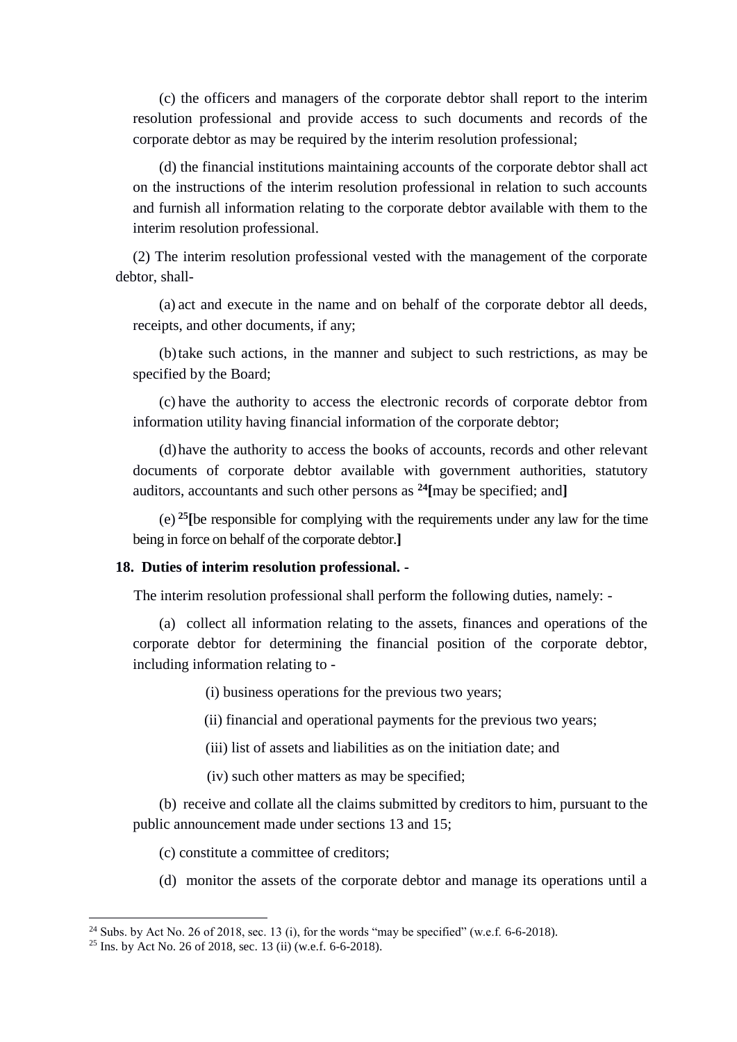(c) the officers and managers of the corporate debtor shall report to the interim resolution professional and provide access to such documents and records of the corporate debtor as may be required by the interim resolution professional;

(d) the financial institutions maintaining accounts of the corporate debtor shall act on the instructions of the interim resolution professional in relation to such accounts and furnish all information relating to the corporate debtor available with them to the interim resolution professional.

(2) The interim resolution professional vested with the management of the corporate debtor, shall-

(a) act and execute in the name and on behalf of the corporate debtor all deeds, receipts, and other documents, if any;

(b) take such actions, in the manner and subject to such restrictions, as may be specified by the Board;

(c) have the authority to access the electronic records of corporate debtor from information utility having financial information of the corporate debtor;

(d) have the authority to access the books of accounts, records and other relevant documents of corporate debtor available with government authorities, statutory auditors, accountants and such other persons as [24]**[**may be specified; and**]**

(e) [25]**[**be responsible for complying with the requirements under any law for the time being in force on behalf of the corporate debtor.**]**

**18. Duties of interim resolution professional. -**

The interim resolution professional shall perform the following duties, namely: -

(a) collect all information relating to the assets, finances and operations of the corporate debtor for determining the financial position of the corporate debtor, including information relating to -

(i) business operations for the previous two years;

(ii) financial and operational payments for the previous two years;

(iii) list of assets and liabilities as on the initiation date; and

(iv) such other matters as may be specified;

(b) receive and collate all the claims submitted by creditors to him, pursuant to the public announcement made under sections 13 and 15;

(c) constitute a committee of creditors;

(d) monitor the assets of the corporate debtor and manage its operations until a

---

[24] Subs. by Act No. 26 of 2018, sec. 13 (i), for the words "may be specified" (w.e.f. 6-6-2018).

[25] Ins. by Act No. 26 of 2018, sec. 13 (ii) (w.e.f. 6-6-2018).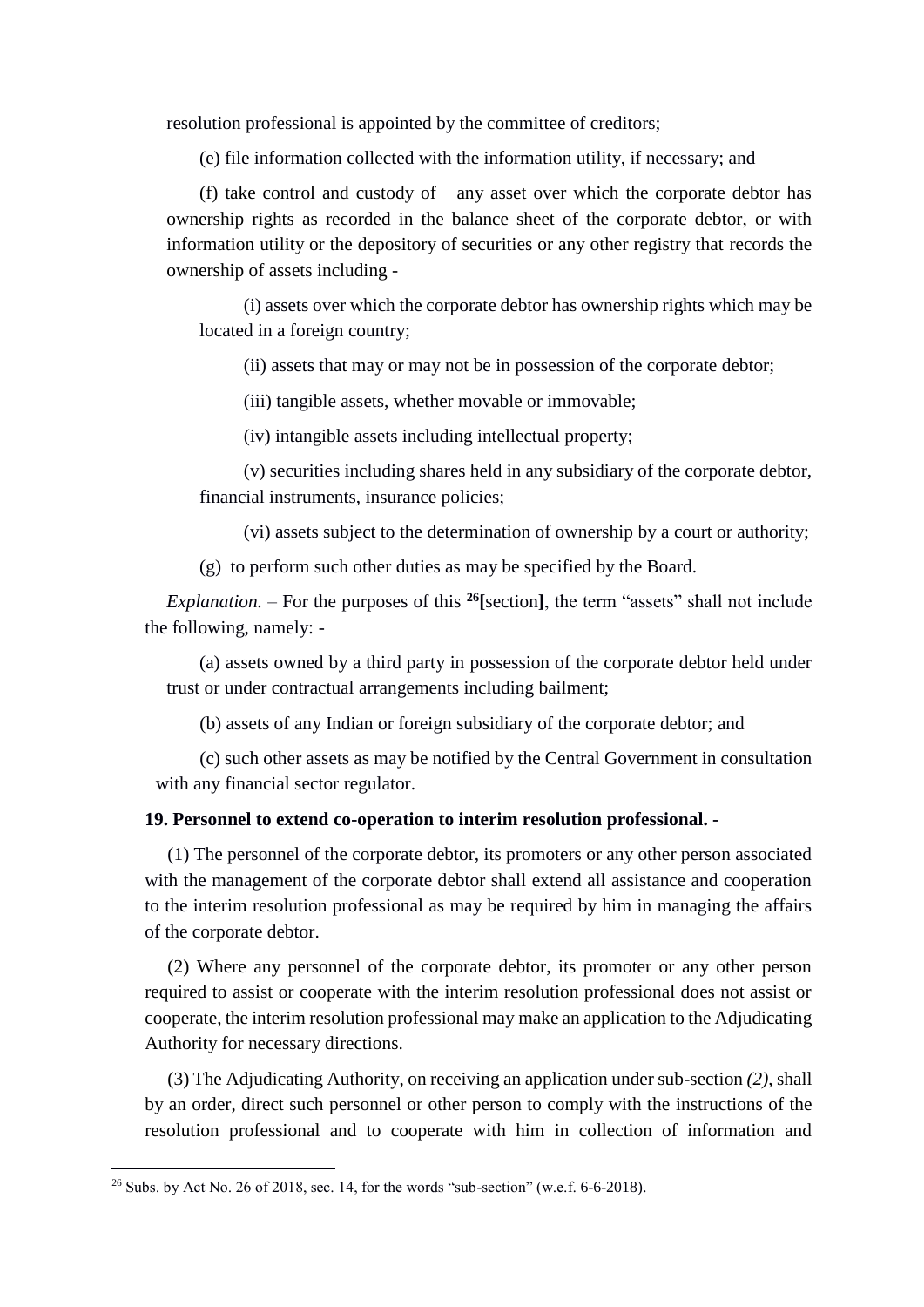resolution professional is appointed by the committee of creditors;

(e) file information collected with the information utility, if necessary; and

(f) take control and custody of any asset over which the corporate debtor has ownership rights as recorded in the balance sheet of the corporate debtor, or with information utility or the depository of securities or any other registry that records the ownership of assets including -

(i) assets over which the corporate debtor has ownership rights which may be located in a foreign country;

(ii) assets that may or may not be in possession of the corporate debtor;

(iii) tangible assets, whether movable or immovable;

(iv) intangible assets including intellectual property;

(v) securities including shares held in any subsidiary of the corporate debtor, financial instruments, insurance policies;

(vi) assets subject to the determination of ownership by a court or authority;

(g) to perform such other duties as may be specified by the Board.

*Explanation.* – For the purposes of this [26]**[**section**]**, the term "assets" shall not include the following, namely: -

(a) assets owned by a third party in possession of the corporate debtor held under trust or under contractual arrangements including bailment;

(b) assets of any Indian or foreign subsidiary of the corporate debtor; and

(c) such other assets as may be notified by the Central Government in consultation with any financial sector regulator.

**19. Personnel to extend co-operation to interim resolution professional. -**

(1) The personnel of the corporate debtor, its promoters or any other person associated with the management of the corporate debtor shall extend all assistance and cooperation to the interim resolution professional as may be required by him in managing the affairs of the corporate debtor.

(2) Where any personnel of the corporate debtor, its promoter or any other person required to assist or cooperate with the interim resolution professional does not assist or cooperate, the interim resolution professional may make an application to the Adjudicating Authority for necessary directions.

(3) The Adjudicating Authority, on receiving an application under sub-section *(2)*, shall by an order, direct such personnel or other person to comply with the instructions of the resolution professional and to cooperate with him in collection of information and

---

[26] Subs. by Act No. 26 of 2018, sec. 14, for the words "sub-section" (w.e.f. 6-6-2018).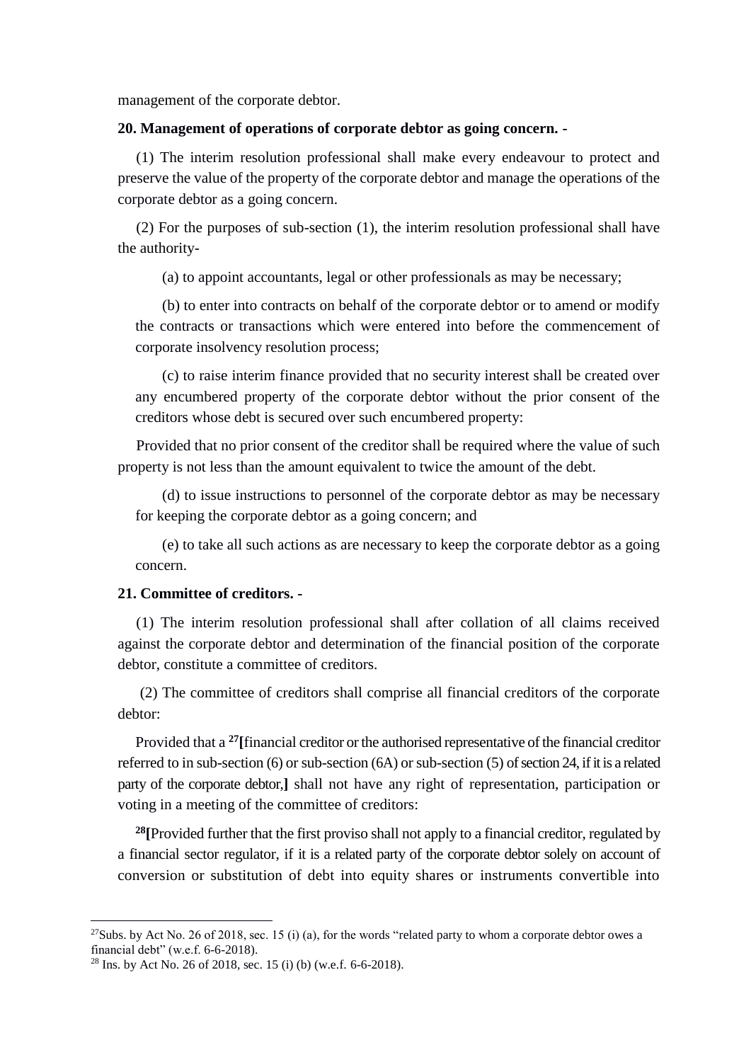management of the corporate debtor.

**20. Management of operations of corporate debtor as going concern. -**

(1) The interim resolution professional shall make every endeavour to protect and preserve the value of the property of the corporate debtor and manage the operations of the corporate debtor as a going concern.

(2) For the purposes of sub-section (1), the interim resolution professional shall have the authority-

(a) to appoint accountants, legal or other professionals as may be necessary;

(b) to enter into contracts on behalf of the corporate debtor or to amend or modify the contracts or transactions which were entered into before the commencement of corporate insolvency resolution process;

(c) to raise interim finance provided that no security interest shall be created over any encumbered property of the corporate debtor without the prior consent of the creditors whose debt is secured over such encumbered property:

Provided that no prior consent of the creditor shall be required where the value of such property is not less than the amount equivalent to twice the amount of the debt.

(d) to issue instructions to personnel of the corporate debtor as may be necessary for keeping the corporate debtor as a going concern; and

(e) to take all such actions as are necessary to keep the corporate debtor as a going concern.

**21. Committee of creditors. -**

(1) The interim resolution professional shall after collation of all claims received against the corporate debtor and determination of the financial position of the corporate debtor, constitute a committee of creditors.

(2) The committee of creditors shall comprise all financial creditors of the corporate debtor:

Provided that a [27]**[**financial creditor or the authorised representative of the financial creditor referred to in sub-section (6) or sub-section (6A) or sub-section (5) of section 24, if it is a related party of the corporate debtor,**]** shall not have any right of representation, participation or voting in a meeting of the committee of creditors:

[28]**[**Provided further that the first proviso shall not apply to a financial creditor, regulated by a financial sector regulator, if it is a related party of the corporate debtor solely on account of conversion or substitution of debt into equity shares or instruments convertible into

---

[27] Subs. by Act No. 26 of 2018, sec. 15 (i) (a), for the words "related party to whom a corporate debtor owes a financial debt" (w.e.f. 6-6-2018).

[28] Ins. by Act No. 26 of 2018, sec. 15 (i) (b) (w.e.f. 6-6-2018).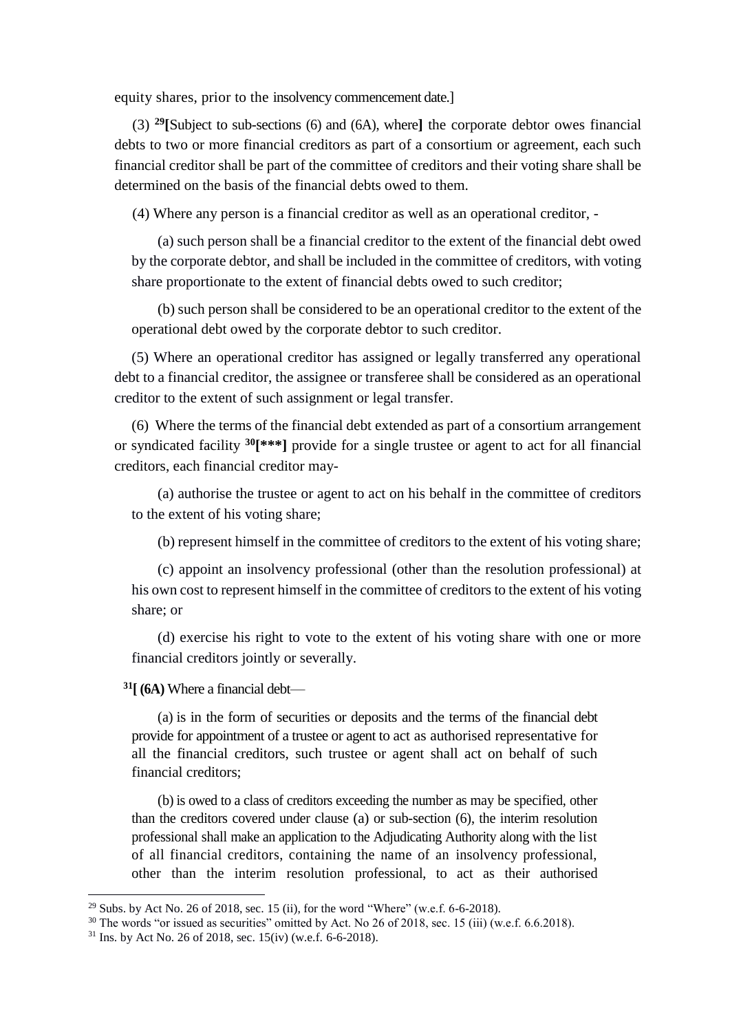equity shares, prior to the insolvency commencement date.]

(3) [29][Subject to sub-sections (6) and (6A), where] the corporate debtor owes financial debts to two or more financial creditors as part of a consortium or agreement, each such financial creditor shall be part of the committee of creditors and their voting share shall be determined on the basis of the financial debts owed to them.

(4) Where any person is a financial creditor as well as an operational creditor, -

(a) such person shall be a financial creditor to the extent of the financial debt owed by the corporate debtor, and shall be included in the committee of creditors, with voting share proportionate to the extent of financial debts owed to such creditor;

(b) such person shall be considered to be an operational creditor to the extent of the operational debt owed by the corporate debtor to such creditor.

(5) Where an operational creditor has assigned or legally transferred any operational debt to a financial creditor, the assignee or transferee shall be considered as an operational creditor to the extent of such assignment or legal transfer.

(6) Where the terms of the financial debt extended as part of a consortium arrangement or syndicated facility [30][***] provide for a single trustee or agent to act for all financial creditors, each financial creditor may-

(a) authorise the trustee or agent to act on his behalf in the committee of creditors to the extent of his voting share;

(b) represent himself in the committee of creditors to the extent of his voting share;

(c) appoint an insolvency professional (other than the resolution professional) at his own cost to represent himself in the committee of creditors to the extent of his voting share; or

(d) exercise his right to vote to the extent of his voting share with one or more financial creditors jointly or severally.

[31][ **(6A)** Where a financial debt—

(a) is in the form of securities or deposits and the terms of the financial debt provide for appointment of a trustee or agent to act as authorised representative for all the financial creditors, such trustee or agent shall act on behalf of such financial creditors;

(b) is owed to a class of creditors exceeding the number as may be specified, other than the creditors covered under clause (a) or sub-section (6), the interim resolution professional shall make an application to the Adjudicating Authority along with the list of all financial creditors, containing the name of an insolvency professional, other than the interim resolution professional, to act as their authorised

---

[29] Subs. by Act No. 26 of 2018, sec. 15 (ii), for the word "Where" (w.e.f. 6-6-2018).

[30] The words "or issued as securities" omitted by Act. No 26 of 2018, sec. 15 (iii) (w.e.f. 6.6.2018).

[31] Ins. by Act No. 26 of 2018, sec. 15(iv) (w.e.f. 6-6-2018).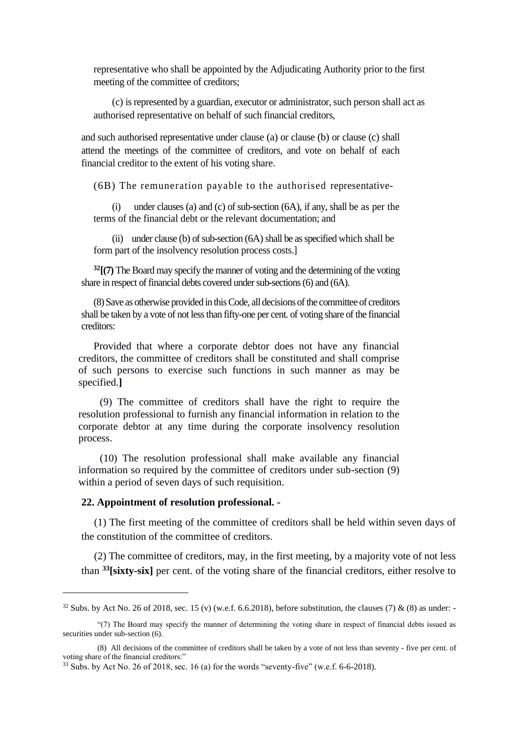representative who shall be appointed by the Adjudicating Authority prior to the first meeting of the committee of creditors;

(c) is represented by a guardian, executor or administrator, such person shall act as authorised representative on behalf of such financial creditors,

and such authorised representative under clause (a) or clause (b) or clause (c) shall attend the meetings of the committee of creditors, and vote on behalf of each financial creditor to the extent of his voting share.

(6B) The remuneration payable to the authorised representative-

(i) under clauses (a) and (c) of sub-section (6A), if any, shall be as per the terms of the financial debt or the relevant documentation; and

(ii) under clause (b) of sub-section (6A) shall be as specified which shall be form part of the insolvency resolution process costs.]

[32]**[(7)** The Board may specify the manner of voting and the determining of the voting share in respect of financial debts covered under sub-sections (6) and (6A).

(8) Save as otherwise provided in this Code, all decisions of the committee of creditors shall be taken by a vote of not less than fifty-one per cent. of voting share of the financial creditors:

Provided that where a corporate debtor does not have any financial creditors, the committee of creditors shall be constituted and shall comprise of such persons to exercise such functions in such manner as may be specified.**]**

(9) The committee of creditors shall have the right to require the resolution professional to furnish any financial information in relation to the corporate debtor at any time during the corporate insolvency resolution process.

(10) The resolution professional shall make available any financial information so required by the committee of creditors under sub-section (9) within a period of seven days of such requisition.

**22. Appointment of resolution professional. -**

(1) The first meeting of the committee of creditors shall be held within seven days of the constitution of the committee of creditors.

(2) The committee of creditors, may, in the first meeting, by a majority vote of not less than [33]**[sixty-six]** per cent. of the voting share of the financial creditors, either resolve to

---

[32] Subs. by Act No. 26 of 2018, sec. 15 (v) (w.e.f. 6.6.2018), before substitution, the clauses (7) & (8) as under: -

"(7) The Board may specify the manner of determining the voting share in respect of financial debts issued as securities under sub-section (6).

(8) All decisions of the committee of creditors shall be taken by a vote of not less than seventy - five per cent. of voting share of the financial creditors:"

[33] Subs. by Act No. 26 of 2018, sec. 16 (a) for the words "seventy-five" (w.e.f. 6-6-2018).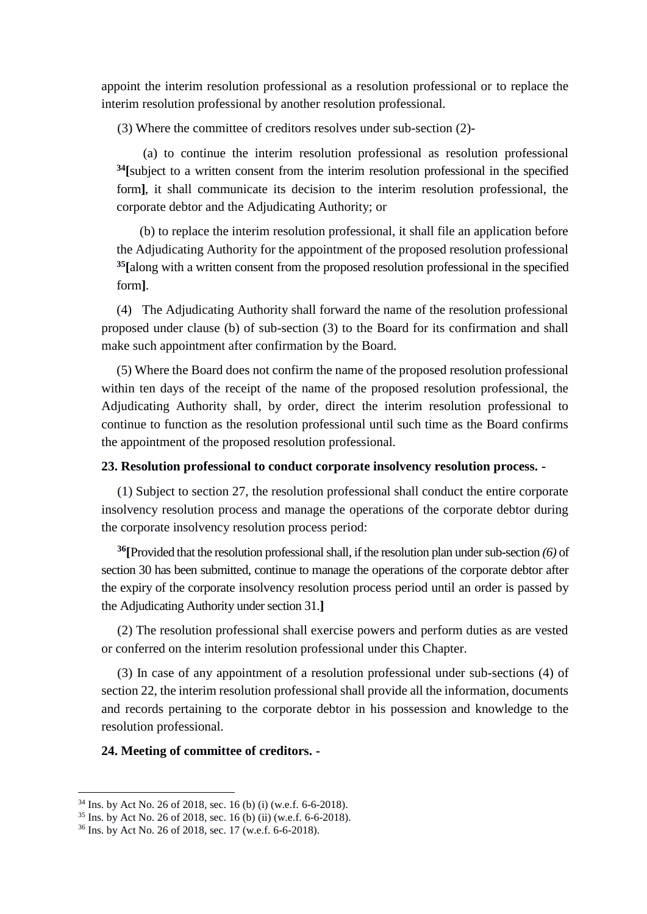appoint the interim resolution professional as a resolution professional or to replace the interim resolution professional by another resolution professional.

(3) Where the committee of creditors resolves under sub-section (2)-

(a) to continue the interim resolution professional as resolution professional [34]**[**subject to a written consent from the interim resolution professional in the specified form**]**, it shall communicate its decision to the interim resolution professional, the corporate debtor and the Adjudicating Authority; or

(b) to replace the interim resolution professional, it shall file an application before the Adjudicating Authority for the appointment of the proposed resolution professional [35]**[**along with a written consent from the proposed resolution professional in the specified form**]**.

(4) The Adjudicating Authority shall forward the name of the resolution professional proposed under clause (b) of sub-section (3) to the Board for its confirmation and shall make such appointment after confirmation by the Board.

(5) Where the Board does not confirm the name of the proposed resolution professional within ten days of the receipt of the name of the proposed resolution professional, the Adjudicating Authority shall, by order, direct the interim resolution professional to continue to function as the resolution professional until such time as the Board confirms the appointment of the proposed resolution professional.

**23. Resolution professional to conduct corporate insolvency resolution process. -**

(1) Subject to section 27, the resolution professional shall conduct the entire corporate insolvency resolution process and manage the operations of the corporate debtor during the corporate insolvency resolution process period:

[36]**[**Provided that the resolution professional shall, if the resolution plan under sub-section *(6)* of section 30 has been submitted, continue to manage the operations of the corporate debtor after the expiry of the corporate insolvency resolution process period until an order is passed by the Adjudicating Authority under section 31.**]**

(2) The resolution professional shall exercise powers and perform duties as are vested or conferred on the interim resolution professional under this Chapter.

(3) In case of any appointment of a resolution professional under sub-sections (4) of section 22, the interim resolution professional shall provide all the information, documents and records pertaining to the corporate debtor in his possession and knowledge to the resolution professional.

**24. Meeting of committee of creditors. -**

---

[34] Ins. by Act No. 26 of 2018, sec. 16 (b) (i) (w.e.f. 6-6-2018).

[35] Ins. by Act No. 26 of 2018, sec. 16 (b) (ii) (w.e.f. 6-6-2018).

[36] Ins. by Act No. 26 of 2018, sec. 17 (w.e.f. 6-6-2018).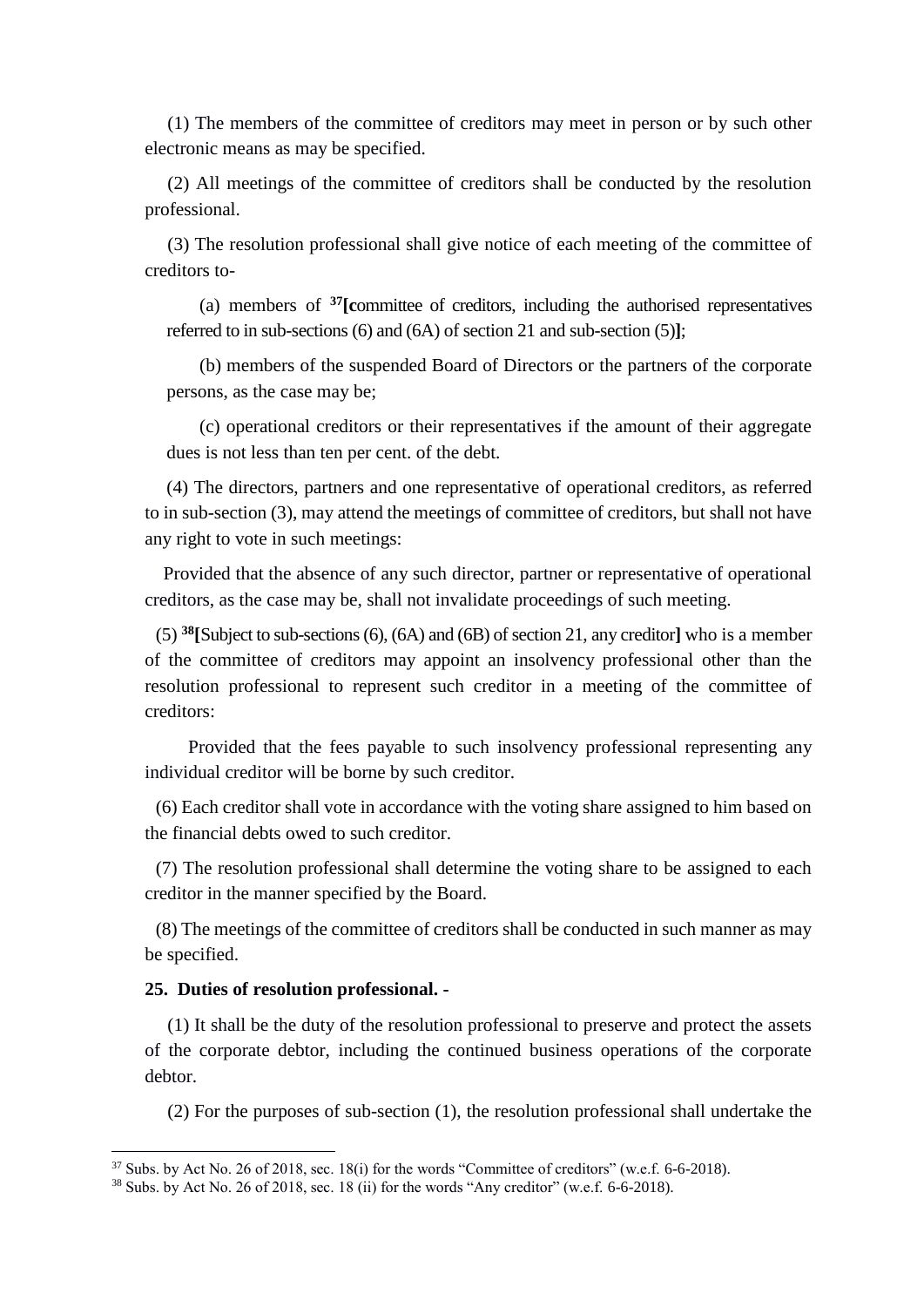(1) The members of the committee of creditors may meet in person or by such other electronic means as may be specified.

(2) All meetings of the committee of creditors shall be conducted by the resolution professional.

(3) The resolution professional shall give notice of each meeting of the committee of creditors to-

(a) members of [37]**[c**ommittee of creditors, including the authorised representatives referred to in sub-sections (6) and (6A) of section 21 and sub-section (5)**]**;

(b) members of the suspended Board of Directors or the partners of the corporate persons, as the case may be;

(c) operational creditors or their representatives if the amount of their aggregate dues is not less than ten per cent. of the debt.

(4) The directors, partners and one representative of operational creditors, as referred to in sub-section (3), may attend the meetings of committee of creditors, but shall not have any right to vote in such meetings:

Provided that the absence of any such director, partner or representative of operational creditors, as the case may be, shall not invalidate proceedings of such meeting.

(5) [38]**[**Subject to sub-sections (6), (6A) and (6B) of section 21, any creditor**]** who is a member of the committee of creditors may appoint an insolvency professional other than the resolution professional to represent such creditor in a meeting of the committee of creditors:

Provided that the fees payable to such insolvency professional representing any individual creditor will be borne by such creditor.

(6) Each creditor shall vote in accordance with the voting share assigned to him based on the financial debts owed to such creditor.

(7) The resolution professional shall determine the voting share to be assigned to each creditor in the manner specified by the Board.

(8) The meetings of the committee of creditors shall be conducted in such manner as may be specified.

**25. Duties of resolution professional. -**

(1) It shall be the duty of the resolution professional to preserve and protect the assets of the corporate debtor, including the continued business operations of the corporate debtor.

(2) For the purposes of sub-section (1), the resolution professional shall undertake the

---

[37] Subs. by Act No. 26 of 2018, sec. 18(i) for the words "Committee of creditors" (w.e.f. 6-6-2018).

[38] Subs. by Act No. 26 of 2018, sec. 18 (ii) for the words "Any creditor" (w.e.f. 6-6-2018).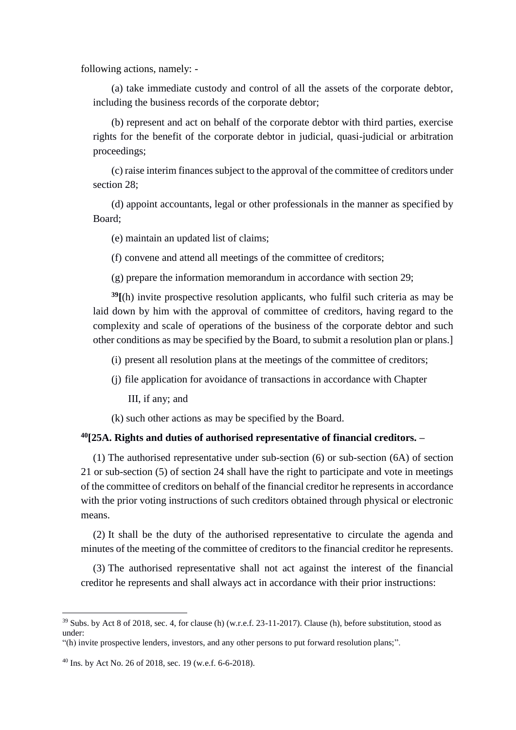following actions, namely: -

(a) take immediate custody and control of all the assets of the corporate debtor, including the business records of the corporate debtor;

(b) represent and act on behalf of the corporate debtor with third parties, exercise rights for the benefit of the corporate debtor in judicial, quasi-judicial or arbitration proceedings;

(c) raise interim finances subject to the approval of the committee of creditors under section 28;

(d) appoint accountants, legal or other professionals in the manner as specified by Board;

(e) maintain an updated list of claims;

(f) convene and attend all meetings of the committee of creditors;

(g) prepare the information memorandum in accordance with section 29;

[39][(h) invite prospective resolution applicants, who fulfil such criteria as may be laid down by him with the approval of committee of creditors, having regard to the complexity and scale of operations of the business of the corporate debtor and such other conditions as may be specified by the Board, to submit a resolution plan or plans.]

(i) present all resolution plans at the meetings of the committee of creditors;

(j) file application for avoidance of transactions in accordance with Chapter III, if any; and

(k) such other actions as may be specified by the Board.

**[40][25A. Rights and duties of authorised representative of financial creditors. –**

(1) The authorised representative under sub-section (6) or sub-section (6A) of section 21 or sub-section (5) of section 24 shall have the right to participate and vote in meetings of the committee of creditors on behalf of the financial creditor he represents in accordance with the prior voting instructions of such creditors obtained through physical or electronic means.

(2) It shall be the duty of the authorised representative to circulate the agenda and minutes of the meeting of the committee of creditors to the financial creditor he represents.

(3) The authorised representative shall not act against the interest of the financial creditor he represents and shall always act in accordance with their prior instructions:

---

[39] Subs. by Act 8 of 2018, sec. 4, for clause (h) (w.r.e.f. 23-11-2017). Clause (h), before substitution, stood as under:
"(h) invite prospective lenders, investors, and any other persons to put forward resolution plans;".

[40] Ins. by Act No. 26 of 2018, sec. 19 (w.e.f. 6-6-2018).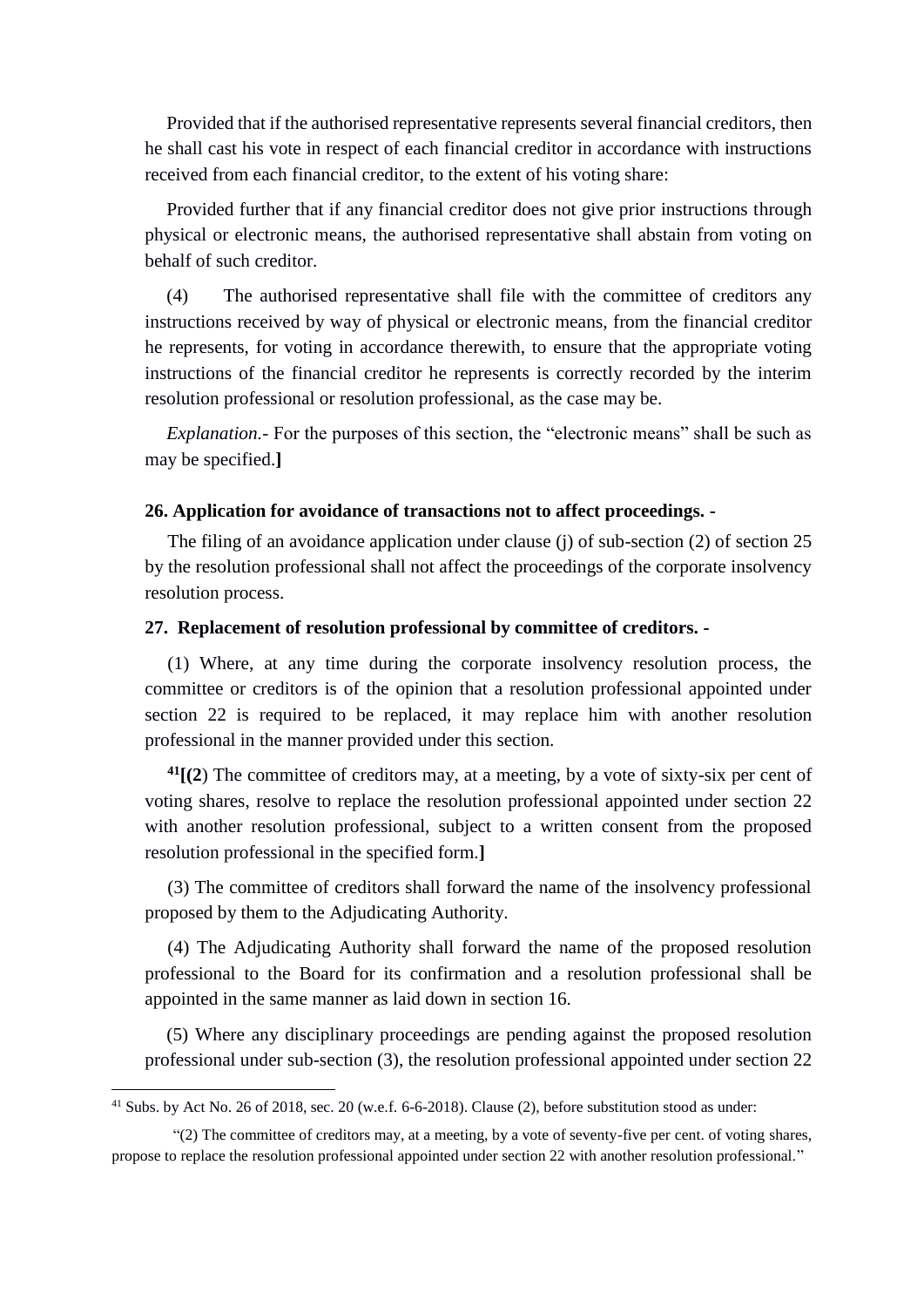Provided that if the authorised representative represents several financial creditors, then he shall cast his vote in respect of each financial creditor in accordance with instructions received from each financial creditor, to the extent of his voting share:

Provided further that if any financial creditor does not give prior instructions through physical or electronic means, the authorised representative shall abstain from voting on behalf of such creditor.

(4) The authorised representative shall file with the committee of creditors any instructions received by way of physical or electronic means, from the financial creditor he represents, for voting in accordance therewith, to ensure that the appropriate voting instructions of the financial creditor he represents is correctly recorded by the interim resolution professional or resolution professional, as the case may be.

*Explanation.-* For the purposes of this section, the "electronic means" shall be such as may be specified.**]**

**26. Application for avoidance of transactions not to affect proceedings. -**

The filing of an avoidance application under clause (j) of sub-section (2) of section 25 by the resolution professional shall not affect the proceedings of the corporate insolvency resolution process.

**27. Replacement of resolution professional by committee of creditors. -**

(1) Where, at any time during the corporate insolvency resolution process, the committee or creditors is of the opinion that a resolution professional appointed under section 22 is required to be replaced, it may replace him with another resolution professional in the manner provided under this section.

[41]**[(2**) The committee of creditors may, at a meeting, by a vote of sixty-six per cent of voting shares, resolve to replace the resolution professional appointed under section 22 with another resolution professional, subject to a written consent from the proposed resolution professional in the specified form.**]**

(3) The committee of creditors shall forward the name of the insolvency professional proposed by them to the Adjudicating Authority.

(4) The Adjudicating Authority shall forward the name of the proposed resolution professional to the Board for its confirmation and a resolution professional shall be appointed in the same manner as laid down in section 16.

(5) Where any disciplinary proceedings are pending against the proposed resolution professional under sub-section (3), the resolution professional appointed under section 22

---

[41] Subs. by Act No. 26 of 2018, sec. 20 (w.e.f. 6-6-2018). Clause (2), before substitution stood as under:

"(2) The committee of creditors may, at a meeting, by a vote of seventy-five per cent. of voting shares, propose to replace the resolution professional appointed under section 22 with another resolution professional."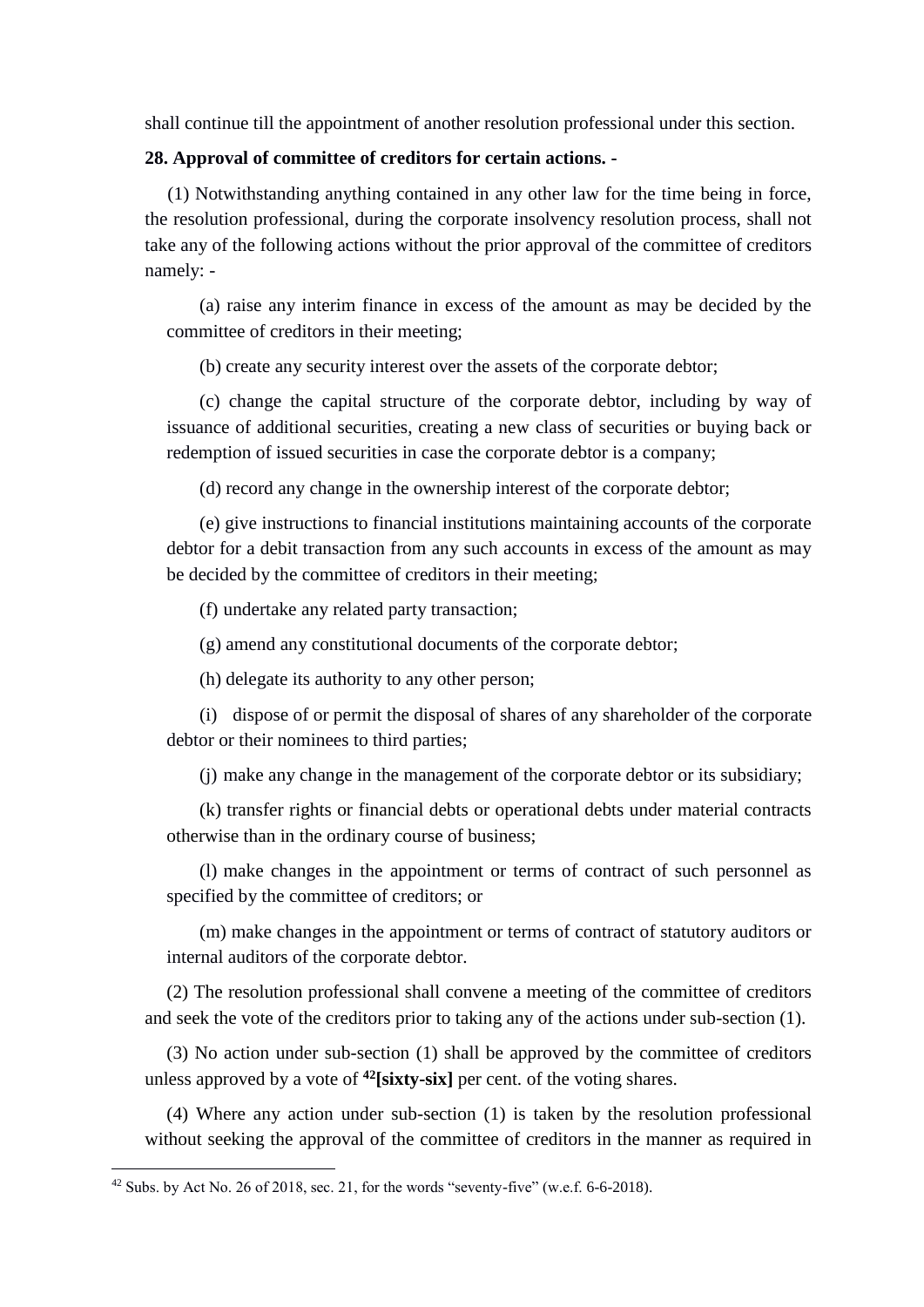shall continue till the appointment of another resolution professional under this section.

**28. Approval of committee of creditors for certain actions. -**

(1) Notwithstanding anything contained in any other law for the time being in force, the resolution professional, during the corporate insolvency resolution process, shall not take any of the following actions without the prior approval of the committee of creditors namely: -

(a) raise any interim finance in excess of the amount as may be decided by the committee of creditors in their meeting;

(b) create any security interest over the assets of the corporate debtor;

(c) change the capital structure of the corporate debtor, including by way of issuance of additional securities, creating a new class of securities or buying back or redemption of issued securities in case the corporate debtor is a company;

(d) record any change in the ownership interest of the corporate debtor;

(e) give instructions to financial institutions maintaining accounts of the corporate debtor for a debit transaction from any such accounts in excess of the amount as may be decided by the committee of creditors in their meeting;

(f) undertake any related party transaction;

(g) amend any constitutional documents of the corporate debtor;

(h) delegate its authority to any other person;

(i) dispose of or permit the disposal of shares of any shareholder of the corporate debtor or their nominees to third parties;

(j) make any change in the management of the corporate debtor or its subsidiary;

(k) transfer rights or financial debts or operational debts under material contracts otherwise than in the ordinary course of business;

(l) make changes in the appointment or terms of contract of such personnel as specified by the committee of creditors; or

(m) make changes in the appointment or terms of contract of statutory auditors or internal auditors of the corporate debtor.

(2) The resolution professional shall convene a meeting of the committee of creditors and seek the vote of the creditors prior to taking any of the actions under sub-section (1).

(3) No action under sub-section (1) shall be approved by the committee of creditors unless approved by a vote of [42]**[sixty-six]** per cent. of the voting shares.

(4) Where any action under sub-section (1) is taken by the resolution professional without seeking the approval of the committee of creditors in the manner as required in

---

[42] Subs. by Act No. 26 of 2018, sec. 21, for the words "seventy-five" (w.e.f. 6-6-2018).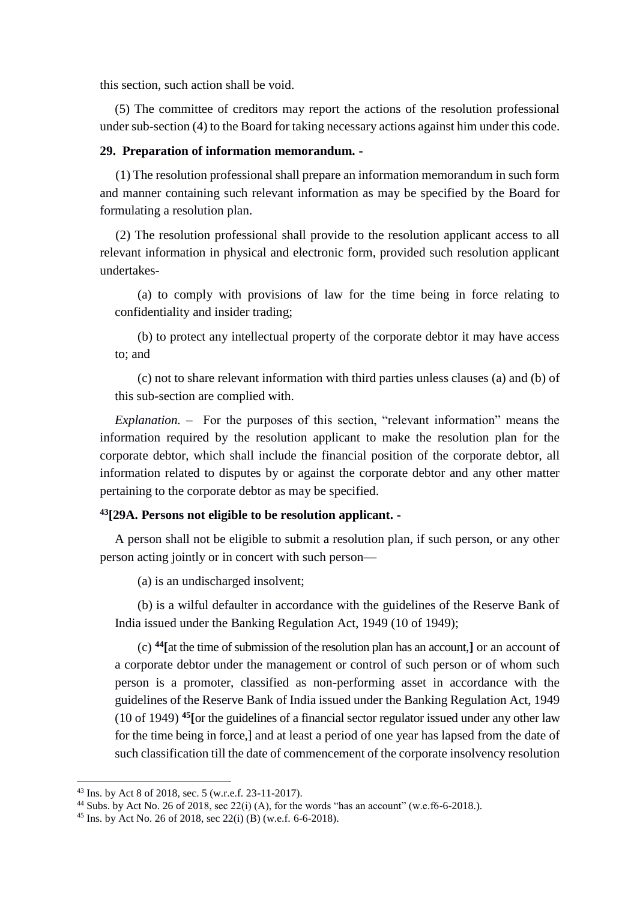this section, such action shall be void.

(5) The committee of creditors may report the actions of the resolution professional under sub-section (4) to the Board for taking necessary actions against him under this code.

**29. Preparation of information memorandum. -**

(1) The resolution professional shall prepare an information memorandum in such form and manner containing such relevant information as may be specified by the Board for formulating a resolution plan.

(2) The resolution professional shall provide to the resolution applicant access to all relevant information in physical and electronic form, provided such resolution applicant undertakes-

(a) to comply with provisions of law for the time being in force relating to confidentiality and insider trading;

(b) to protect any intellectual property of the corporate debtor it may have access to; and

(c) not to share relevant information with third parties unless clauses (a) and (b) of this sub-section are complied with.

*Explanation.* – For the purposes of this section, "relevant information" means the information required by the resolution applicant to make the resolution plan for the corporate debtor, which shall include the financial position of the corporate debtor, all information related to disputes by or against the corporate debtor and any other matter pertaining to the corporate debtor as may be specified.

**[43][29A. Persons not eligible to be resolution applicant. -**

A person shall not be eligible to submit a resolution plan, if such person, or any other person acting jointly or in concert with such person—

(a) is an undischarged insolvent;

(b) is a wilful defaulter in accordance with the guidelines of the Reserve Bank of India issued under the Banking Regulation Act, 1949 (10 of 1949);

(c) [44][at the time of submission of the resolution plan has an account,] or an account of a corporate debtor under the management or control of such person or of whom such person is a promoter, classified as non-performing asset in accordance with the guidelines of the Reserve Bank of India issued under the Banking Regulation Act, 1949 (10 of 1949) [45][or the guidelines of a financial sector regulator issued under any other law for the time being in force,] and at least a period of one year has lapsed from the date of such classification till the date of commencement of the corporate insolvency resolution

---

[43] Ins. by Act 8 of 2018, sec. 5 (w.r.e.f. 23-11-2017).

[44] Subs. by Act No. 26 of 2018, sec 22(i) (A), for the words "has an account" (w.e.f6-6-2018.).

[45] Ins. by Act No. 26 of 2018, sec 22(i) (B) (w.e.f. 6-6-2018).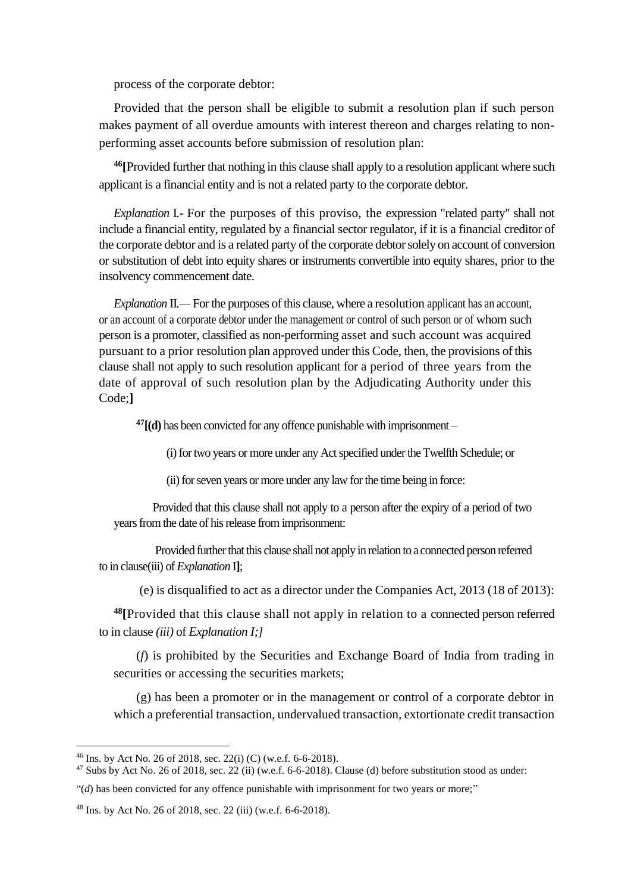process of the corporate debtor:

Provided that the person shall be eligible to submit a resolution plan if such person makes payment of all overdue amounts with interest thereon and charges relating to non-performing asset accounts before submission of resolution plan:

[46]**[**Provided further that nothing in this clause shall apply to a resolution applicant where such applicant is a financial entity and is not a related party to the corporate debtor.

*Explanation* I.- For the purposes of this proviso, the expression "related party" shall not include a financial entity, regulated by a financial sector regulator, if it is a financial creditor of the corporate debtor and is a related party of the corporate debtor solely on account of conversion or substitution of debt into equity shares or instruments convertible into equity shares, prior to the insolvency commencement date.

*Explanation* II.— For the purposes of this clause, where a resolution applicant has an account, or an account of a corporate debtor under the management or control of such person or of whom such person is a promoter, classified as non-performing asset and such account was acquired pursuant to a prior resolution plan approved under this Code, then, the provisions of this clause shall not apply to such resolution applicant for a period of three years from the date of approval of such resolution plan by the Adjudicating Authority under this Code;**]**

[47]**[(d)** has been convicted for any offence punishable with imprisonment –

(i) for two years or more under any Act specified under the Twelfth Schedule; or

(ii) for seven years or more under any law for the time being in force:

Provided that this clause shall not apply to a person after the expiry of a period of two years from the date of his release from imprisonment:

Provided further that this clause shall not apply in relation to a connected person referred to in clause(iii) of *Explanation* I**]**;

(e) is disqualified to act as a director under the Companies Act, 2013 (18 of 2013):

[48]**[**Provided that this clause shall not apply in relation to a connected person referred to in clause *(iii)* of *Explanation I;]*

(*f*) is prohibited by the Securities and Exchange Board of India from trading in securities or accessing the securities markets;

(g) has been a promoter or in the management or control of a corporate debtor in which a preferential transaction, undervalued transaction, extortionate credit transaction

---

[46] Ins. by Act No. 26 of 2018, sec. 22(i) (C) (w.e.f. 6-6-2018).

[47] Subs by Act No. 26 of 2018, sec. 22 (ii) (w.e.f. 6-6-2018). Clause (d) before substitution stood as under:

"(*d*) has been convicted for any offence punishable with imprisonment for two years or more;"

[48] Ins. by Act No. 26 of 2018, sec. 22 (iii) (w.e.f. 6-6-2018).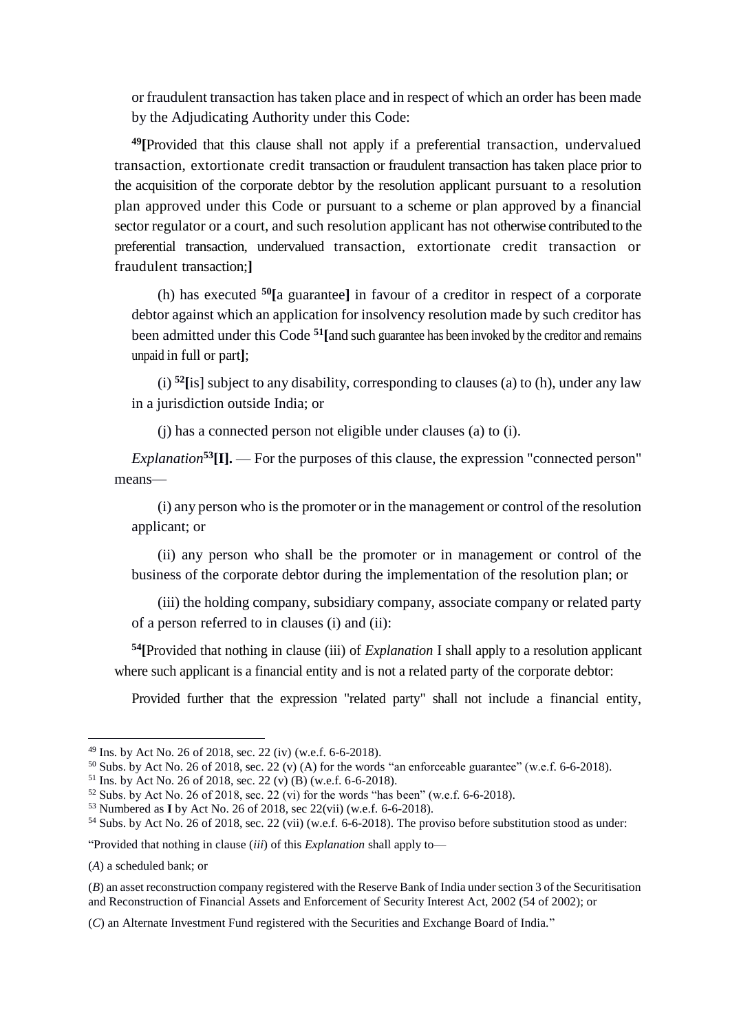or fraudulent transaction has taken place and in respect of which an order has been made by the Adjudicating Authority under this Code:

[49]**[**Provided that this clause shall not apply if a preferential transaction, undervalued transaction, extortionate credit transaction or fraudulent transaction has taken place prior to the acquisition of the corporate debtor by the resolution applicant pursuant to a resolution plan approved under this Code or pursuant to a scheme or plan approved by a financial sector regulator or a court, and such resolution applicant has not otherwise contributed to the preferential transaction, undervalued transaction, extortionate credit transaction or fraudulent transaction;**]**

(h) has executed [50]**[**a guarantee**]** in favour of a creditor in respect of a corporate debtor against which an application for insolvency resolution made by such creditor has been admitted under this Code [51]**[**and such guarantee has been invoked by the creditor and remains unpaid in full or part**]**;

(i) [52]**[**is] subject to any disability, corresponding to clauses (a) to (h), under any law in a jurisdiction outside India; or

(j) has a connected person not eligible under clauses (a) to (i).

*Explanation*[53]**[I].** — For the purposes of this clause, the expression "connected person" means—

(i) any person who is the promoter or in the management or control of the resolution applicant; or

(ii) any person who shall be the promoter or in management or control of the business of the corporate debtor during the implementation of the resolution plan; or

(iii) the holding company, subsidiary company, associate company or related party of a person referred to in clauses (i) and (ii):

[54]**[**Provided that nothing in clause (iii) of *Explanation* I shall apply to a resolution applicant where such applicant is a financial entity and is not a related party of the corporate debtor:

Provided further that the expression "related party" shall not include a financial entity,

---

[49] Ins. by Act No. 26 of 2018, sec. 22 (iv) (w.e.f. 6-6-2018).

[50] Subs. by Act No. 26 of 2018, sec. 22 (v) (A) for the words "an enforceable guarantee" (w.e.f. 6-6-2018).

[51] Ins. by Act No. 26 of 2018, sec. 22 (v) (B) (w.e.f. 6-6-2018).

[52] Subs. by Act No. 26 of 2018, sec. 22 (vi) for the words "has been" (w.e.f. 6-6-2018).

[53] Numbered as **I** by Act No. 26 of 2018, sec 22(vii) (w.e.f. 6-6-2018).

[54] Subs. by Act No. 26 of 2018, sec. 22 (vii) (w.e.f. 6-6-2018). The proviso before substitution stood as under:

"Provided that nothing in clause (*iii*) of this *Explanation* shall apply to—

(*A*) a scheduled bank; or

(*B*) an asset reconstruction company registered with the Reserve Bank of India under section 3 of the Securitisation and Reconstruction of Financial Assets and Enforcement of Security Interest Act, 2002 (54 of 2002); or

(*C*) an Alternate Investment Fund registered with the Securities and Exchange Board of India."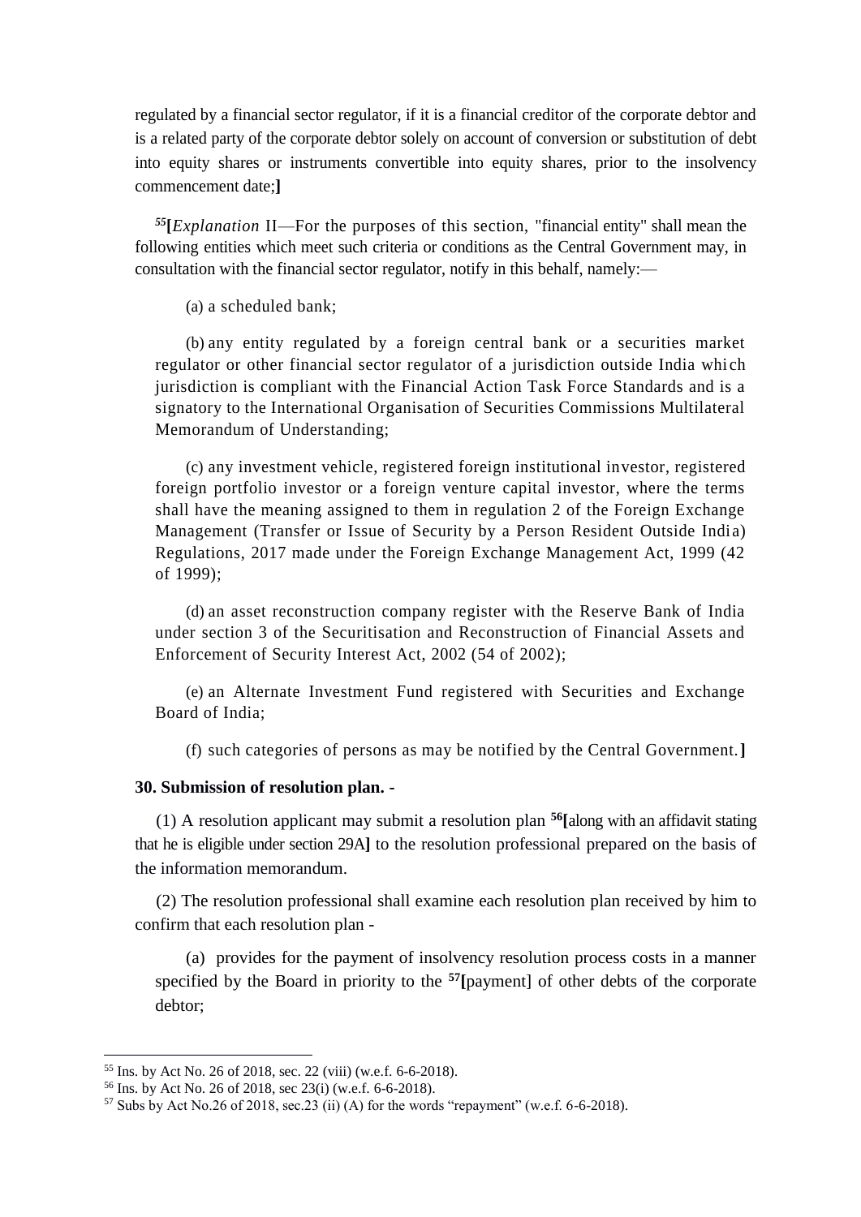regulated by a financial sector regulator, if it is a financial creditor of the corporate debtor and is a related party of the corporate debtor solely on account of conversion or substitution of debt into equity shares or instruments convertible into equity shares, prior to the insolvency commencement date;**]**

[55]**[***Explanation* II—For the purposes of this section, "financial entity" shall mean the following entities which meet such criteria or conditions as the Central Government may, in consultation with the financial sector regulator, notify in this behalf, namely:—

(a) a scheduled bank;

(b) any entity regulated by a foreign central bank or a securities market regulator or other financial sector regulator of a jurisdiction outside India which jurisdiction is compliant with the Financial Action Task Force Standards and is a signatory to the International Organisation of Securities Commissions Multilateral Memorandum of Understanding;

(c) any investment vehicle, registered foreign institutional investor, registered foreign portfolio investor or a foreign venture capital investor, where the terms shall have the meaning assigned to them in regulation 2 of the Foreign Exchange Management (Transfer or Issue of Security by a Person Resident Outside India) Regulations, 2017 made under the Foreign Exchange Management Act, 1999 (42 of 1999);

(d) an asset reconstruction company register with the Reserve Bank of India under section 3 of the Securitisation and Reconstruction of Financial Assets and Enforcement of Security Interest Act, 2002 (54 of 2002);

(e) an Alternate Investment Fund registered with Securities and Exchange Board of India;

(f) such categories of persons as may be notified by the Central Government.**]**

**30. Submission of resolution plan. -**

(1) A resolution applicant may submit a resolution plan [56]**[**along with an affidavit stating that he is eligible under section 29A**]** to the resolution professional prepared on the basis of the information memorandum.

(2) The resolution professional shall examine each resolution plan received by him to confirm that each resolution plan -

(a) provides for the payment of insolvency resolution process costs in a manner specified by the Board in priority to the [57]**[**payment] of other debts of the corporate debtor;

---

[55] Ins. by Act No. 26 of 2018, sec. 22 (viii) (w.e.f. 6-6-2018).

[56] Ins. by Act No. 26 of 2018, sec 23(i) (w.e.f. 6-6-2018).

[57] Subs by Act No.26 of 2018, sec.23 (ii) (A) for the words "repayment" (w.e.f. 6-6-2018).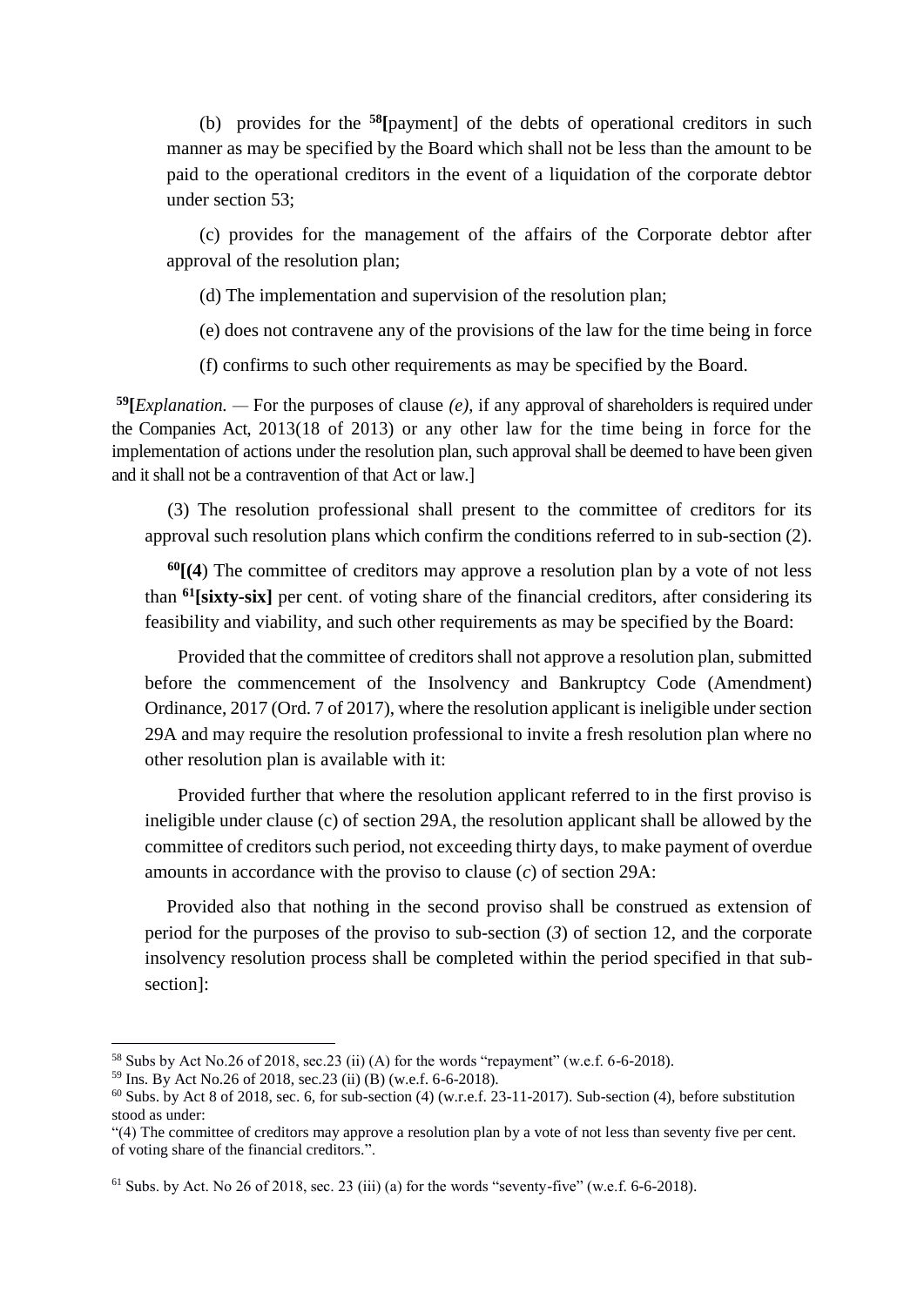(b) provides for the [58][payment] of the debts of operational creditors in such manner as may be specified by the Board which shall not be less than the amount to be paid to the operational creditors in the event of a liquidation of the corporate debtor under section 53;

(c) provides for the management of the affairs of the Corporate debtor after approval of the resolution plan;

(d) The implementation and supervision of the resolution plan;

(e) does not contravene any of the provisions of the law for the time being in force

(f) confirms to such other requirements as may be specified by the Board.

[59][*Explanation.* — For the purposes of clause *(e),* if any approval of shareholders is required under the Companies Act, 2013(18 of 2013) or any other law for the time being in force for the implementation of actions under the resolution plan, such approval shall be deemed to have been given and it shall not be a contravention of that Act or law.]

(3) The resolution professional shall present to the committee of creditors for its approval such resolution plans which confirm the conditions referred to in sub-section (2).

[60]**[(4**) The committee of creditors may approve a resolution plan by a vote of not less than [61]**[sixty-six]** per cent. of voting share of the financial creditors, after considering its feasibility and viability, and such other requirements as may be specified by the Board:

Provided that the committee of creditors shall not approve a resolution plan, submitted before the commencement of the Insolvency and Bankruptcy Code (Amendment) Ordinance, 2017 (Ord. 7 of 2017), where the resolution applicant is ineligible under section 29A and may require the resolution professional to invite a fresh resolution plan where no other resolution plan is available with it:

Provided further that where the resolution applicant referred to in the first proviso is ineligible under clause (c) of section 29A, the resolution applicant shall be allowed by the committee of creditors such period, not exceeding thirty days, to make payment of overdue amounts in accordance with the proviso to clause (*c*) of section 29A:

Provided also that nothing in the second proviso shall be construed as extension of period for the purposes of the proviso to sub-section (*3*) of section 12, and the corporate insolvency resolution process shall be completed within the period specified in that sub-section]:

---

[58] Subs by Act No.26 of 2018, sec.23 (ii) (A) for the words "repayment" (w.e.f. 6-6-2018).

[59] Ins. By Act No.26 of 2018, sec.23 (ii) (B) (w.e.f. 6-6-2018).

[60] Subs. by Act 8 of 2018, sec. 6, for sub-section (4) (w.r.e.f. 23-11-2017). Sub-section (4), before substitution stood as under:

"(4) The committee of creditors may approve a resolution plan by a vote of not less than seventy five per cent. of voting share of the financial creditors.".

[61] Subs. by Act. No 26 of 2018, sec. 23 (iii) (a) for the words "seventy-five" (w.e.f. 6-6-2018).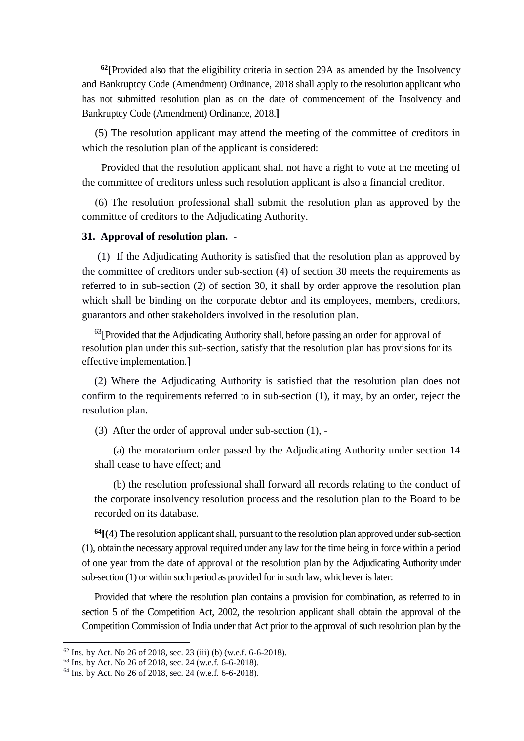[62][Provided also that the eligibility criteria in section 29A as amended by the Insolvency and Bankruptcy Code (Amendment) Ordinance, 2018 shall apply to the resolution applicant who has not submitted resolution plan as on the date of commencement of the Insolvency and Bankruptcy Code (Amendment) Ordinance, 2018.]

(5) The resolution applicant may attend the meeting of the committee of creditors in which the resolution plan of the applicant is considered:

Provided that the resolution applicant shall not have a right to vote at the meeting of the committee of creditors unless such resolution applicant is also a financial creditor.

(6) The resolution professional shall submit the resolution plan as approved by the committee of creditors to the Adjudicating Authority.

**31. Approval of resolution plan. -**

(1) If the Adjudicating Authority is satisfied that the resolution plan as approved by the committee of creditors under sub-section (4) of section 30 meets the requirements as referred to in sub-section (2) of section 30, it shall by order approve the resolution plan which shall be binding on the corporate debtor and its employees, members, creditors, guarantors and other stakeholders involved in the resolution plan.

[63][Provided that the Adjudicating Authority shall, before passing an order for approval of resolution plan under this sub-section, satisfy that the resolution plan has provisions for its effective implementation.]

(2) Where the Adjudicating Authority is satisfied that the resolution plan does not confirm to the requirements referred to in sub-section (1), it may, by an order, reject the resolution plan.

(3) After the order of approval under sub-section (1), -

(a) the moratorium order passed by the Adjudicating Authority under section 14 shall cease to have effect; and

(b) the resolution professional shall forward all records relating to the conduct of the corporate insolvency resolution process and the resolution plan to the Board to be recorded on its database.

[64][(4) The resolution applicant shall, pursuant to the resolution plan approved under sub-section (1), obtain the necessary approval required under any law for the time being in force within a period of one year from the date of approval of the resolution plan by the Adjudicating Authority under sub-section (1) or within such period as provided for in such law, whichever is later:

Provided that where the resolution plan contains a provision for combination, as referred to in section 5 of the Competition Act, 2002, the resolution applicant shall obtain the approval of the Competition Commission of India under that Act prior to the approval of such resolution plan by the

---

[62] Ins. by Act. No 26 of 2018, sec. 23 (iii) (b) (w.e.f. 6-6-2018).

[63] Ins. by Act. No 26 of 2018, sec. 24 (w.e.f. 6-6-2018).

[64] Ins. by Act. No 26 of 2018, sec. 24 (w.e.f. 6-6-2018).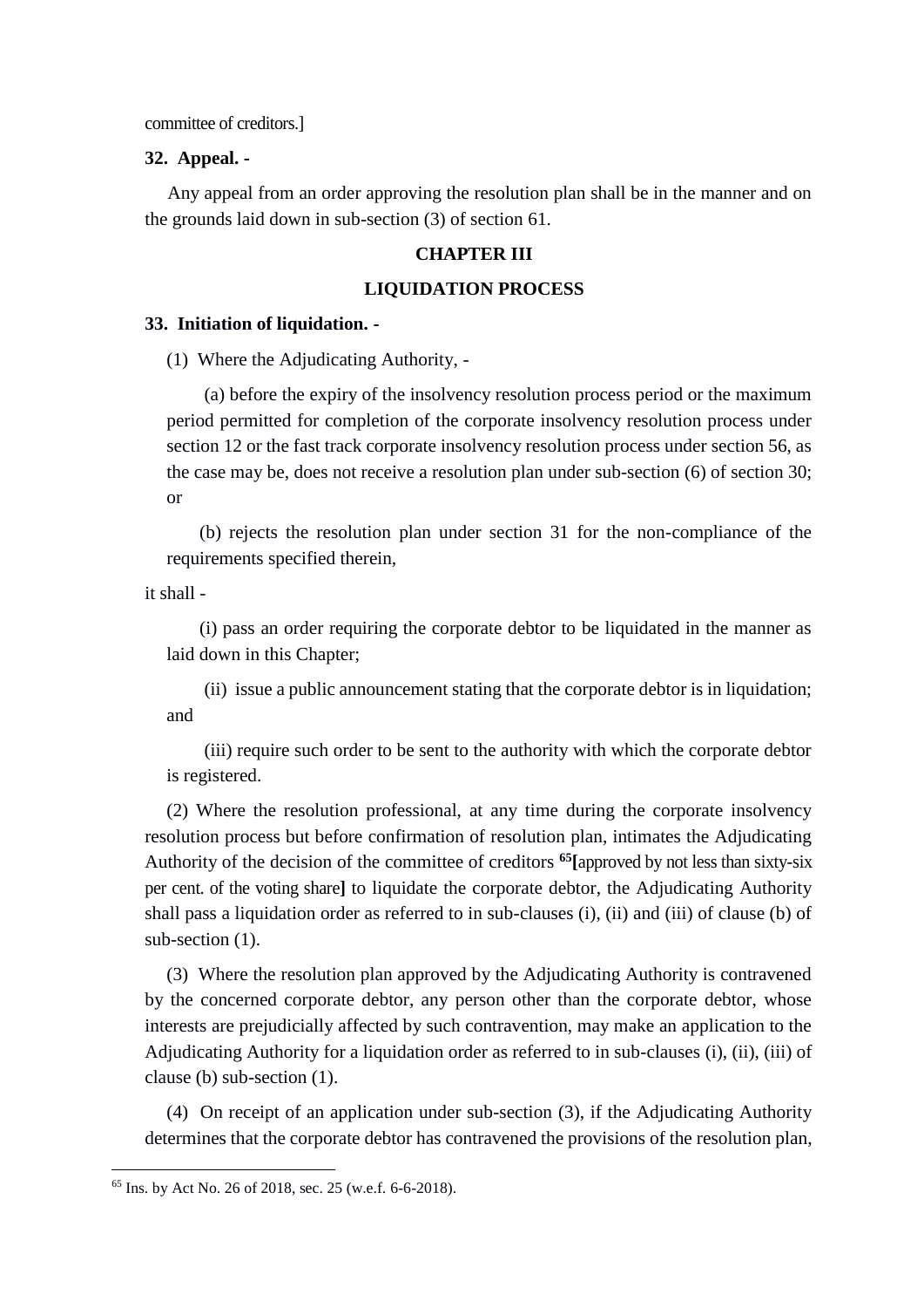committee of creditors.]

**32. Appeal. -**

Any appeal from an order approving the resolution plan shall be in the manner and on the grounds laid down in sub-section (3) of section 61.

## CHAPTER III

## LIQUIDATION PROCESS

**33. Initiation of liquidation. -**

(1) Where the Adjudicating Authority, -

(a) before the expiry of the insolvency resolution process period or the maximum period permitted for completion of the corporate insolvency resolution process under section 12 or the fast track corporate insolvency resolution process under section 56, as the case may be, does not receive a resolution plan under sub-section (6) of section 30; or

(b) rejects the resolution plan under section 31 for the non-compliance of the requirements specified therein,

it shall -

(i) pass an order requiring the corporate debtor to be liquidated in the manner as laid down in this Chapter;

(ii) issue a public announcement stating that the corporate debtor is in liquidation; and

(iii) require such order to be sent to the authority with which the corporate debtor is registered.

(2) Where the resolution professional, at any time during the corporate insolvency resolution process but before confirmation of resolution plan, intimates the Adjudicating Authority of the decision of the committee of creditors [65]**[**approved by not less than sixty-six per cent. of the voting share**]** to liquidate the corporate debtor, the Adjudicating Authority shall pass a liquidation order as referred to in sub-clauses (i), (ii) and (iii) of clause (b) of sub-section (1).

(3) Where the resolution plan approved by the Adjudicating Authority is contravened by the concerned corporate debtor, any person other than the corporate debtor, whose interests are prejudicially affected by such contravention, may make an application to the Adjudicating Authority for a liquidation order as referred to in sub-clauses (i), (ii), (iii) of clause (b) sub-section (1).

(4) On receipt of an application under sub-section (3), if the Adjudicating Authority determines that the corporate debtor has contravened the provisions of the resolution plan,

---

[65] Ins. by Act No. 26 of 2018, sec. 25 (w.e.f. 6-6-2018).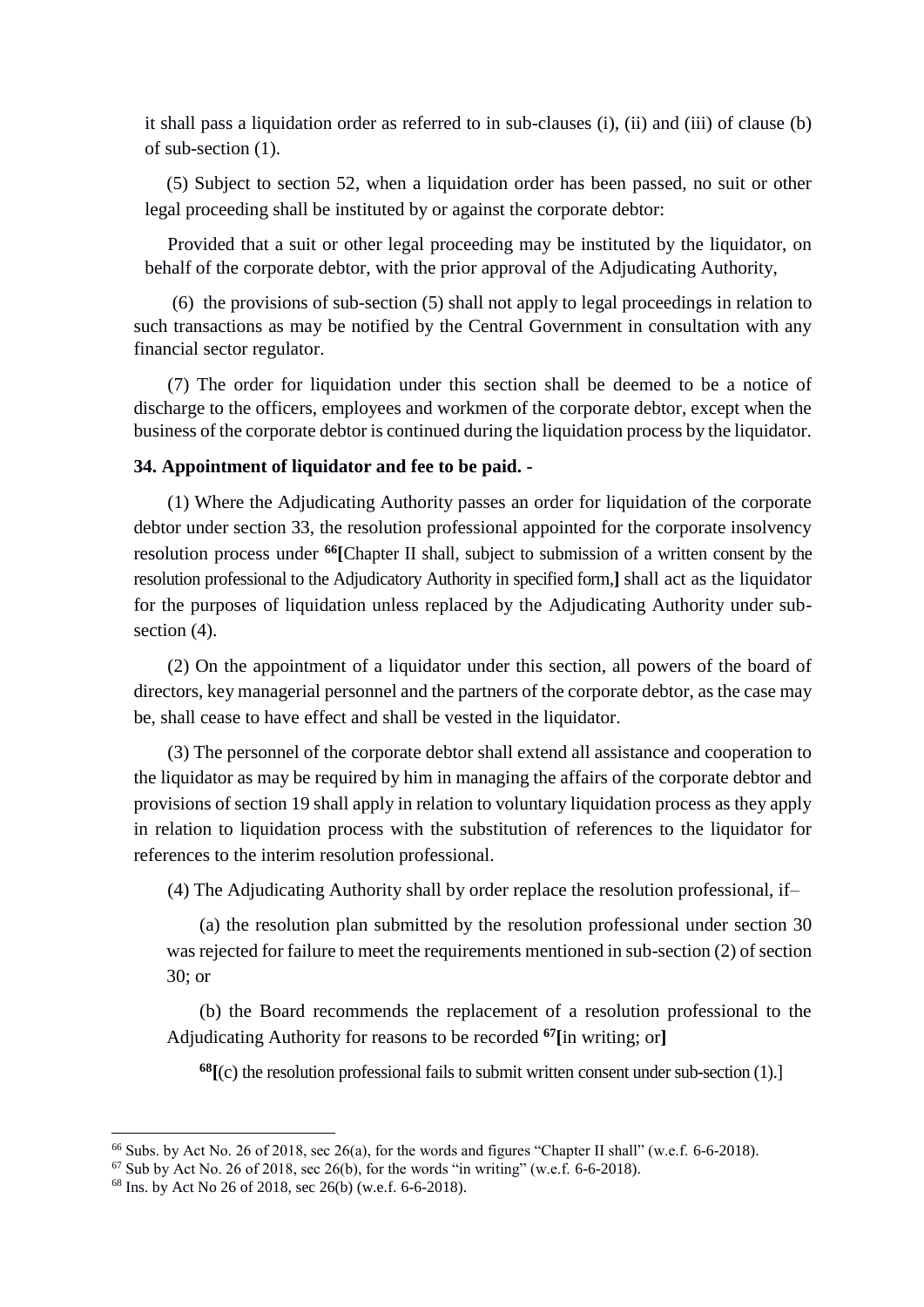it shall pass a liquidation order as referred to in sub-clauses (i), (ii) and (iii) of clause (b) of sub-section (1).

(5) Subject to section 52, when a liquidation order has been passed, no suit or other legal proceeding shall be instituted by or against the corporate debtor:

Provided that a suit or other legal proceeding may be instituted by the liquidator, on behalf of the corporate debtor, with the prior approval of the Adjudicating Authority,

(6) the provisions of sub-section (5) shall not apply to legal proceedings in relation to such transactions as may be notified by the Central Government in consultation with any financial sector regulator.

(7) The order for liquidation under this section shall be deemed to be a notice of discharge to the officers, employees and workmen of the corporate debtor, except when the business of the corporate debtor is continued during the liquidation process by the liquidator.

**34. Appointment of liquidator and fee to be paid. -**

(1) Where the Adjudicating Authority passes an order for liquidation of the corporate debtor under section 33, the resolution professional appointed for the corporate insolvency resolution process under [66]**[**Chapter II shall, subject to submission of a written consent by the resolution professional to the Adjudicatory Authority in specified form,**]** shall act as the liquidator for the purposes of liquidation unless replaced by the Adjudicating Authority under sub-section (4).

(2) On the appointment of a liquidator under this section, all powers of the board of directors, key managerial personnel and the partners of the corporate debtor, as the case may be, shall cease to have effect and shall be vested in the liquidator.

(3) The personnel of the corporate debtor shall extend all assistance and cooperation to the liquidator as may be required by him in managing the affairs of the corporate debtor and provisions of section 19 shall apply in relation to voluntary liquidation process as they apply in relation to liquidation process with the substitution of references to the liquidator for references to the interim resolution professional.

(4) The Adjudicating Authority shall by order replace the resolution professional, if–

(a) the resolution plan submitted by the resolution professional under section 30 was rejected for failure to meet the requirements mentioned in sub-section (2) of section 30; or

(b) the Board recommends the replacement of a resolution professional to the Adjudicating Authority for reasons to be recorded [67]**[**in writing; or**]**

[68]**[**(c) the resolution professional fails to submit written consent under sub-section (1).]

---

[66] Subs. by Act No. 26 of 2018, sec 26(a), for the words and figures "Chapter II shall" (w.e.f. 6-6-2018).

[67] Sub by Act No. 26 of 2018, sec 26(b), for the words "in writing" (w.e.f. 6-6-2018).

[68] Ins. by Act No 26 of 2018, sec 26(b) (w.e.f. 6-6-2018).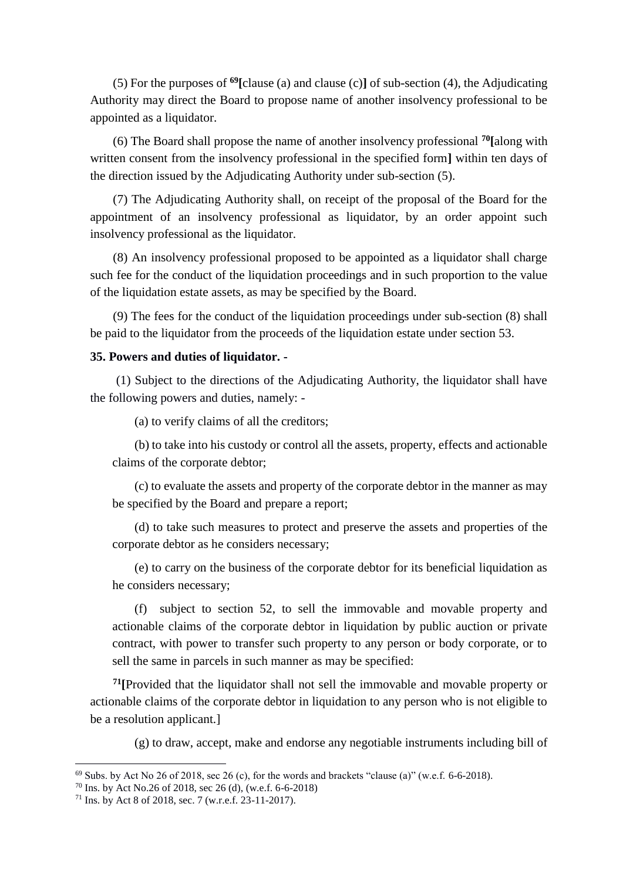(5) For the purposes of [69][clause (a) and clause (c)] of sub-section (4), the Adjudicating Authority may direct the Board to propose name of another insolvency professional to be appointed as a liquidator.

(6) The Board shall propose the name of another insolvency professional [70][along with written consent from the insolvency professional in the specified form] within ten days of the direction issued by the Adjudicating Authority under sub-section (5).

(7) The Adjudicating Authority shall, on receipt of the proposal of the Board for the appointment of an insolvency professional as liquidator, by an order appoint such insolvency professional as the liquidator.

(8) An insolvency professional proposed to be appointed as a liquidator shall charge such fee for the conduct of the liquidation proceedings and in such proportion to the value of the liquidation estate assets, as may be specified by the Board.

(9) The fees for the conduct of the liquidation proceedings under sub-section (8) shall be paid to the liquidator from the proceeds of the liquidation estate under section 53.

**35. Powers and duties of liquidator. -**

(1) Subject to the directions of the Adjudicating Authority, the liquidator shall have the following powers and duties, namely: -

(a) to verify claims of all the creditors;

(b) to take into his custody or control all the assets, property, effects and actionable claims of the corporate debtor;

(c) to evaluate the assets and property of the corporate debtor in the manner as may be specified by the Board and prepare a report;

(d) to take such measures to protect and preserve the assets and properties of the corporate debtor as he considers necessary;

(e) to carry on the business of the corporate debtor for its beneficial liquidation as he considers necessary;

(f) subject to section 52, to sell the immovable and movable property and actionable claims of the corporate debtor in liquidation by public auction or private contract, with power to transfer such property to any person or body corporate, or to sell the same in parcels in such manner as may be specified:

[71][Provided that the liquidator shall not sell the immovable and movable property or actionable claims of the corporate debtor in liquidation to any person who is not eligible to be a resolution applicant.]

(g) to draw, accept, make and endorse any negotiable instruments including bill of

---

[69] Subs. by Act No 26 of 2018, sec 26 (c), for the words and brackets "clause (a)" (w.e.f. 6-6-2018).

[70] Ins. by Act No.26 of 2018, sec 26 (d), (w.e.f. 6-6-2018)

[71] Ins. by Act 8 of 2018, sec. 7 (w.r.e.f. 23-11-2017).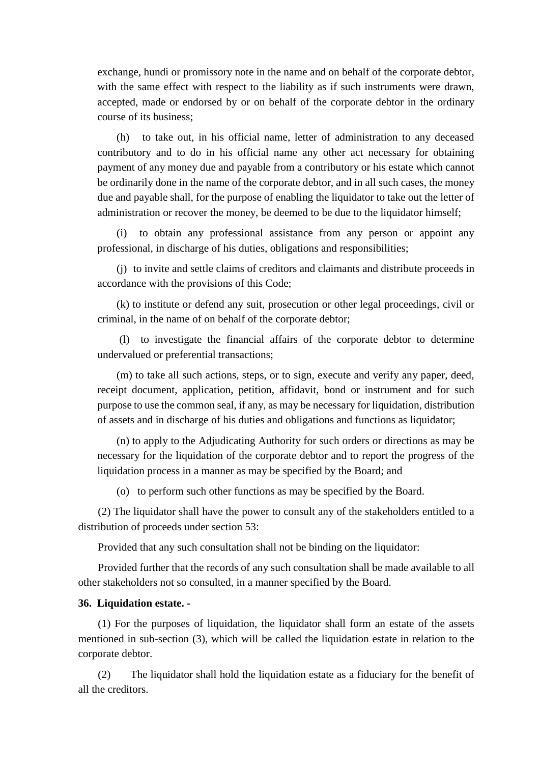exchange, hundi or promissory note in the name and on behalf of the corporate debtor, with the same effect with respect to the liability as if such instruments were drawn, accepted, made or endorsed by or on behalf of the corporate debtor in the ordinary course of its business;

(h) to take out, in his official name, letter of administration to any deceased contributory and to do in his official name any other act necessary for obtaining payment of any money due and payable from a contributory or his estate which cannot be ordinarily done in the name of the corporate debtor, and in all such cases, the money due and payable shall, for the purpose of enabling the liquidator to take out the letter of administration or recover the money, be deemed to be due to the liquidator himself;

(i) to obtain any professional assistance from any person or appoint any professional, in discharge of his duties, obligations and responsibilities;

(j) to invite and settle claims of creditors and claimants and distribute proceeds in accordance with the provisions of this Code;

(k) to institute or defend any suit, prosecution or other legal proceedings, civil or criminal, in the name of on behalf of the corporate debtor;

(l) to investigate the financial affairs of the corporate debtor to determine undervalued or preferential transactions;

(m) to take all such actions, steps, or to sign, execute and verify any paper, deed, receipt document, application, petition, affidavit, bond or instrument and for such purpose to use the common seal, if any, as may be necessary for liquidation, distribution of assets and in discharge of his duties and obligations and functions as liquidator;

(n) to apply to the Adjudicating Authority for such orders or directions as may be necessary for the liquidation of the corporate debtor and to report the progress of the liquidation process in a manner as may be specified by the Board; and

(o) to perform such other functions as may be specified by the Board.

(2) The liquidator shall have the power to consult any of the stakeholders entitled to a distribution of proceeds under section 53:

Provided that any such consultation shall not be binding on the liquidator:

Provided further that the records of any such consultation shall be made available to all other stakeholders not so consulted, in a manner specified by the Board.

**36. Liquidation estate. -**

(1) For the purposes of liquidation, the liquidator shall form an estate of the assets mentioned in sub-section (3), which will be called the liquidation estate in relation to the corporate debtor.

(2) The liquidator shall hold the liquidation estate as a fiduciary for the benefit of all the creditors.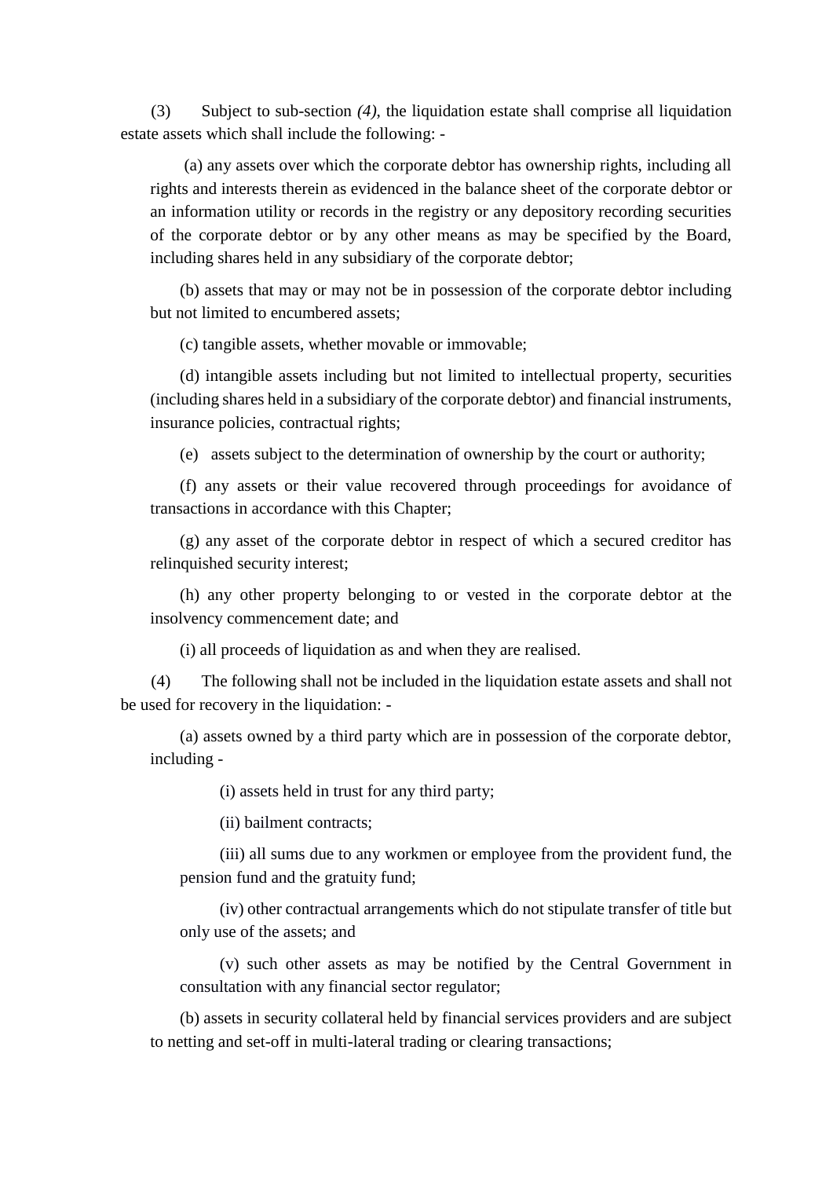(3) Subject to sub-section *(4)*, the liquidation estate shall comprise all liquidation estate assets which shall include the following: -

(a) any assets over which the corporate debtor has ownership rights, including all rights and interests therein as evidenced in the balance sheet of the corporate debtor or an information utility or records in the registry or any depository recording securities of the corporate debtor or by any other means as may be specified by the Board, including shares held in any subsidiary of the corporate debtor;

(b) assets that may or may not be in possession of the corporate debtor including but not limited to encumbered assets;

(c) tangible assets, whether movable or immovable;

(d) intangible assets including but not limited to intellectual property, securities (including shares held in a subsidiary of the corporate debtor) and financial instruments, insurance policies, contractual rights;

(e) assets subject to the determination of ownership by the court or authority;

(f) any assets or their value recovered through proceedings for avoidance of transactions in accordance with this Chapter;

(g) any asset of the corporate debtor in respect of which a secured creditor has relinquished security interest;

(h) any other property belonging to or vested in the corporate debtor at the insolvency commencement date; and

(i) all proceeds of liquidation as and when they are realised.

(4) The following shall not be included in the liquidation estate assets and shall not be used for recovery in the liquidation: -

(a) assets owned by a third party which are in possession of the corporate debtor, including -

(i) assets held in trust for any third party;

(ii) bailment contracts;

(iii) all sums due to any workmen or employee from the provident fund, the pension fund and the gratuity fund;

(iv) other contractual arrangements which do not stipulate transfer of title but only use of the assets; and

(v) such other assets as may be notified by the Central Government in consultation with any financial sector regulator;

(b) assets in security collateral held by financial services providers and are subject to netting and set-off in multi-lateral trading or clearing transactions;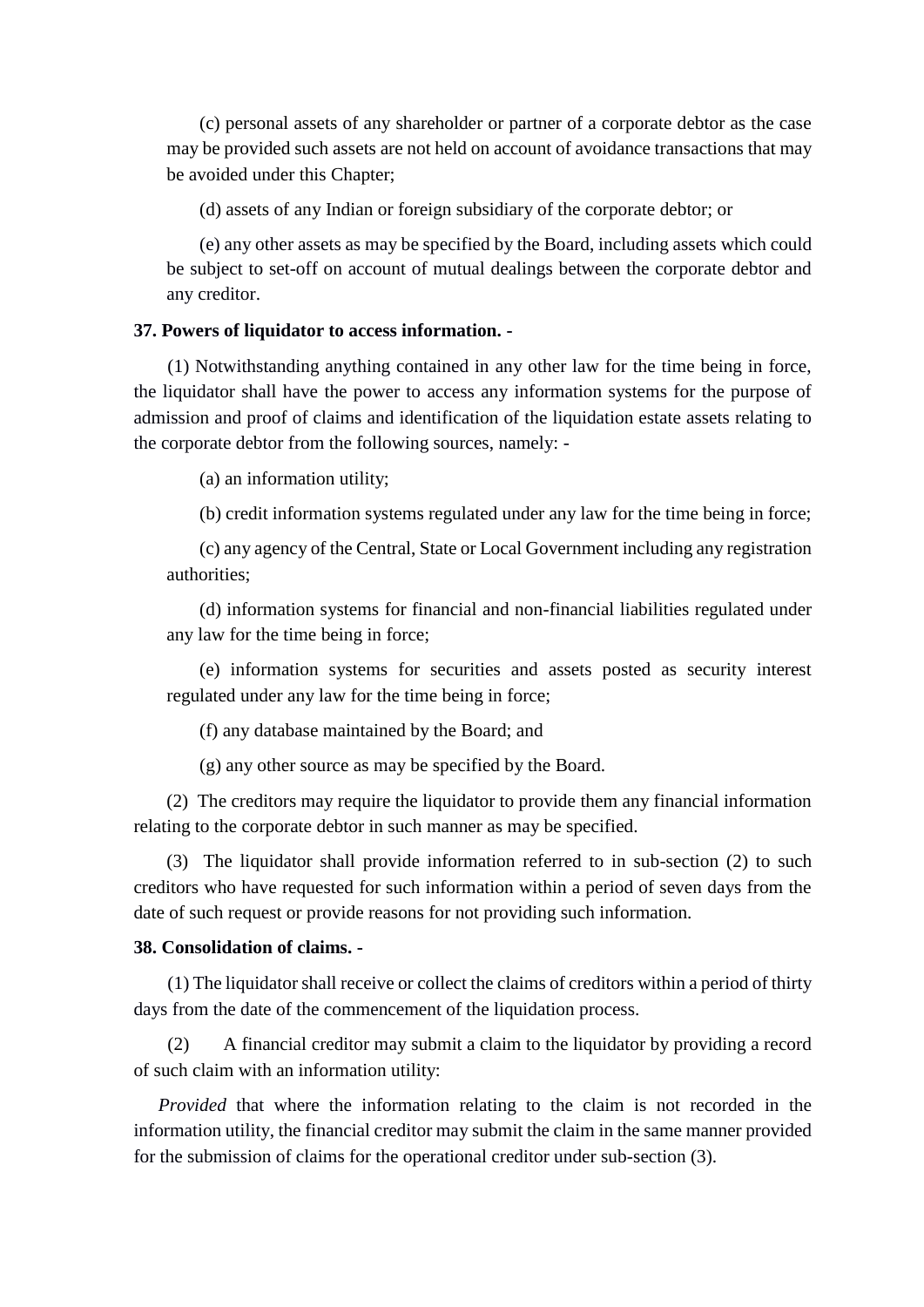(c) personal assets of any shareholder or partner of a corporate debtor as the case may be provided such assets are not held on account of avoidance transactions that may be avoided under this Chapter;

(d) assets of any Indian or foreign subsidiary of the corporate debtor; or

(e) any other assets as may be specified by the Board, including assets which could be subject to set-off on account of mutual dealings between the corporate debtor and any creditor.

**37. Powers of liquidator to access information. -**

(1) Notwithstanding anything contained in any other law for the time being in force, the liquidator shall have the power to access any information systems for the purpose of admission and proof of claims and identification of the liquidation estate assets relating to the corporate debtor from the following sources, namely: -

(a) an information utility;

(b) credit information systems regulated under any law for the time being in force;

(c) any agency of the Central, State or Local Government including any registration authorities;

(d) information systems for financial and non-financial liabilities regulated under any law for the time being in force;

(e) information systems for securities and assets posted as security interest regulated under any law for the time being in force;

(f) any database maintained by the Board; and

(g) any other source as may be specified by the Board.

(2) The creditors may require the liquidator to provide them any financial information relating to the corporate debtor in such manner as may be specified.

(3) The liquidator shall provide information referred to in sub-section (2) to such creditors who have requested for such information within a period of seven days from the date of such request or provide reasons for not providing such information.

**38. Consolidation of claims. -**

(1) The liquidator shall receive or collect the claims of creditors within a period of thirty days from the date of the commencement of the liquidation process.

(2) A financial creditor may submit a claim to the liquidator by providing a record of such claim with an information utility:

*Provided* that where the information relating to the claim is not recorded in the information utility, the financial creditor may submit the claim in the same manner provided for the submission of claims for the operational creditor under sub-section (3).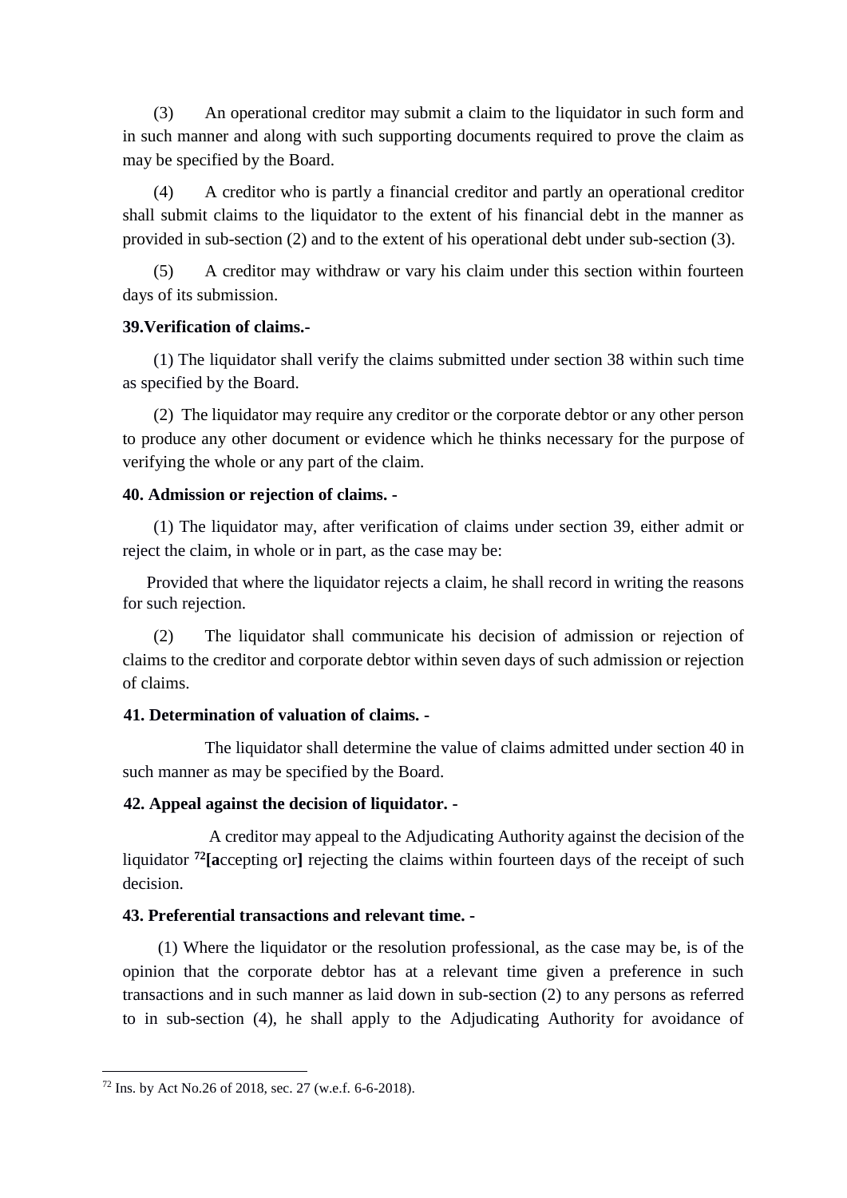(3) An operational creditor may submit a claim to the liquidator in such form and in such manner and along with such supporting documents required to prove the claim as may be specified by the Board.

(4) A creditor who is partly a financial creditor and partly an operational creditor shall submit claims to the liquidator to the extent of his financial debt in the manner as provided in sub-section (2) and to the extent of his operational debt under sub-section (3).

(5) A creditor may withdraw or vary his claim under this section within fourteen days of its submission.

**39.Verification of claims.-**

(1) The liquidator shall verify the claims submitted under section 38 within such time as specified by the Board.

(2) The liquidator may require any creditor or the corporate debtor or any other person to produce any other document or evidence which he thinks necessary for the purpose of verifying the whole or any part of the claim.

**40. Admission or rejection of claims. -**

(1) The liquidator may, after verification of claims under section 39, either admit or reject the claim, in whole or in part, as the case may be:

Provided that where the liquidator rejects a claim, he shall record in writing the reasons for such rejection.

(2) The liquidator shall communicate his decision of admission or rejection of claims to the creditor and corporate debtor within seven days of such admission or rejection of claims.

**41. Determination of valuation of claims. -**

The liquidator shall determine the value of claims admitted under section 40 in such manner as may be specified by the Board.

**42. Appeal against the decision of liquidator. -**

A creditor may appeal to the Adjudicating Authority against the decision of the liquidator [72]**[a**ccepting or**]** rejecting the claims within fourteen days of the receipt of such decision.

**43. Preferential transactions and relevant time. -**

(1) Where the liquidator or the resolution professional, as the case may be, is of the opinion that the corporate debtor has at a relevant time given a preference in such transactions and in such manner as laid down in sub-section (2) to any persons as referred to in sub-section (4), he shall apply to the Adjudicating Authority for avoidance of

---

[72] Ins. by Act No.26 of 2018, sec. 27 (w.e.f. 6-6-2018).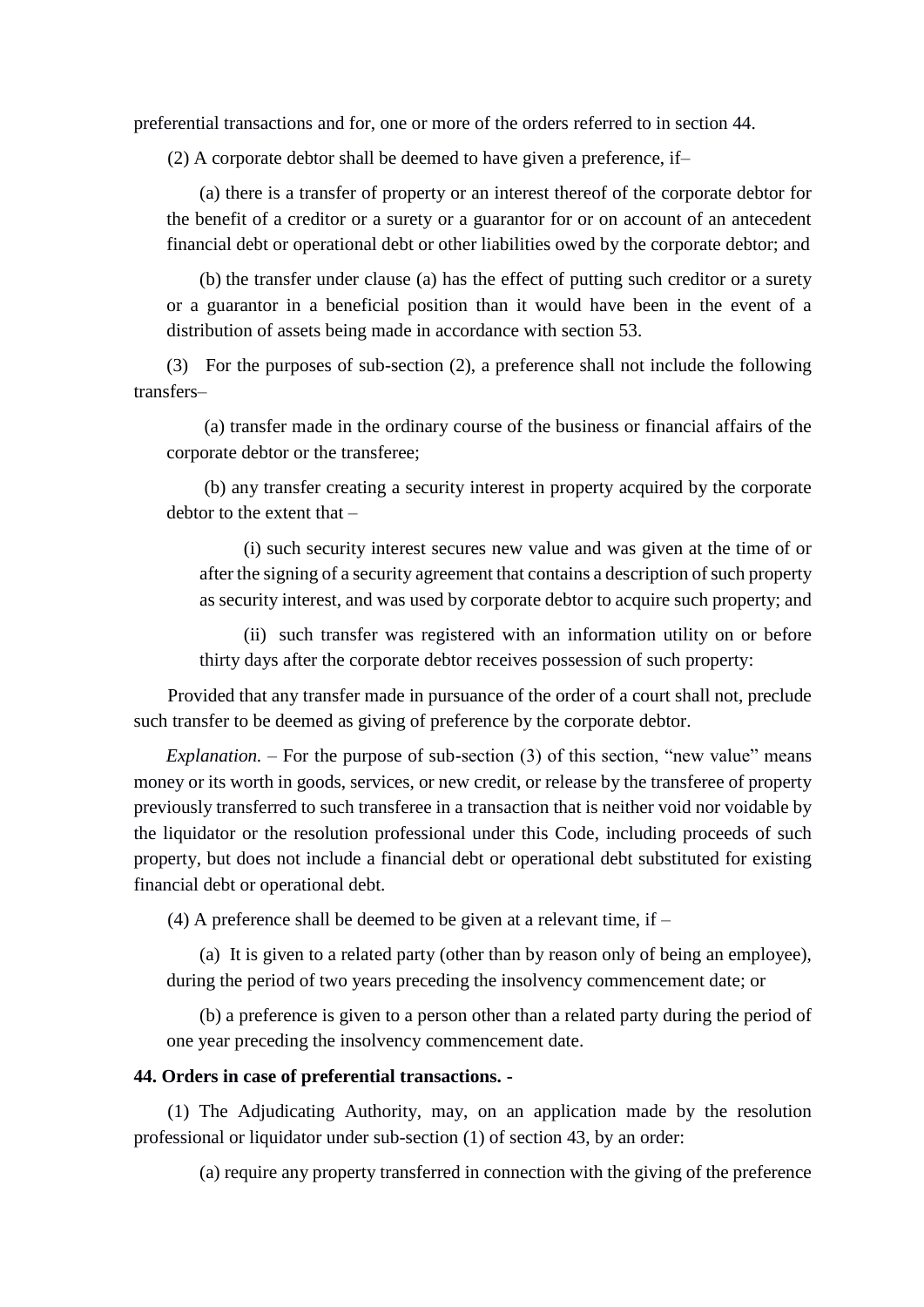preferential transactions and for, one or more of the orders referred to in section 44.

(2) A corporate debtor shall be deemed to have given a preference, if–

(a) there is a transfer of property or an interest thereof of the corporate debtor for the benefit of a creditor or a surety or a guarantor for or on account of an antecedent financial debt or operational debt or other liabilities owed by the corporate debtor; and

(b) the transfer under clause (a) has the effect of putting such creditor or a surety or a guarantor in a beneficial position than it would have been in the event of a distribution of assets being made in accordance with section 53.

(3) For the purposes of sub-section (2), a preference shall not include the following transfers–

(a) transfer made in the ordinary course of the business or financial affairs of the corporate debtor or the transferee;

(b) any transfer creating a security interest in property acquired by the corporate debtor to the extent that –

(i) such security interest secures new value and was given at the time of or after the signing of a security agreement that contains a description of such property as security interest, and was used by corporate debtor to acquire such property; and

(ii) such transfer was registered with an information utility on or before thirty days after the corporate debtor receives possession of such property:

Provided that any transfer made in pursuance of the order of a court shall not, preclude such transfer to be deemed as giving of preference by the corporate debtor.

*Explanation.* – For the purpose of sub-section (3) of this section, "new value" means money or its worth in goods, services, or new credit, or release by the transferee of property previously transferred to such transferee in a transaction that is neither void nor voidable by the liquidator or the resolution professional under this Code, including proceeds of such property, but does not include a financial debt or operational debt substituted for existing financial debt or operational debt.

(4) A preference shall be deemed to be given at a relevant time, if –

(a) It is given to a related party (other than by reason only of being an employee), during the period of two years preceding the insolvency commencement date; or

(b) a preference is given to a person other than a related party during the period of one year preceding the insolvency commencement date.

**44. Orders in case of preferential transactions. -**

(1) The Adjudicating Authority, may, on an application made by the resolution professional or liquidator under sub-section (1) of section 43, by an order:

(a) require any property transferred in connection with the giving of the preference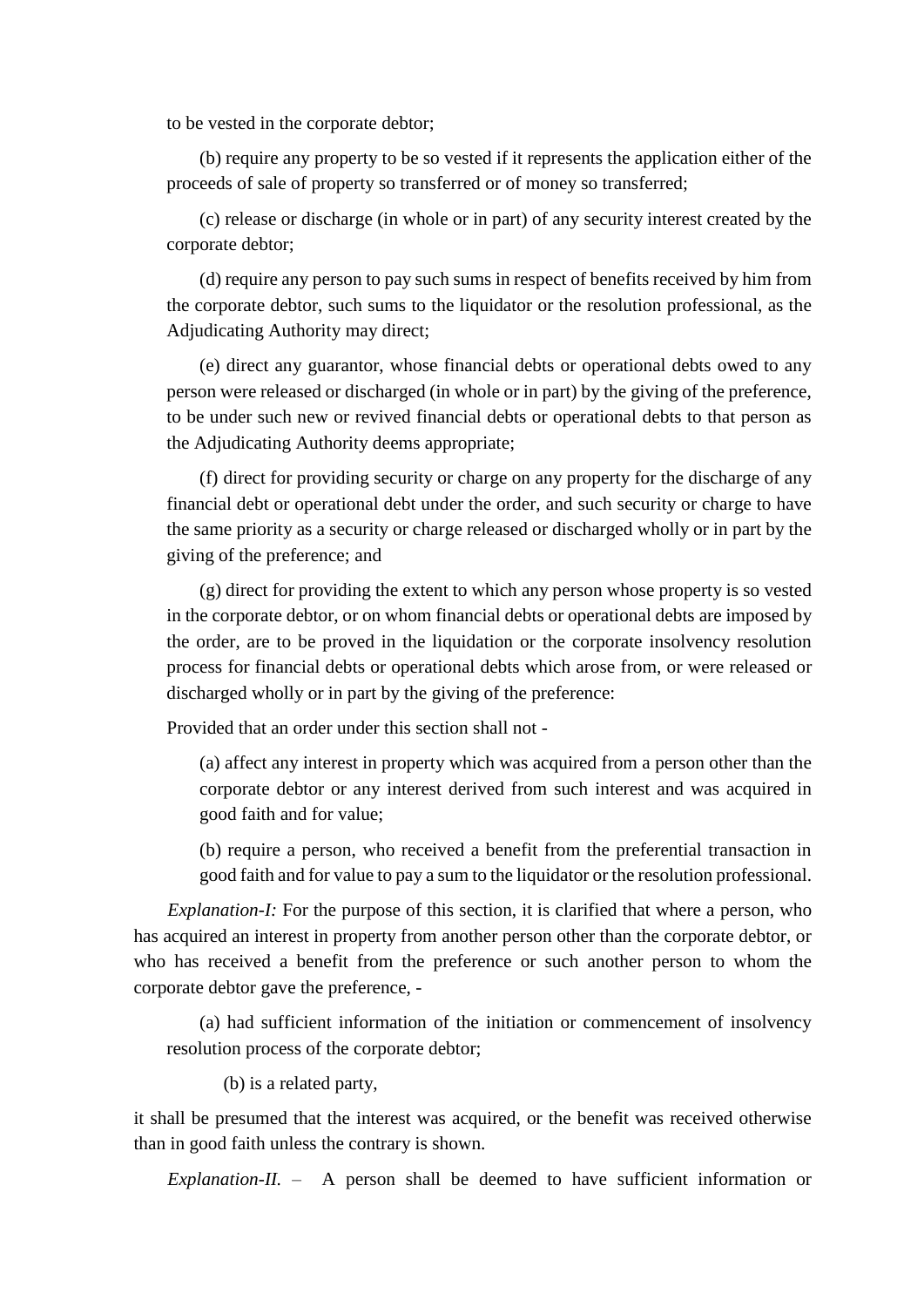to be vested in the corporate debtor;

(b) require any property to be so vested if it represents the application either of the proceeds of sale of property so transferred or of money so transferred;

(c) release or discharge (in whole or in part) of any security interest created by the corporate debtor;

(d) require any person to pay such sums in respect of benefits received by him from the corporate debtor, such sums to the liquidator or the resolution professional, as the Adjudicating Authority may direct;

(e) direct any guarantor, whose financial debts or operational debts owed to any person were released or discharged (in whole or in part) by the giving of the preference, to be under such new or revived financial debts or operational debts to that person as the Adjudicating Authority deems appropriate;

(f) direct for providing security or charge on any property for the discharge of any financial debt or operational debt under the order, and such security or charge to have the same priority as a security or charge released or discharged wholly or in part by the giving of the preference; and

(g) direct for providing the extent to which any person whose property is so vested in the corporate debtor, or on whom financial debts or operational debts are imposed by the order, are to be proved in the liquidation or the corporate insolvency resolution process for financial debts or operational debts which arose from, or were released or discharged wholly or in part by the giving of the preference:

Provided that an order under this section shall not -

(a) affect any interest in property which was acquired from a person other than the corporate debtor or any interest derived from such interest and was acquired in good faith and for value;

(b) require a person, who received a benefit from the preferential transaction in good faith and for value to pay a sum to the liquidator or the resolution professional.

*Explanation-I:* For the purpose of this section, it is clarified that where a person, who has acquired an interest in property from another person other than the corporate debtor, or who has received a benefit from the preference or such another person to whom the corporate debtor gave the preference, -

(a) had sufficient information of the initiation or commencement of insolvency resolution process of the corporate debtor;

(b) is a related party,

it shall be presumed that the interest was acquired, or the benefit was received otherwise than in good faith unless the contrary is shown.

*Explanation-II.* – A person shall be deemed to have sufficient information or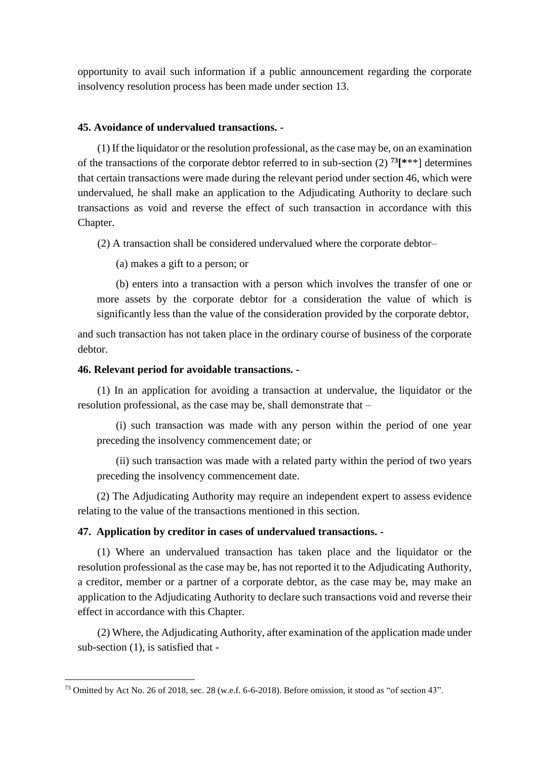opportunity to avail such information if a public announcement regarding the corporate insolvency resolution process has been made under section 13.

**45. Avoidance of undervalued transactions. -**

(1) If the liquidator or the resolution professional, as the case may be, on an examination of the transactions of the corporate debtor referred to in sub-section (2) [73][***] determines that certain transactions were made during the relevant period under section 46, which were undervalued, he shall make an application to the Adjudicating Authority to declare such transactions as void and reverse the effect of such transaction in accordance with this Chapter.

(2) A transaction shall be considered undervalued where the corporate debtor–

(a) makes a gift to a person; or

(b) enters into a transaction with a person which involves the transfer of one or more assets by the corporate debtor for a consideration the value of which is significantly less than the value of the consideration provided by the corporate debtor,

and such transaction has not taken place in the ordinary course of business of the corporate debtor.

**46. Relevant period for avoidable transactions. -**

(1) In an application for avoiding a transaction at undervalue, the liquidator or the resolution professional, as the case may be, shall demonstrate that –

(i) such transaction was made with any person within the period of one year preceding the insolvency commencement date; or

(ii) such transaction was made with a related party within the period of two years preceding the insolvency commencement date.

(2) The Adjudicating Authority may require an independent expert to assess evidence relating to the value of the transactions mentioned in this section.

**47. Application by creditor in cases of undervalued transactions. -**

(1) Where an undervalued transaction has taken place and the liquidator or the resolution professional as the case may be, has not reported it to the Adjudicating Authority, a creditor, member or a partner of a corporate debtor, as the case may be, may make an application to the Adjudicating Authority to declare such transactions void and reverse their effect in accordance with this Chapter.

(2) Where, the Adjudicating Authority, after examination of the application made under sub-section (1), is satisfied that -

---

[73] Omitted by Act No. 26 of 2018, sec. 28 (w.e.f. 6-6-2018). Before omission, it stood as "of section 43".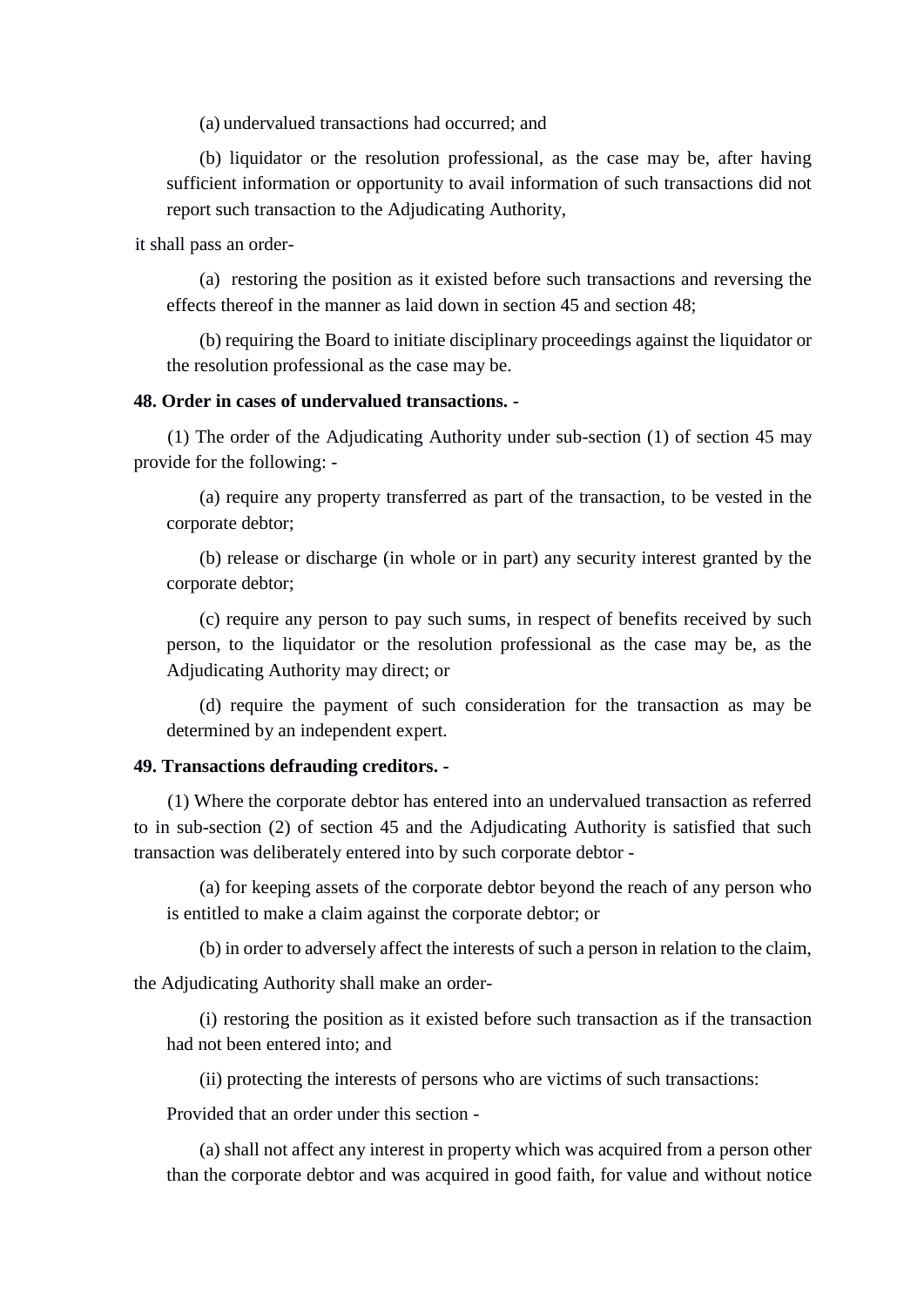(a) undervalued transactions had occurred; and

(b) liquidator or the resolution professional, as the case may be, after having sufficient information or opportunity to avail information of such transactions did not report such transaction to the Adjudicating Authority,

it shall pass an order-

(a) restoring the position as it existed before such transactions and reversing the effects thereof in the manner as laid down in section 45 and section 48;

(b) requiring the Board to initiate disciplinary proceedings against the liquidator or the resolution professional as the case may be.

**48. Order in cases of undervalued transactions. -**

(1) The order of the Adjudicating Authority under sub-section (1) of section 45 may provide for the following: -

(a) require any property transferred as part of the transaction, to be vested in the corporate debtor;

(b) release or discharge (in whole or in part) any security interest granted by the corporate debtor;

(c) require any person to pay such sums, in respect of benefits received by such person, to the liquidator or the resolution professional as the case may be, as the Adjudicating Authority may direct; or

(d) require the payment of such consideration for the transaction as may be determined by an independent expert.

**49. Transactions defrauding creditors. -**

(1) Where the corporate debtor has entered into an undervalued transaction as referred to in sub-section (2) of section 45 and the Adjudicating Authority is satisfied that such transaction was deliberately entered into by such corporate debtor -

(a) for keeping assets of the corporate debtor beyond the reach of any person who is entitled to make a claim against the corporate debtor; or

(b) in order to adversely affect the interests of such a person in relation to the claim,

the Adjudicating Authority shall make an order-

(i) restoring the position as it existed before such transaction as if the transaction had not been entered into; and

(ii) protecting the interests of persons who are victims of such transactions:

Provided that an order under this section -

(a) shall not affect any interest in property which was acquired from a person other than the corporate debtor and was acquired in good faith, for value and without notice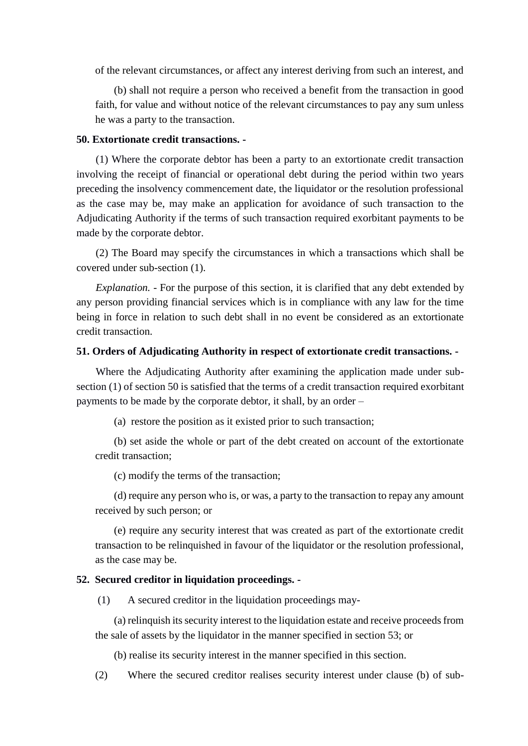of the relevant circumstances, or affect any interest deriving from such an interest, and

(b) shall not require a person who received a benefit from the transaction in good faith, for value and without notice of the relevant circumstances to pay any sum unless he was a party to the transaction.

**50. Extortionate credit transactions. -**

(1) Where the corporate debtor has been a party to an extortionate credit transaction involving the receipt of financial or operational debt during the period within two years preceding the insolvency commencement date, the liquidator or the resolution professional as the case may be, may make an application for avoidance of such transaction to the Adjudicating Authority if the terms of such transaction required exorbitant payments to be made by the corporate debtor.

(2) The Board may specify the circumstances in which a transactions which shall be covered under sub-section (1).

*Explanation.* - For the purpose of this section, it is clarified that any debt extended by any person providing financial services which is in compliance with any law for the time being in force in relation to such debt shall in no event be considered as an extortionate credit transaction.

**51. Orders of Adjudicating Authority in respect of extortionate credit transactions. -**

Where the Adjudicating Authority after examining the application made under sub-section (1) of section 50 is satisfied that the terms of a credit transaction required exorbitant payments to be made by the corporate debtor, it shall, by an order –

(a) restore the position as it existed prior to such transaction;

(b) set aside the whole or part of the debt created on account of the extortionate credit transaction;

(c) modify the terms of the transaction;

(d) require any person who is, or was, a party to the transaction to repay any amount received by such person; or

(e) require any security interest that was created as part of the extortionate credit transaction to be relinquished in favour of the liquidator or the resolution professional, as the case may be.

**52. Secured creditor in liquidation proceedings. -**

(1) A secured creditor in the liquidation proceedings may-

(a) relinquish its security interest to the liquidation estate and receive proceeds from the sale of assets by the liquidator in the manner specified in section 53; or

(b) realise its security interest in the manner specified in this section.

(2) Where the secured creditor realises security interest under clause (b) of sub-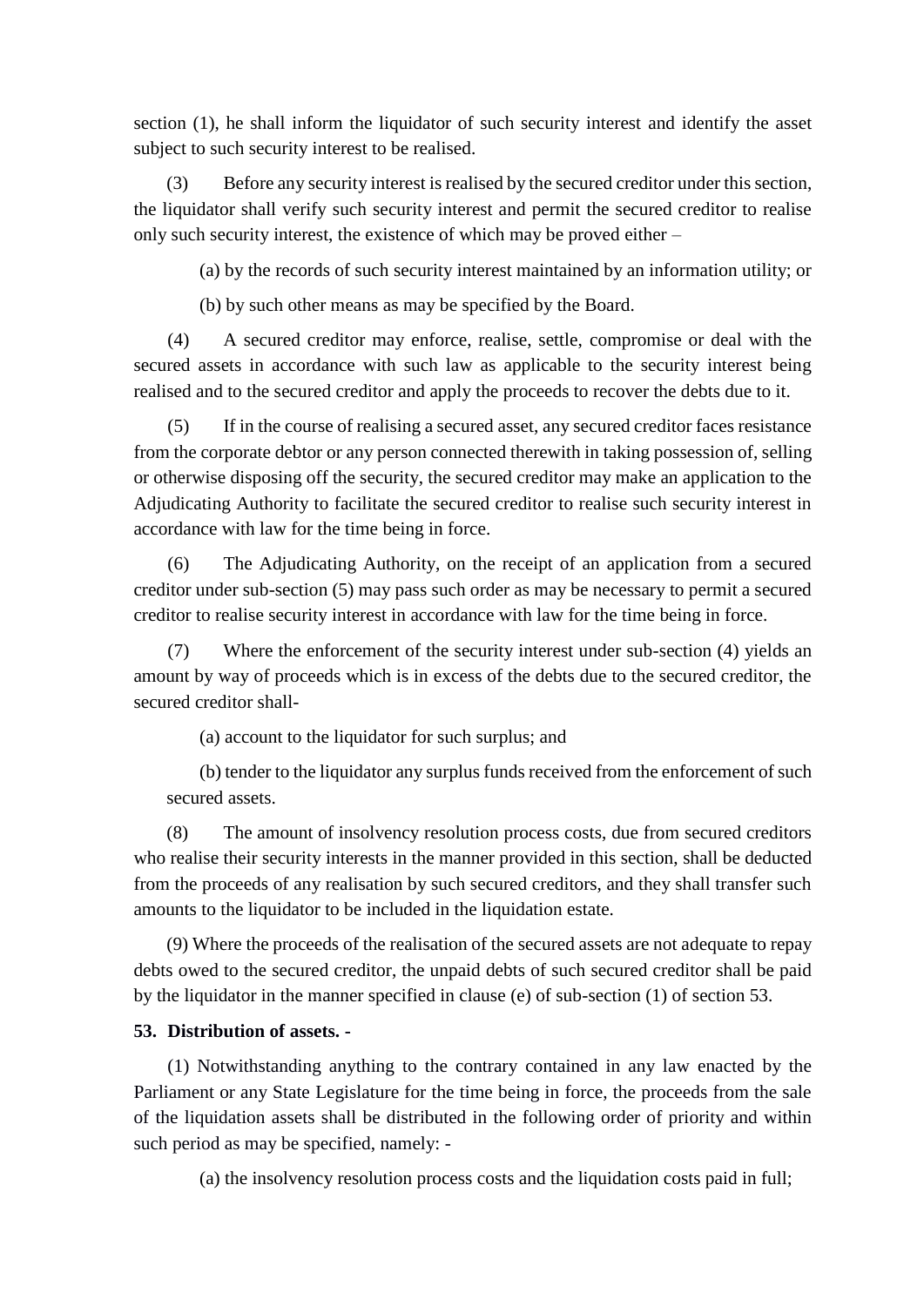section (1), he shall inform the liquidator of such security interest and identify the asset subject to such security interest to be realised.

(3) Before any security interest is realised by the secured creditor under this section, the liquidator shall verify such security interest and permit the secured creditor to realise only such security interest, the existence of which may be proved either –

(a) by the records of such security interest maintained by an information utility; or

(b) by such other means as may be specified by the Board.

(4) A secured creditor may enforce, realise, settle, compromise or deal with the secured assets in accordance with such law as applicable to the security interest being realised and to the secured creditor and apply the proceeds to recover the debts due to it.

(5) If in the course of realising a secured asset, any secured creditor faces resistance from the corporate debtor or any person connected therewith in taking possession of, selling or otherwise disposing off the security, the secured creditor may make an application to the Adjudicating Authority to facilitate the secured creditor to realise such security interest in accordance with law for the time being in force.

(6) The Adjudicating Authority, on the receipt of an application from a secured creditor under sub-section (5) may pass such order as may be necessary to permit a secured creditor to realise security interest in accordance with law for the time being in force.

(7) Where the enforcement of the security interest under sub-section (4) yields an amount by way of proceeds which is in excess of the debts due to the secured creditor, the secured creditor shall-

(a) account to the liquidator for such surplus; and

(b) tender to the liquidator any surplus funds received from the enforcement of such secured assets.

(8) The amount of insolvency resolution process costs, due from secured creditors who realise their security interests in the manner provided in this section, shall be deducted from the proceeds of any realisation by such secured creditors, and they shall transfer such amounts to the liquidator to be included in the liquidation estate.

(9) Where the proceeds of the realisation of the secured assets are not adequate to repay debts owed to the secured creditor, the unpaid debts of such secured creditor shall be paid by the liquidator in the manner specified in clause (e) of sub-section (1) of section 53.

**53. Distribution of assets. -**

(1) Notwithstanding anything to the contrary contained in any law enacted by the Parliament or any State Legislature for the time being in force, the proceeds from the sale of the liquidation assets shall be distributed in the following order of priority and within such period as may be specified, namely: -

(a) the insolvency resolution process costs and the liquidation costs paid in full;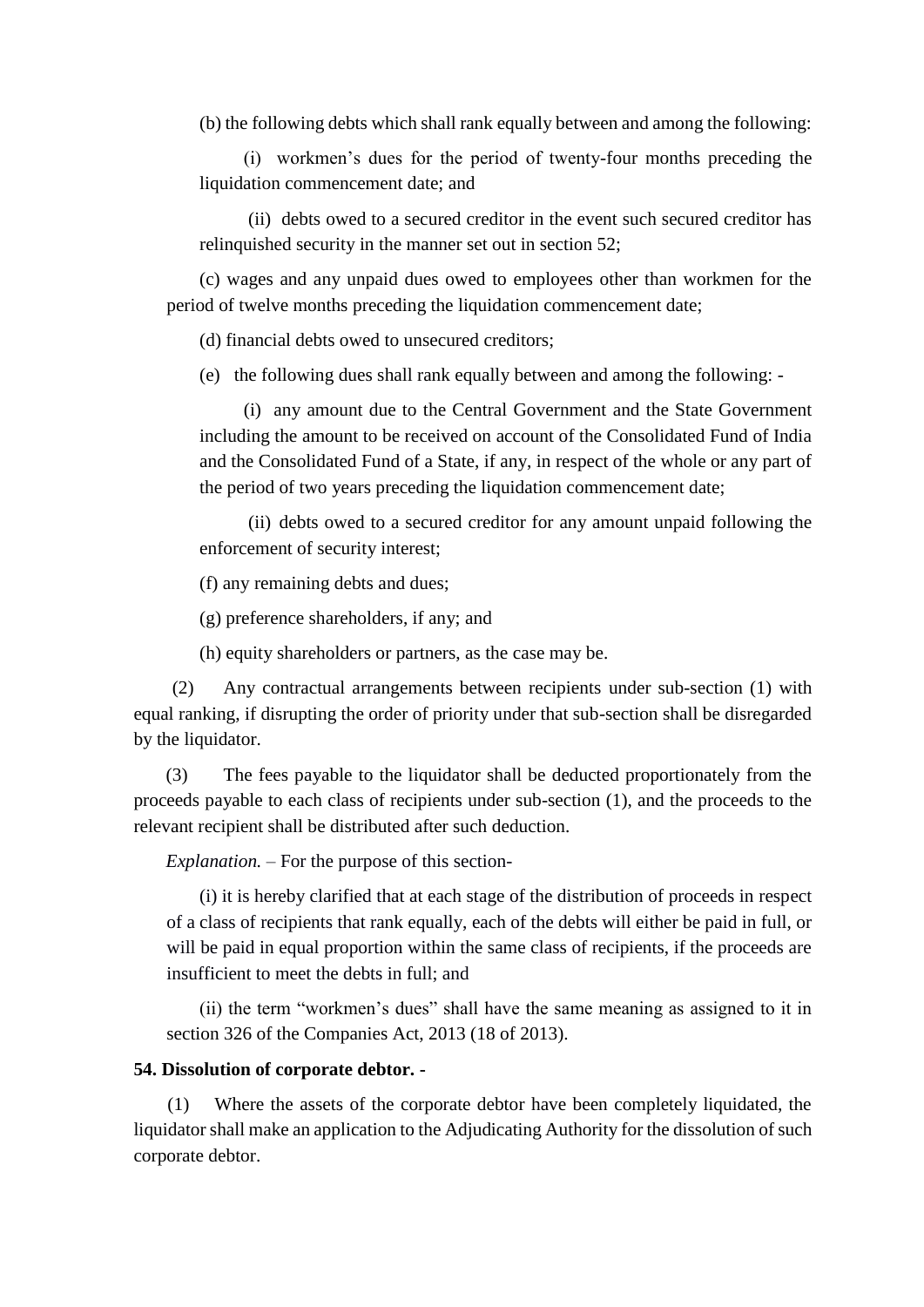(b) the following debts which shall rank equally between and among the following:

(i) workmen's dues for the period of twenty-four months preceding the liquidation commencement date; and

(ii) debts owed to a secured creditor in the event such secured creditor has relinquished security in the manner set out in section 52;

(c) wages and any unpaid dues owed to employees other than workmen for the period of twelve months preceding the liquidation commencement date;

(d) financial debts owed to unsecured creditors;

(e) the following dues shall rank equally between and among the following: -

(i) any amount due to the Central Government and the State Government including the amount to be received on account of the Consolidated Fund of India and the Consolidated Fund of a State, if any, in respect of the whole or any part of the period of two years preceding the liquidation commencement date;

(ii) debts owed to a secured creditor for any amount unpaid following the enforcement of security interest;

(f) any remaining debts and dues;

(g) preference shareholders, if any; and

(h) equity shareholders or partners, as the case may be.

(2) Any contractual arrangements between recipients under sub-section (1) with equal ranking, if disrupting the order of priority under that sub-section shall be disregarded by the liquidator.

(3) The fees payable to the liquidator shall be deducted proportionately from the proceeds payable to each class of recipients under sub-section (1), and the proceeds to the relevant recipient shall be distributed after such deduction.

*Explanation.* – For the purpose of this section-

(i) it is hereby clarified that at each stage of the distribution of proceeds in respect of a class of recipients that rank equally, each of the debts will either be paid in full, or will be paid in equal proportion within the same class of recipients, if the proceeds are insufficient to meet the debts in full; and

(ii) the term "workmen's dues" shall have the same meaning as assigned to it in section 326 of the Companies Act, 2013 (18 of 2013).

**54. Dissolution of corporate debtor. -**

(1) Where the assets of the corporate debtor have been completely liquidated, the liquidator shall make an application to the Adjudicating Authority for the dissolution of such corporate debtor.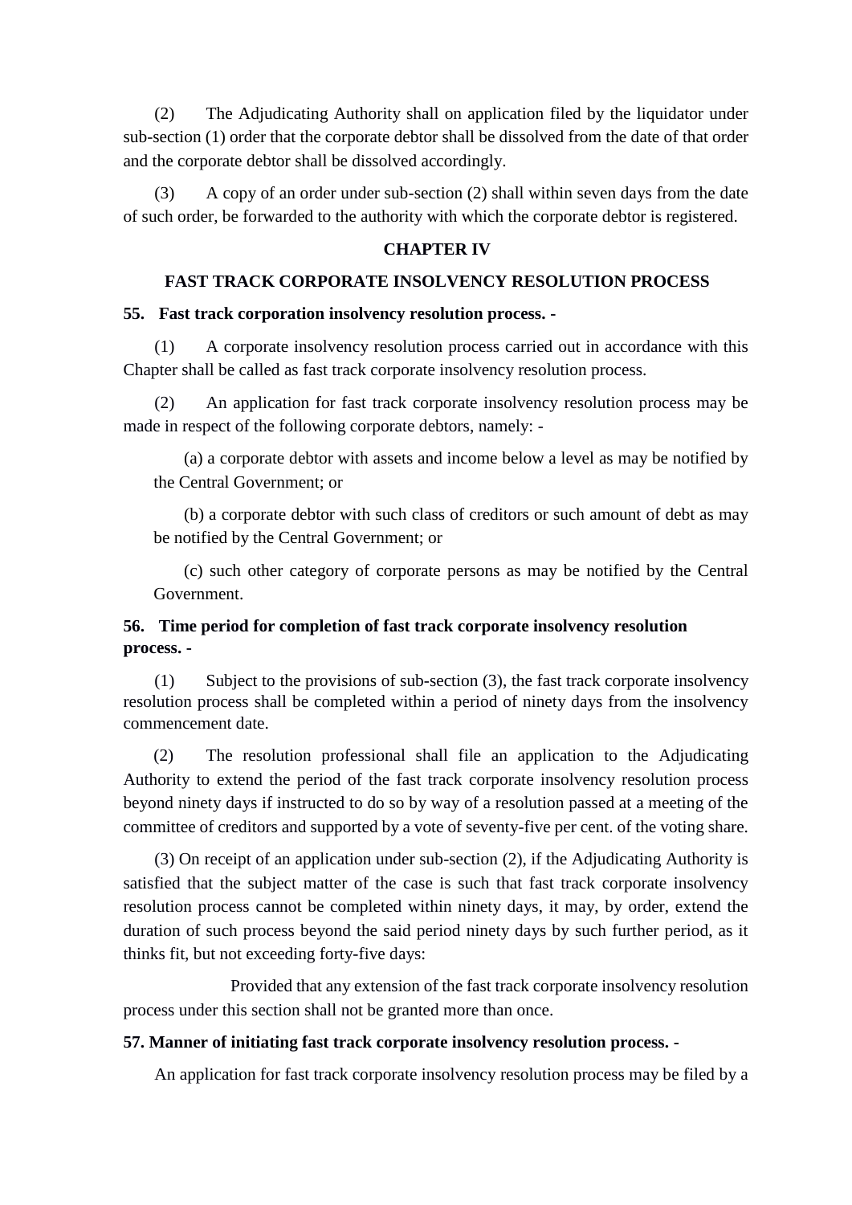(2) The Adjudicating Authority shall on application filed by the liquidator under sub-section (1) order that the corporate debtor shall be dissolved from the date of that order and the corporate debtor shall be dissolved accordingly.

(3) A copy of an order under sub-section (2) shall within seven days from the date of such order, be forwarded to the authority with which the corporate debtor is registered.

## CHAPTER IV

## FAST TRACK CORPORATE INSOLVENCY RESOLUTION PROCESS

**55. Fast track corporation insolvency resolution process. -**

(1) A corporate insolvency resolution process carried out in accordance with this Chapter shall be called as fast track corporate insolvency resolution process.

(2) An application for fast track corporate insolvency resolution process may be made in respect of the following corporate debtors, namely: -

(a) a corporate debtor with assets and income below a level as may be notified by the Central Government; or

(b) a corporate debtor with such class of creditors or such amount of debt as may be notified by the Central Government; or

(c) such other category of corporate persons as may be notified by the Central Government.

**56. Time period for completion of fast track corporate insolvency resolution process. -**

(1) Subject to the provisions of sub-section (3), the fast track corporate insolvency resolution process shall be completed within a period of ninety days from the insolvency commencement date.

(2) The resolution professional shall file an application to the Adjudicating Authority to extend the period of the fast track corporate insolvency resolution process beyond ninety days if instructed to do so by way of a resolution passed at a meeting of the committee of creditors and supported by a vote of seventy-five per cent. of the voting share.

(3) On receipt of an application under sub-section (2), if the Adjudicating Authority is satisfied that the subject matter of the case is such that fast track corporate insolvency resolution process cannot be completed within ninety days, it may, by order, extend the duration of such process beyond the said period ninety days by such further period, as it thinks fit, but not exceeding forty-five days:

Provided that any extension of the fast track corporate insolvency resolution process under this section shall not be granted more than once.

**57. Manner of initiating fast track corporate insolvency resolution process. -**

An application for fast track corporate insolvency resolution process may be filed by a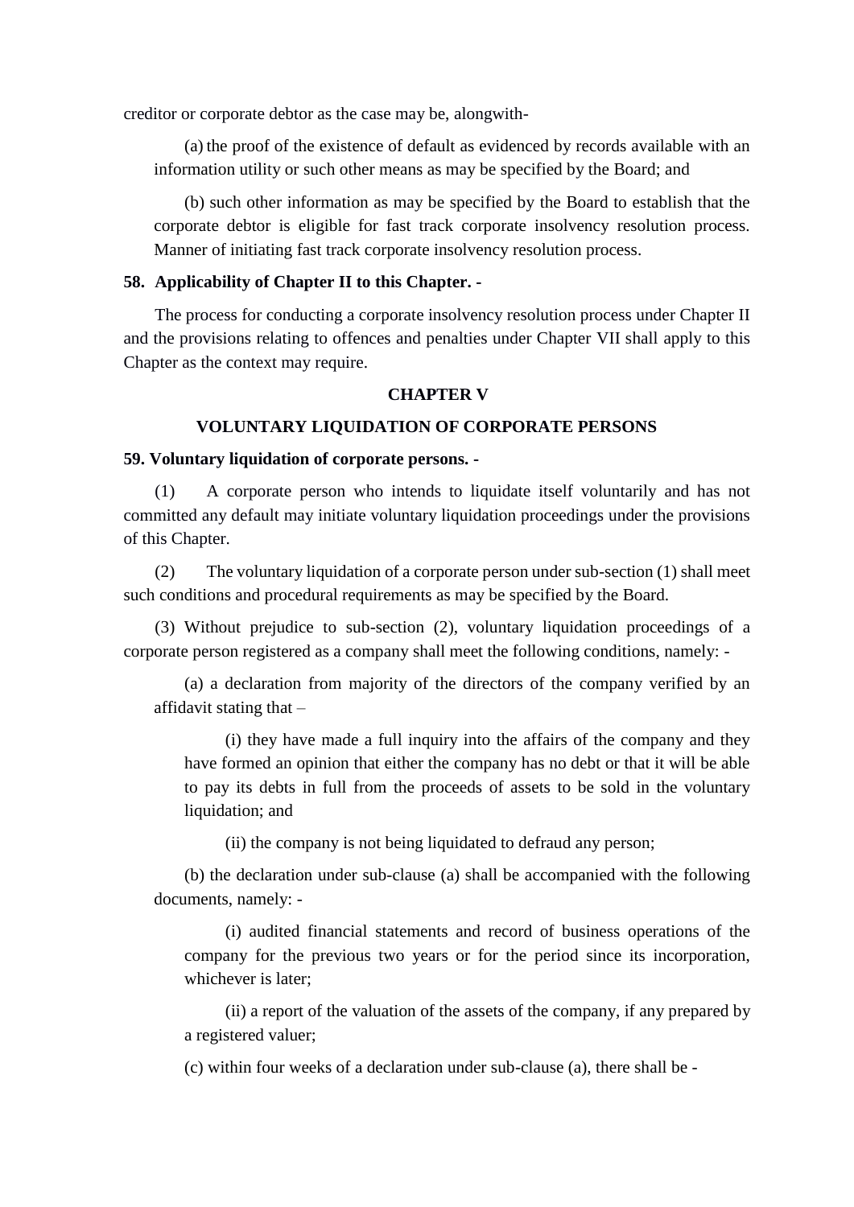creditor or corporate debtor as the case may be, alongwith-

(a) the proof of the existence of default as evidenced by records available with an information utility or such other means as may be specified by the Board; and

(b) such other information as may be specified by the Board to establish that the corporate debtor is eligible for fast track corporate insolvency resolution process. Manner of initiating fast track corporate insolvency resolution process.

**58. Applicability of Chapter II to this Chapter. -**

The process for conducting a corporate insolvency resolution process under Chapter II and the provisions relating to offences and penalties under Chapter VII shall apply to this Chapter as the context may require.

## CHAPTER V

## VOLUNTARY LIQUIDATION OF CORPORATE PERSONS

**59. Voluntary liquidation of corporate persons. -**

(1) A corporate person who intends to liquidate itself voluntarily and has not committed any default may initiate voluntary liquidation proceedings under the provisions of this Chapter.

(2) The voluntary liquidation of a corporate person under sub-section (1) shall meet such conditions and procedural requirements as may be specified by the Board.

(3) Without prejudice to sub-section (2), voluntary liquidation proceedings of a corporate person registered as a company shall meet the following conditions, namely: -

(a) a declaration from majority of the directors of the company verified by an affidavit stating that –

(i) they have made a full inquiry into the affairs of the company and they have formed an opinion that either the company has no debt or that it will be able to pay its debts in full from the proceeds of assets to be sold in the voluntary liquidation; and

(ii) the company is not being liquidated to defraud any person;

(b) the declaration under sub-clause (a) shall be accompanied with the following documents, namely: -

(i) audited financial statements and record of business operations of the company for the previous two years or for the period since its incorporation, whichever is later;

(ii) a report of the valuation of the assets of the company, if any prepared by a registered valuer;

(c) within four weeks of a declaration under sub-clause (a), there shall be -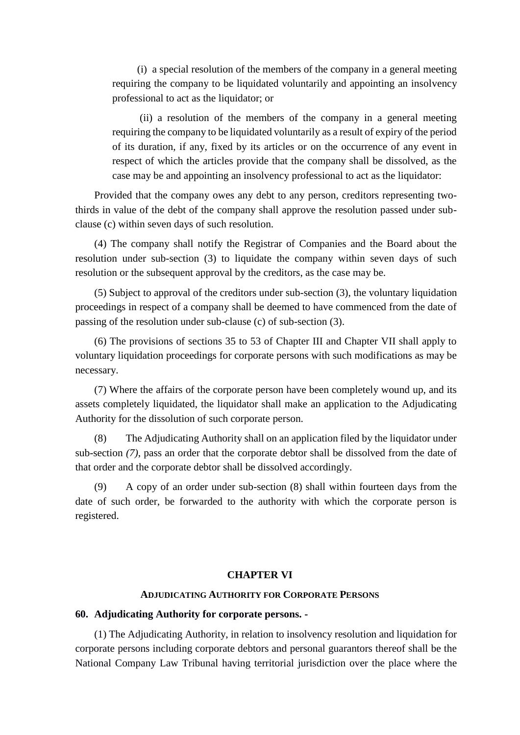(i) a special resolution of the members of the company in a general meeting requiring the company to be liquidated voluntarily and appointing an insolvency professional to act as the liquidator; or

(ii) a resolution of the members of the company in a general meeting requiring the company to be liquidated voluntarily as a result of expiry of the period of its duration, if any, fixed by its articles or on the occurrence of any event in respect of which the articles provide that the company shall be dissolved, as the case may be and appointing an insolvency professional to act as the liquidator:

Provided that the company owes any debt to any person, creditors representing two-thirds in value of the debt of the company shall approve the resolution passed under sub-clause (c) within seven days of such resolution.

(4) The company shall notify the Registrar of Companies and the Board about the resolution under sub-section (3) to liquidate the company within seven days of such resolution or the subsequent approval by the creditors, as the case may be.

(5) Subject to approval of the creditors under sub-section (3), the voluntary liquidation proceedings in respect of a company shall be deemed to have commenced from the date of passing of the resolution under sub-clause (c) of sub-section (3).

(6) The provisions of sections 35 to 53 of Chapter III and Chapter VII shall apply to voluntary liquidation proceedings for corporate persons with such modifications as may be necessary.

(7) Where the affairs of the corporate person have been completely wound up, and its assets completely liquidated, the liquidator shall make an application to the Adjudicating Authority for the dissolution of such corporate person.

(8) The Adjudicating Authority shall on an application filed by the liquidator under sub-section *(7)*, pass an order that the corporate debtor shall be dissolved from the date of that order and the corporate debtor shall be dissolved accordingly.

(9) A copy of an order under sub-section (8) shall within fourteen days from the date of such order, be forwarded to the authority with which the corporate person is registered.

## CHAPTER VI

### ADJUDICATING AUTHORITY FOR CORPORATE PERSONS

**60. Adjudicating Authority for corporate persons. -**

(1) The Adjudicating Authority, in relation to insolvency resolution and liquidation for corporate persons including corporate debtors and personal guarantors thereof shall be the National Company Law Tribunal having territorial jurisdiction over the place where the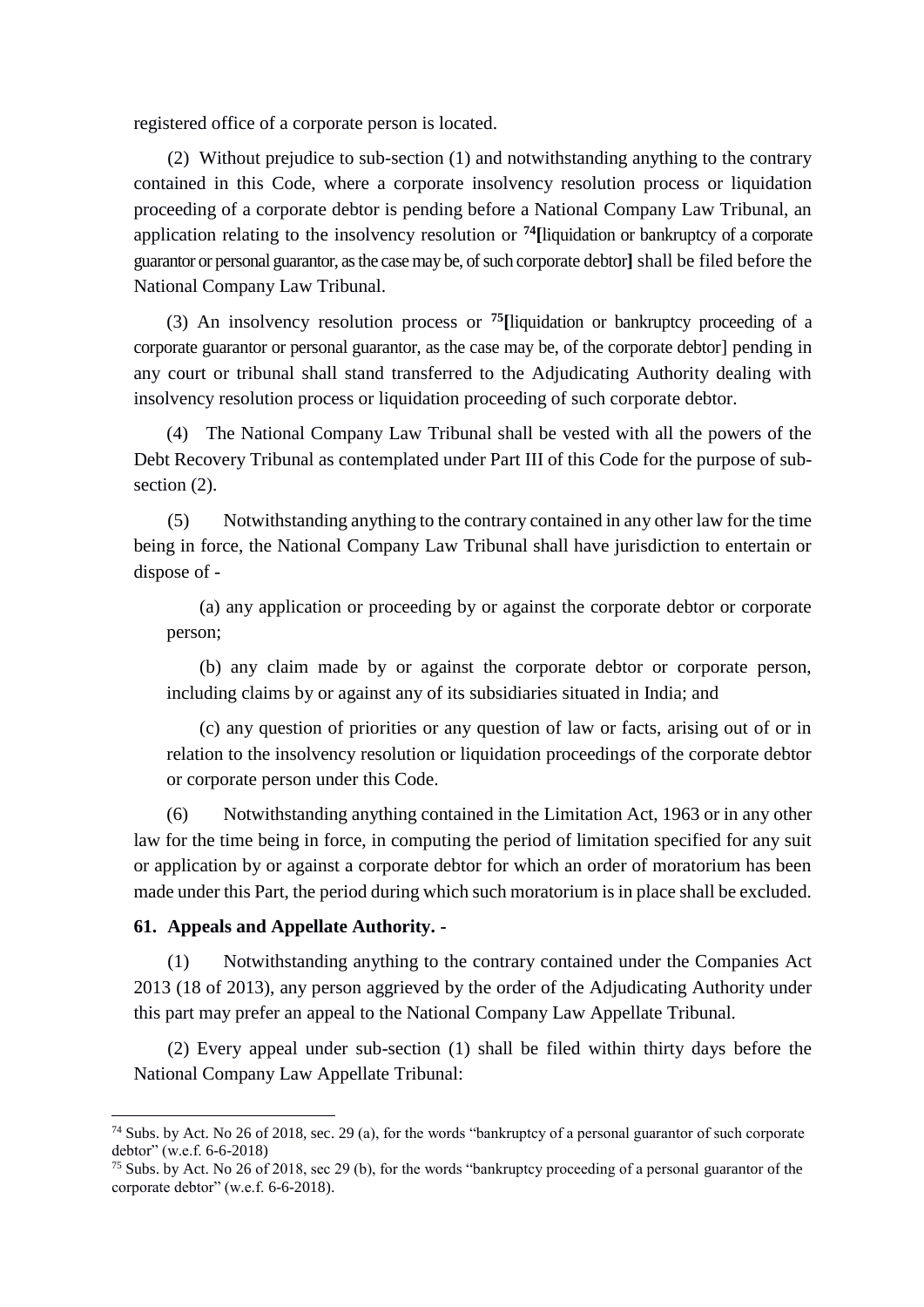registered office of a corporate person is located.

(2) Without prejudice to sub-section (1) and notwithstanding anything to the contrary contained in this Code, where a corporate insolvency resolution process or liquidation proceeding of a corporate debtor is pending before a National Company Law Tribunal, an application relating to the insolvency resolution or [74][liquidation or bankruptcy of a corporate guarantor or personal guarantor, as the case may be, of such corporate debtor] shall be filed before the National Company Law Tribunal.

(3) An insolvency resolution process or [75][liquidation or bankruptcy proceeding of a corporate guarantor or personal guarantor, as the case may be, of the corporate debtor] pending in any court or tribunal shall stand transferred to the Adjudicating Authority dealing with insolvency resolution process or liquidation proceeding of such corporate debtor.

(4) The National Company Law Tribunal shall be vested with all the powers of the Debt Recovery Tribunal as contemplated under Part III of this Code for the purpose of sub-section (2).

(5) Notwithstanding anything to the contrary contained in any other law for the time being in force, the National Company Law Tribunal shall have jurisdiction to entertain or dispose of -

(a) any application or proceeding by or against the corporate debtor or corporate person;

(b) any claim made by or against the corporate debtor or corporate person, including claims by or against any of its subsidiaries situated in India; and

(c) any question of priorities or any question of law or facts, arising out of or in relation to the insolvency resolution or liquidation proceedings of the corporate debtor or corporate person under this Code.

(6) Notwithstanding anything contained in the Limitation Act, 1963 or in any other law for the time being in force, in computing the period of limitation specified for any suit or application by or against a corporate debtor for which an order of moratorium has been made under this Part, the period during which such moratorium is in place shall be excluded.

**61. Appeals and Appellate Authority. -**

(1) Notwithstanding anything to the contrary contained under the Companies Act 2013 (18 of 2013), any person aggrieved by the order of the Adjudicating Authority under this part may prefer an appeal to the National Company Law Appellate Tribunal.

(2) Every appeal under sub-section (1) shall be filed within thirty days before the National Company Law Appellate Tribunal:

---

[74] Subs. by Act. No 26 of 2018, sec. 29 (a), for the words "bankruptcy of a personal guarantor of such corporate debtor" (w.e.f. 6-6-2018)

[75] Subs. by Act. No 26 of 2018, sec 29 (b), for the words "bankruptcy proceeding of a personal guarantor of the corporate debtor" (w.e.f. 6-6-2018).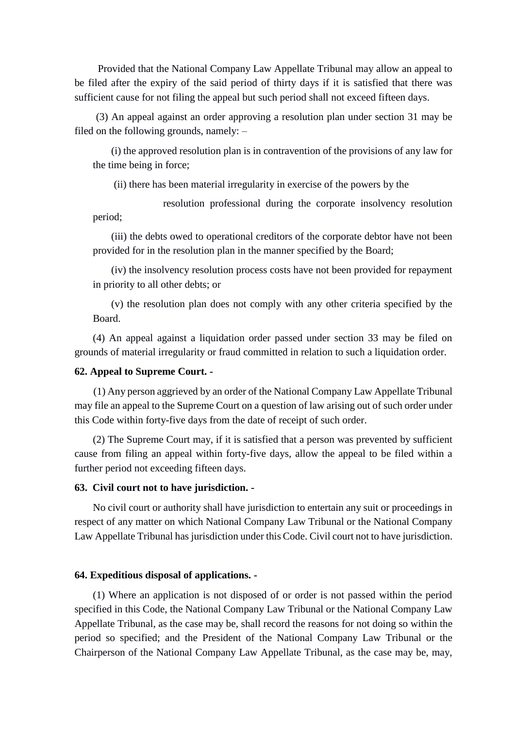Provided that the National Company Law Appellate Tribunal may allow an appeal to be filed after the expiry of the said period of thirty days if it is satisfied that there was sufficient cause for not filing the appeal but such period shall not exceed fifteen days.

(3) An appeal against an order approving a resolution plan under section 31 may be filed on the following grounds, namely: –

(i) the approved resolution plan is in contravention of the provisions of any law for the time being in force;

(ii) there has been material irregularity in exercise of the powers by the resolution professional during the corporate insolvency resolution period;

(iii) the debts owed to operational creditors of the corporate debtor have not been provided for in the resolution plan in the manner specified by the Board;

(iv) the insolvency resolution process costs have not been provided for repayment in priority to all other debts; or

(v) the resolution plan does not comply with any other criteria specified by the Board.

(4) An appeal against a liquidation order passed under section 33 may be filed on grounds of material irregularity or fraud committed in relation to such a liquidation order.

**62. Appeal to Supreme Court. -**

(1) Any person aggrieved by an order of the National Company Law Appellate Tribunal may file an appeal to the Supreme Court on a question of law arising out of such order under this Code within forty-five days from the date of receipt of such order.

(2) The Supreme Court may, if it is satisfied that a person was prevented by sufficient cause from filing an appeal within forty-five days, allow the appeal to be filed within a further period not exceeding fifteen days.

**63. Civil court not to have jurisdiction. -**

No civil court or authority shall have jurisdiction to entertain any suit or proceedings in respect of any matter on which National Company Law Tribunal or the National Company Law Appellate Tribunal has jurisdiction under this Code. Civil court not to have jurisdiction.

**64. Expeditious disposal of applications. -**

(1) Where an application is not disposed of or order is not passed within the period specified in this Code, the National Company Law Tribunal or the National Company Law Appellate Tribunal, as the case may be, shall record the reasons for not doing so within the period so specified; and the President of the National Company Law Tribunal or the Chairperson of the National Company Law Appellate Tribunal, as the case may be, may,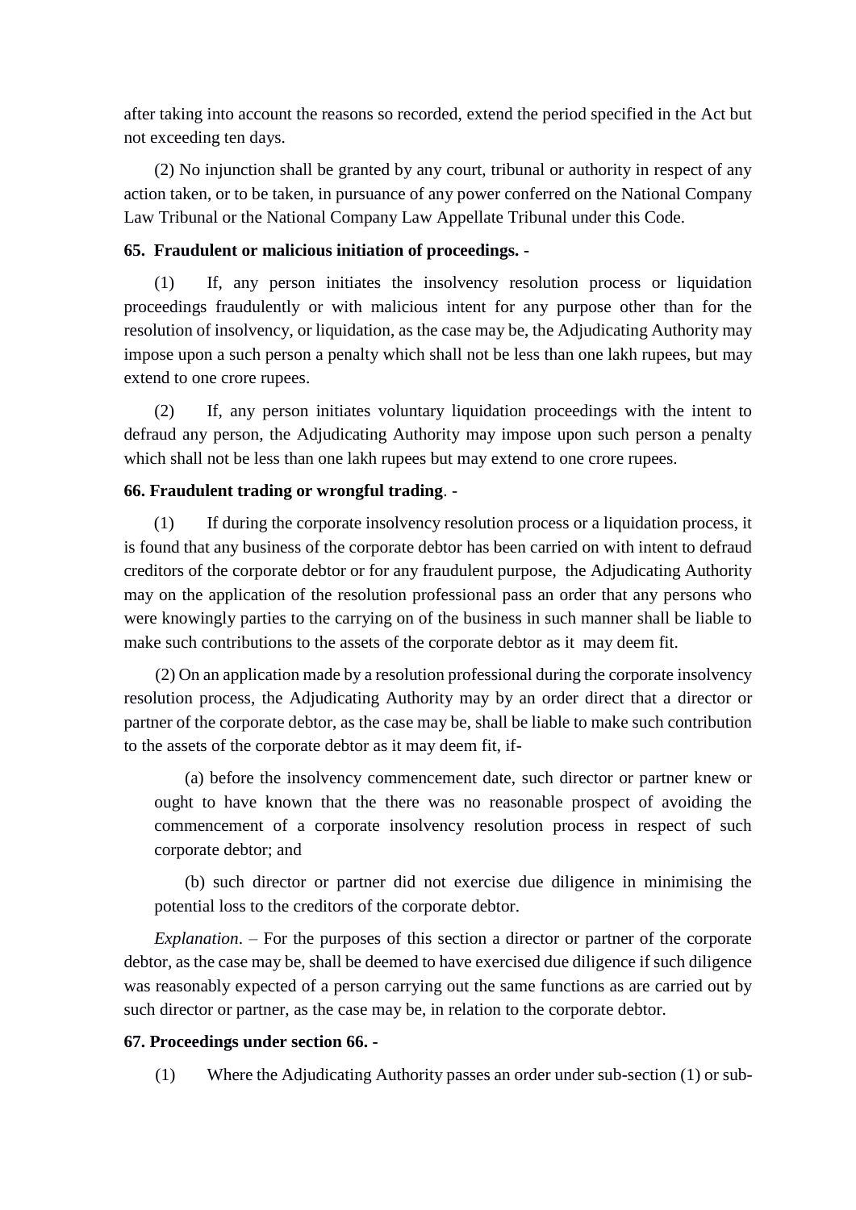after taking into account the reasons so recorded, extend the period specified in the Act but not exceeding ten days.

(2) No injunction shall be granted by any court, tribunal or authority in respect of any action taken, or to be taken, in pursuance of any power conferred on the National Company Law Tribunal or the National Company Law Appellate Tribunal under this Code.

**65. Fraudulent or malicious initiation of proceedings. -**

(1) If, any person initiates the insolvency resolution process or liquidation proceedings fraudulently or with malicious intent for any purpose other than for the resolution of insolvency, or liquidation, as the case may be, the Adjudicating Authority may impose upon a such person a penalty which shall not be less than one lakh rupees, but may extend to one crore rupees.

(2) If, any person initiates voluntary liquidation proceedings with the intent to defraud any person, the Adjudicating Authority may impose upon such person a penalty which shall not be less than one lakh rupees but may extend to one crore rupees.

**66. Fraudulent trading or wrongful trading**. -

(1) If during the corporate insolvency resolution process or a liquidation process, it is found that any business of the corporate debtor has been carried on with intent to defraud creditors of the corporate debtor or for any fraudulent purpose, the Adjudicating Authority may on the application of the resolution professional pass an order that any persons who were knowingly parties to the carrying on of the business in such manner shall be liable to make such contributions to the assets of the corporate debtor as it may deem fit.

(2) On an application made by a resolution professional during the corporate insolvency resolution process, the Adjudicating Authority may by an order direct that a director or partner of the corporate debtor, as the case may be, shall be liable to make such contribution to the assets of the corporate debtor as it may deem fit, if-

(a) before the insolvency commencement date, such director or partner knew or ought to have known that the there was no reasonable prospect of avoiding the commencement of a corporate insolvency resolution process in respect of such corporate debtor; and

(b) such director or partner did not exercise due diligence in minimising the potential loss to the creditors of the corporate debtor.

*Explanation*. – For the purposes of this section a director or partner of the corporate debtor, as the case may be, shall be deemed to have exercised due diligence if such diligence was reasonably expected of a person carrying out the same functions as are carried out by such director or partner, as the case may be, in relation to the corporate debtor.

**67. Proceedings under section 66. -**

(1) Where the Adjudicating Authority passes an order under sub-section (1) or sub-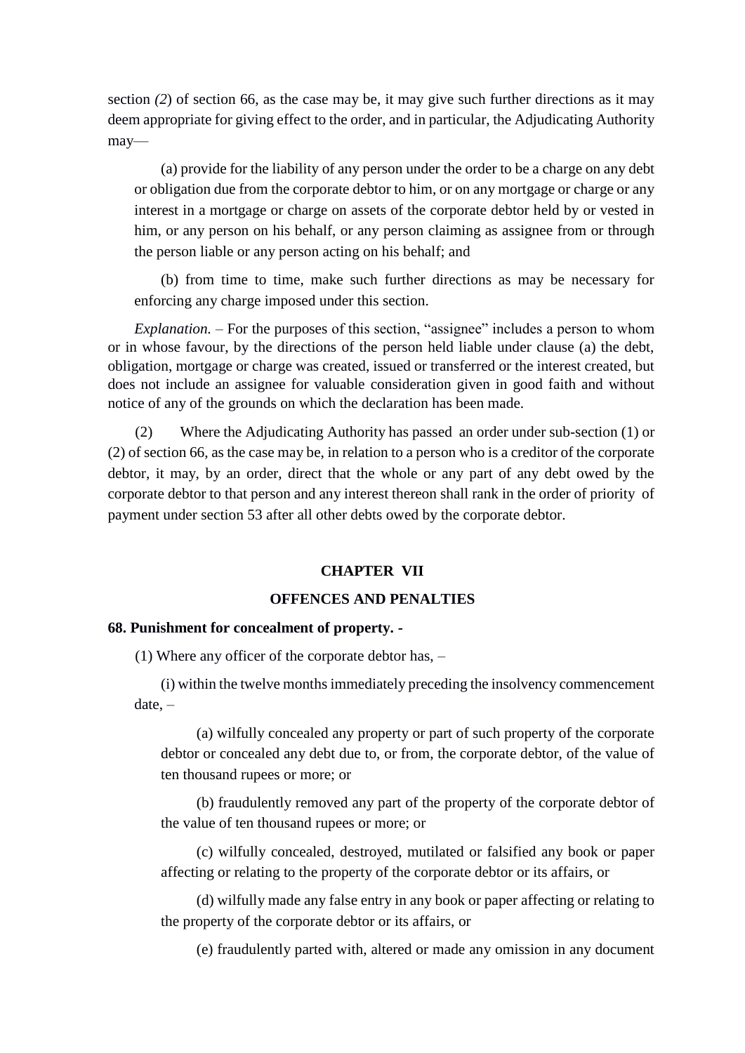section *(2*) of section 66, as the case may be, it may give such further directions as it may deem appropriate for giving effect to the order, and in particular, the Adjudicating Authority may—

(a) provide for the liability of any person under the order to be a charge on any debt or obligation due from the corporate debtor to him, or on any mortgage or charge or any interest in a mortgage or charge on assets of the corporate debtor held by or vested in him, or any person on his behalf, or any person claiming as assignee from or through the person liable or any person acting on his behalf; and

(b) from time to time, make such further directions as may be necessary for enforcing any charge imposed under this section.

*Explanation.* – For the purposes of this section, "assignee" includes a person to whom or in whose favour, by the directions of the person held liable under clause (a) the debt, obligation, mortgage or charge was created, issued or transferred or the interest created, but does not include an assignee for valuable consideration given in good faith and without notice of any of the grounds on which the declaration has been made.

(2) Where the Adjudicating Authority has passed an order under sub-section (1) or (2) of section 66, as the case may be, in relation to a person who is a creditor of the corporate debtor, it may, by an order, direct that the whole or any part of any debt owed by the corporate debtor to that person and any interest thereon shall rank in the order of priority of payment under section 53 after all other debts owed by the corporate debtor.

## CHAPTER VII

## OFFENCES AND PENALTIES

**68. Punishment for concealment of property. -**

(1) Where any officer of the corporate debtor has, –

(i) within the twelve months immediately preceding the insolvency commencement date, –

(a) wilfully concealed any property or part of such property of the corporate debtor or concealed any debt due to, or from, the corporate debtor, of the value of ten thousand rupees or more; or

(b) fraudulently removed any part of the property of the corporate debtor of the value of ten thousand rupees or more; or

(c) wilfully concealed, destroyed, mutilated or falsified any book or paper affecting or relating to the property of the corporate debtor or its affairs, or

(d) wilfully made any false entry in any book or paper affecting or relating to the property of the corporate debtor or its affairs, or

(e) fraudulently parted with, altered or made any omission in any document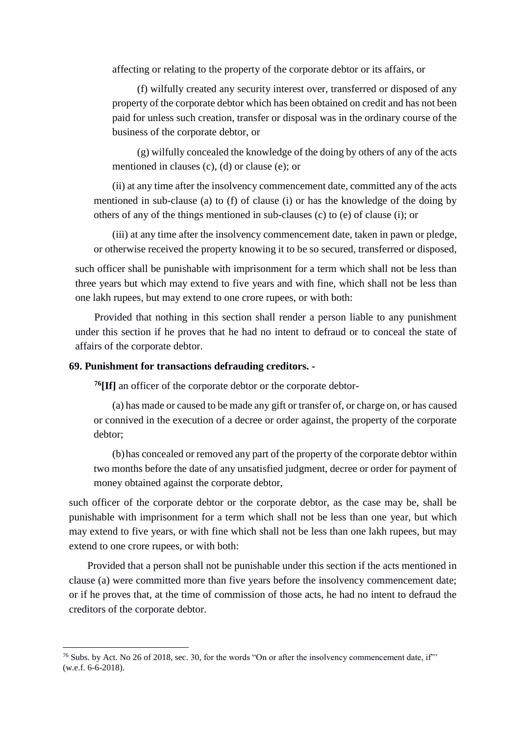affecting or relating to the property of the corporate debtor or its affairs, or

(f) wilfully created any security interest over, transferred or disposed of any property of the corporate debtor which has been obtained on credit and has not been paid for unless such creation, transfer or disposal was in the ordinary course of the business of the corporate debtor, or

(g) wilfully concealed the knowledge of the doing by others of any of the acts mentioned in clauses (c), (d) or clause (e); or

(ii) at any time after the insolvency commencement date, committed any of the acts mentioned in sub-clause (a) to (f) of clause (i) or has the knowledge of the doing by others of any of the things mentioned in sub-clauses (c) to (e) of clause (i); or

(iii) at any time after the insolvency commencement date, taken in pawn or pledge, or otherwise received the property knowing it to be so secured, transferred or disposed,

such officer shall be punishable with imprisonment for a term which shall not be less than three years but which may extend to five years and with fine, which shall not be less than one lakh rupees, but may extend to one crore rupees, or with both:

Provided that nothing in this section shall render a person liable to any punishment under this section if he proves that he had no intent to defraud or to conceal the state of affairs of the corporate debtor.

**69. Punishment for transactions defrauding creditors. -**

[76]**[If]** an officer of the corporate debtor or the corporate debtor-

(a) has made or caused to be made any gift or transfer of, or charge on, or has caused or connived in the execution of a decree or order against, the property of the corporate debtor;

(b) has concealed or removed any part of the property of the corporate debtor within two months before the date of any unsatisfied judgment, decree or order for payment of money obtained against the corporate debtor,

such officer of the corporate debtor or the corporate debtor, as the case may be, shall be punishable with imprisonment for a term which shall not be less than one year, but which may extend to five years, or with fine which shall not be less than one lakh rupees, but may extend to one crore rupees, or with both:

Provided that a person shall not be punishable under this section if the acts mentioned in clause (a) were committed more than five years before the insolvency commencement date; or if he proves that, at the time of commission of those acts, he had no intent to defraud the creditors of the corporate debtor.

---

[76] Subs. by Act. No 26 of 2018, sec. 30, for the words "On or after the insolvency commencement date, if" (w.e.f. 6-6-2018).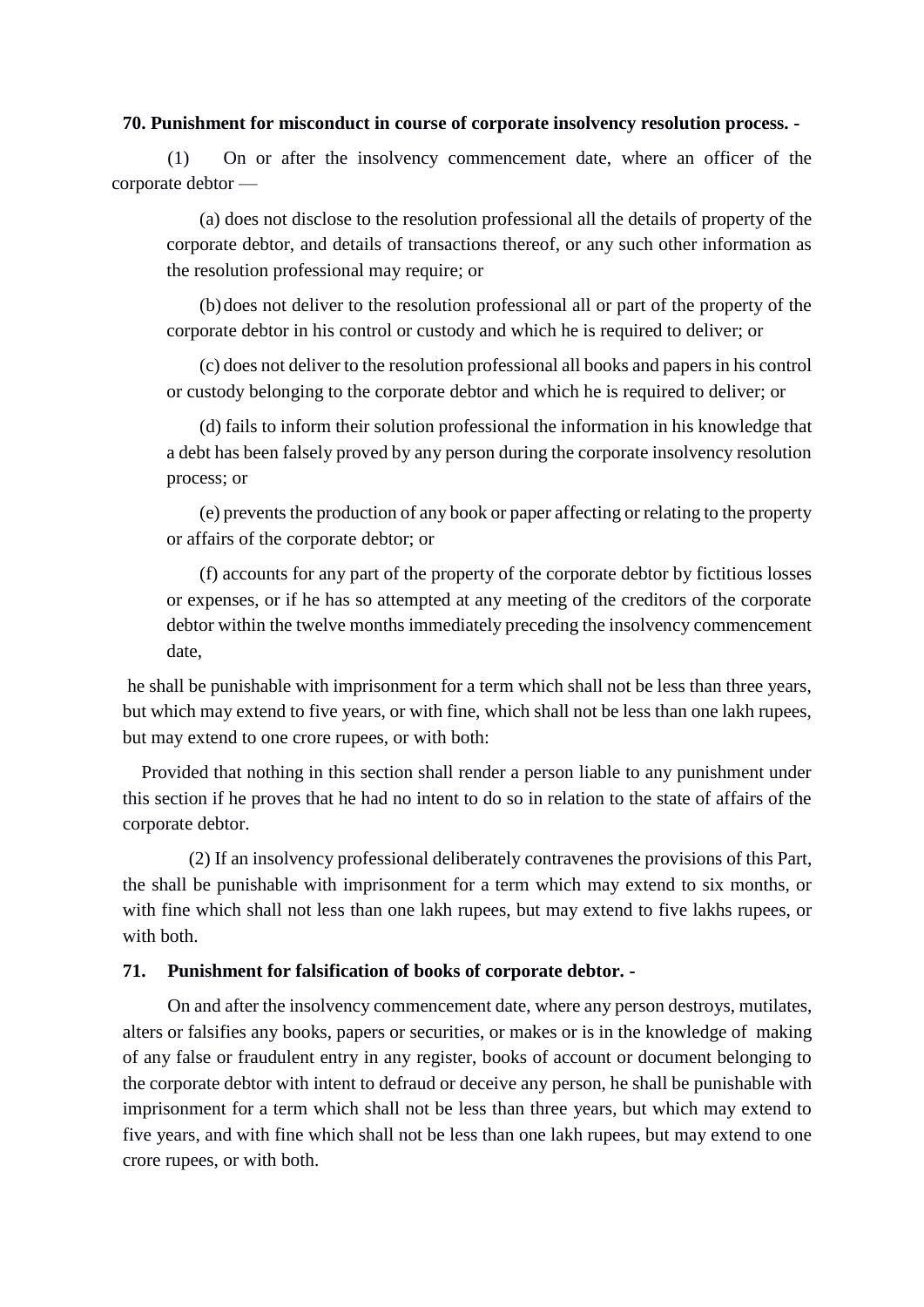**70. Punishment for misconduct in course of corporate insolvency resolution process. -**

(1) On or after the insolvency commencement date, where an officer of the corporate debtor —

(a) does not disclose to the resolution professional all the details of property of the corporate debtor, and details of transactions thereof, or any such other information as the resolution professional may require; or

(b) does not deliver to the resolution professional all or part of the property of the corporate debtor in his control or custody and which he is required to deliver; or

(c) does not deliver to the resolution professional all books and papers in his control or custody belonging to the corporate debtor and which he is required to deliver; or

(d) fails to inform their solution professional the information in his knowledge that a debt has been falsely proved by any person during the corporate insolvency resolution process; or

(e) prevents the production of any book or paper affecting or relating to the property or affairs of the corporate debtor; or

(f) accounts for any part of the property of the corporate debtor by fictitious losses or expenses, or if he has so attempted at any meeting of the creditors of the corporate debtor within the twelve months immediately preceding the insolvency commencement date,

he shall be punishable with imprisonment for a term which shall not be less than three years, but which may extend to five years, or with fine, which shall not be less than one lakh rupees, but may extend to one crore rupees, or with both:

Provided that nothing in this section shall render a person liable to any punishment under this section if he proves that he had no intent to do so in relation to the state of affairs of the corporate debtor.

(2) If an insolvency professional deliberately contravenes the provisions of this Part, the shall be punishable with imprisonment for a term which may extend to six months, or with fine which shall not less than one lakh rupees, but may extend to five lakhs rupees, or with both.

**71. Punishment for falsification of books of corporate debtor. -**

On and after the insolvency commencement date, where any person destroys, mutilates, alters or falsifies any books, papers or securities, or makes or is in the knowledge of making of any false or fraudulent entry in any register, books of account or document belonging to the corporate debtor with intent to defraud or deceive any person, he shall be punishable with imprisonment for a term which shall not be less than three years, but which may extend to five years, and with fine which shall not be less than one lakh rupees, but may extend to one crore rupees, or with both.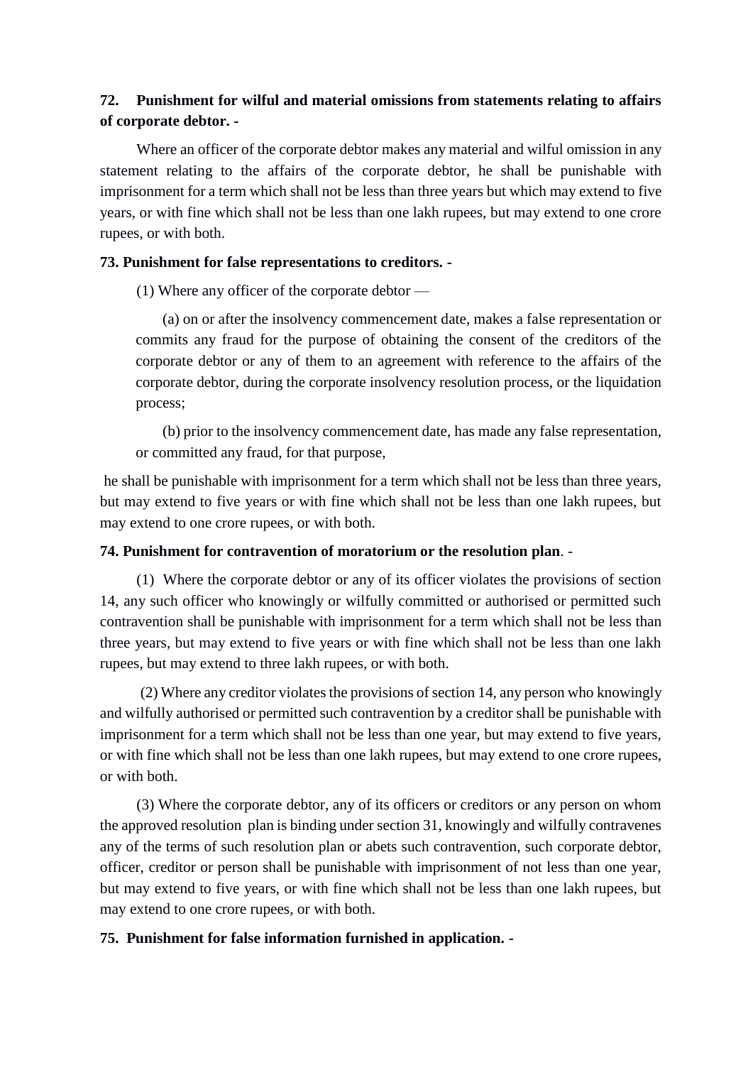**72. Punishment for wilful and material omissions from statements relating to affairs of corporate debtor. -**

Where an officer of the corporate debtor makes any material and wilful omission in any statement relating to the affairs of the corporate debtor, he shall be punishable with imprisonment for a term which shall not be less than three years but which may extend to five years, or with fine which shall not be less than one lakh rupees, but may extend to one crore rupees, or with both.

**73. Punishment for false representations to creditors. -**

(1) Where any officer of the corporate debtor —

(a) on or after the insolvency commencement date, makes a false representation or commits any fraud for the purpose of obtaining the consent of the creditors of the corporate debtor or any of them to an agreement with reference to the affairs of the corporate debtor, during the corporate insolvency resolution process, or the liquidation process;

(b) prior to the insolvency commencement date, has made any false representation, or committed any fraud, for that purpose,

he shall be punishable with imprisonment for a term which shall not be less than three years, but may extend to five years or with fine which shall not be less than one lakh rupees, but may extend to one crore rupees, or with both.

**74. Punishment for contravention of moratorium or the resolution plan**. -

(1) Where the corporate debtor or any of its officer violates the provisions of section 14, any such officer who knowingly or wilfully committed or authorised or permitted such contravention shall be punishable with imprisonment for a term which shall not be less than three years, but may extend to five years or with fine which shall not be less than one lakh rupees, but may extend to three lakh rupees, or with both.

(2) Where any creditor violates the provisions of section 14, any person who knowingly and wilfully authorised or permitted such contravention by a creditor shall be punishable with imprisonment for a term which shall not be less than one year, but may extend to five years, or with fine which shall not be less than one lakh rupees, but may extend to one crore rupees, or with both.

(3) Where the corporate debtor, any of its officers or creditors or any person on whom the approved resolution plan is binding under section 31, knowingly and wilfully contravenes any of the terms of such resolution plan or abets such contravention, such corporate debtor, officer, creditor or person shall be punishable with imprisonment of not less than one year, but may extend to five years, or with fine which shall not be less than one lakh rupees, but may extend to one crore rupees, or with both.

**75. Punishment for false information furnished in application. -**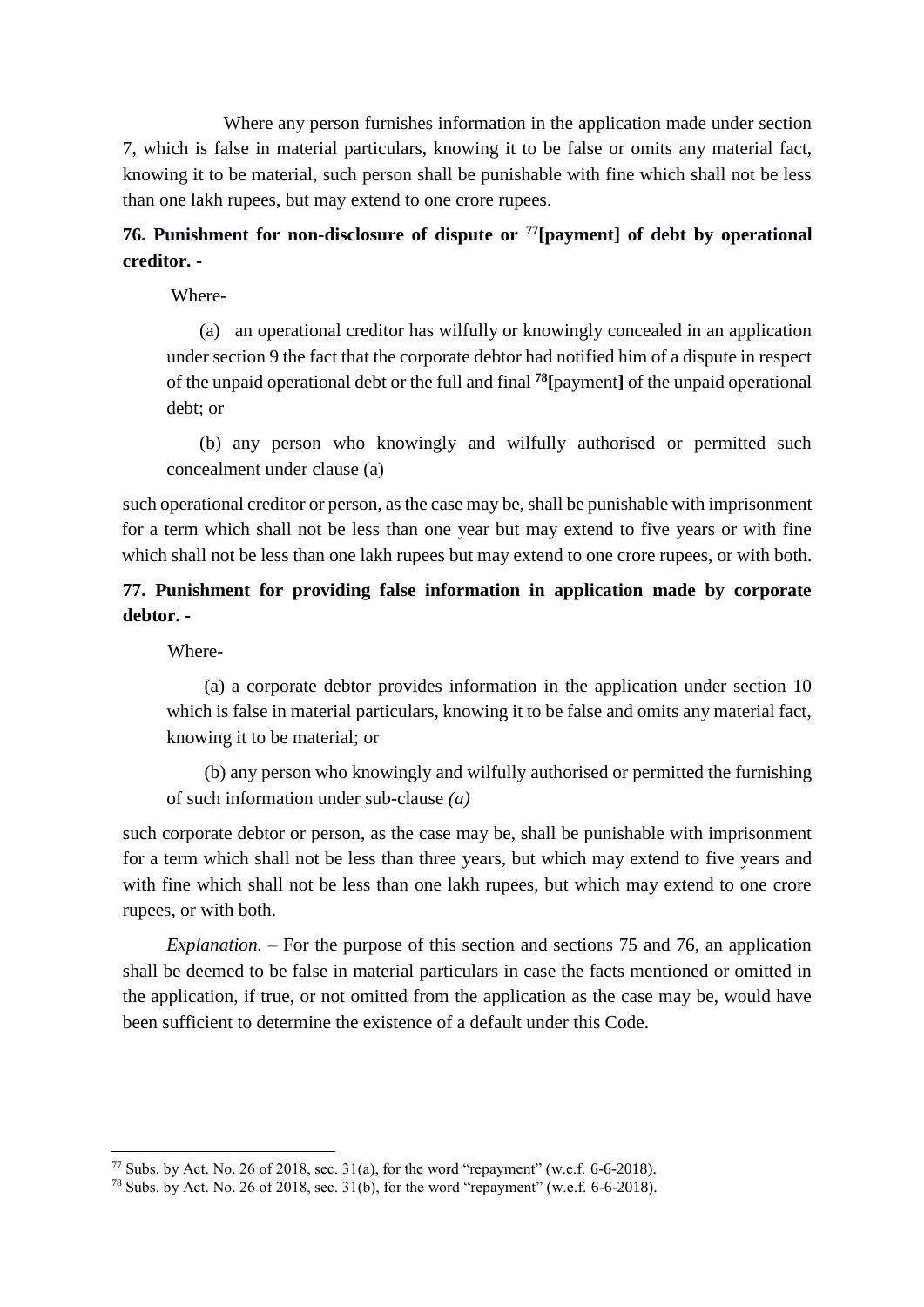Where any person furnishes information in the application made under section 7, which is false in material particulars, knowing it to be false or omits any material fact, knowing it to be material, such person shall be punishable with fine which shall not be less than one lakh rupees, but may extend to one crore rupees.

**76. Punishment for non-disclosure of dispute or [77][payment] of debt by operational creditor. -**

Where-

(a) an operational creditor has wilfully or knowingly concealed in an application under section 9 the fact that the corporate debtor had notified him of a dispute in respect of the unpaid operational debt or the full and final [78][payment] of the unpaid operational debt; or

(b) any person who knowingly and wilfully authorised or permitted such concealment under clause (a)

such operational creditor or person, as the case may be, shall be punishable with imprisonment for a term which shall not be less than one year but may extend to five years or with fine which shall not be less than one lakh rupees but may extend to one crore rupees, or with both.

**77. Punishment for providing false information in application made by corporate debtor. -**

Where-

(a) a corporate debtor provides information in the application under section 10 which is false in material particulars, knowing it to be false and omits any material fact, knowing it to be material; or

(b) any person who knowingly and wilfully authorised or permitted the furnishing of such information under sub-clause *(a)*

such corporate debtor or person, as the case may be, shall be punishable with imprisonment for a term which shall not be less than three years, but which may extend to five years and with fine which shall not be less than one lakh rupees, but which may extend to one crore rupees, or with both.

*Explanation.* – For the purpose of this section and sections 75 and 76, an application shall be deemed to be false in material particulars in case the facts mentioned or omitted in the application, if true, or not omitted from the application as the case may be, would have been sufficient to determine the existence of a default under this Code.

---

[77] Subs. by Act. No. 26 of 2018, sec. 31(a), for the word "repayment" (w.e.f. 6-6-2018).

[78] Subs. by Act. No. 26 of 2018, sec. 31(b), for the word "repayment" (w.e.f. 6-6-2018).